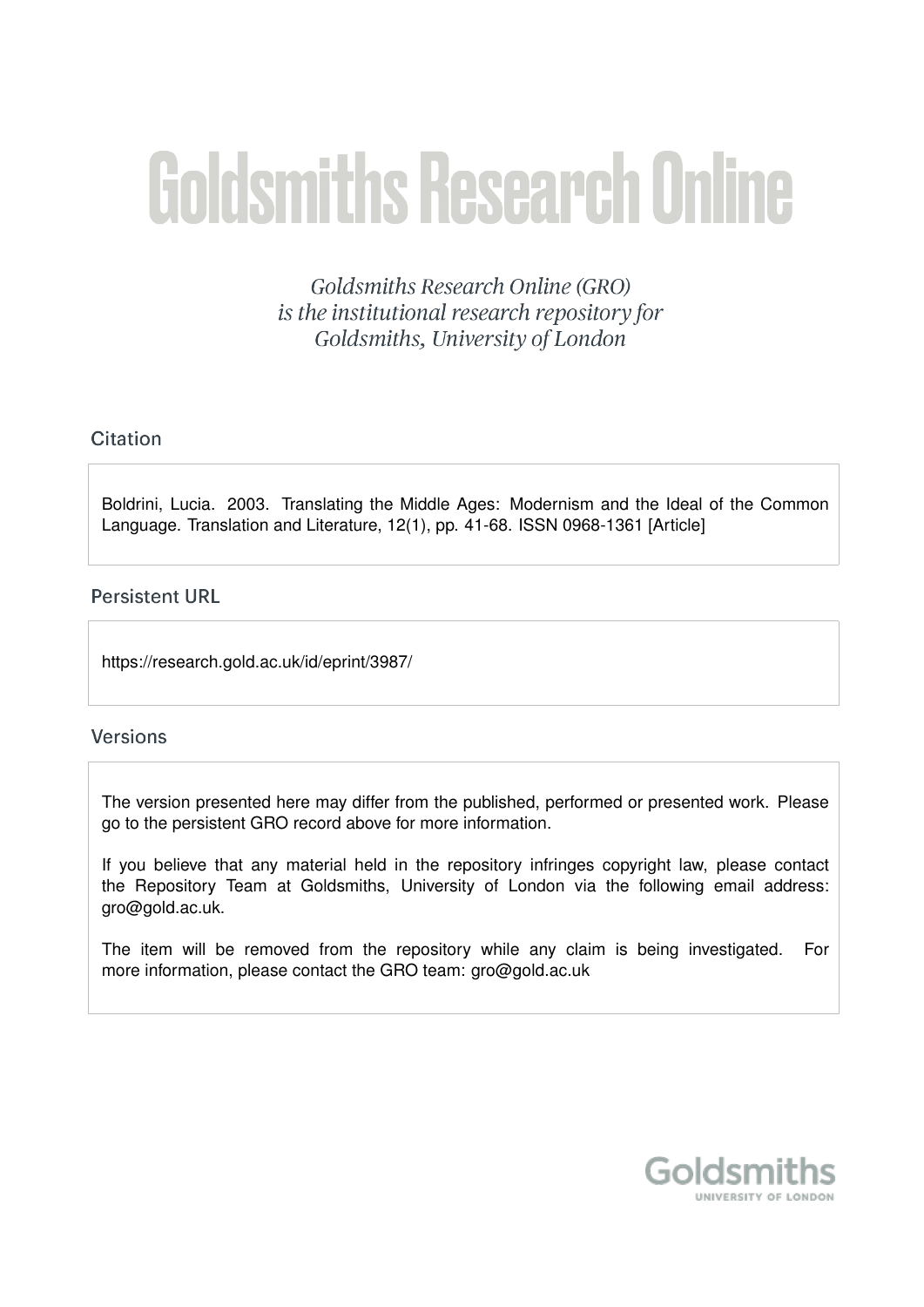# Goldsmiths Research Online

*Goldsmiths Research Online (GRO) is the institutional research repository for Goldsmiths, University of London*

## Citation

Boldrini, Lucia. 2003. Translating the Middle Ages: Modernism and the Ideal of the Common Language. Translation and Literature, 12(1), pp. 41-68. ISSN 0968-1361 [Article]

## Persistent URL

https://research.gold.ac.uk/id/eprint/3987/

## Versions

The version presented here may differ from the published, performed or presented work. Please go to the persistent GRO record above for more information.

If you believe that any material held in the repository infringes copyright law, please contact the Repository Team at Goldsmiths, University of London via the following email address: gro@gold.ac.uk.

The item will be removed from the repository while any claim is being investigated. For more information, please contact the GRO team: gro@gold.ac.uk

Goldsmiths
UNIVERSITY OF LONDON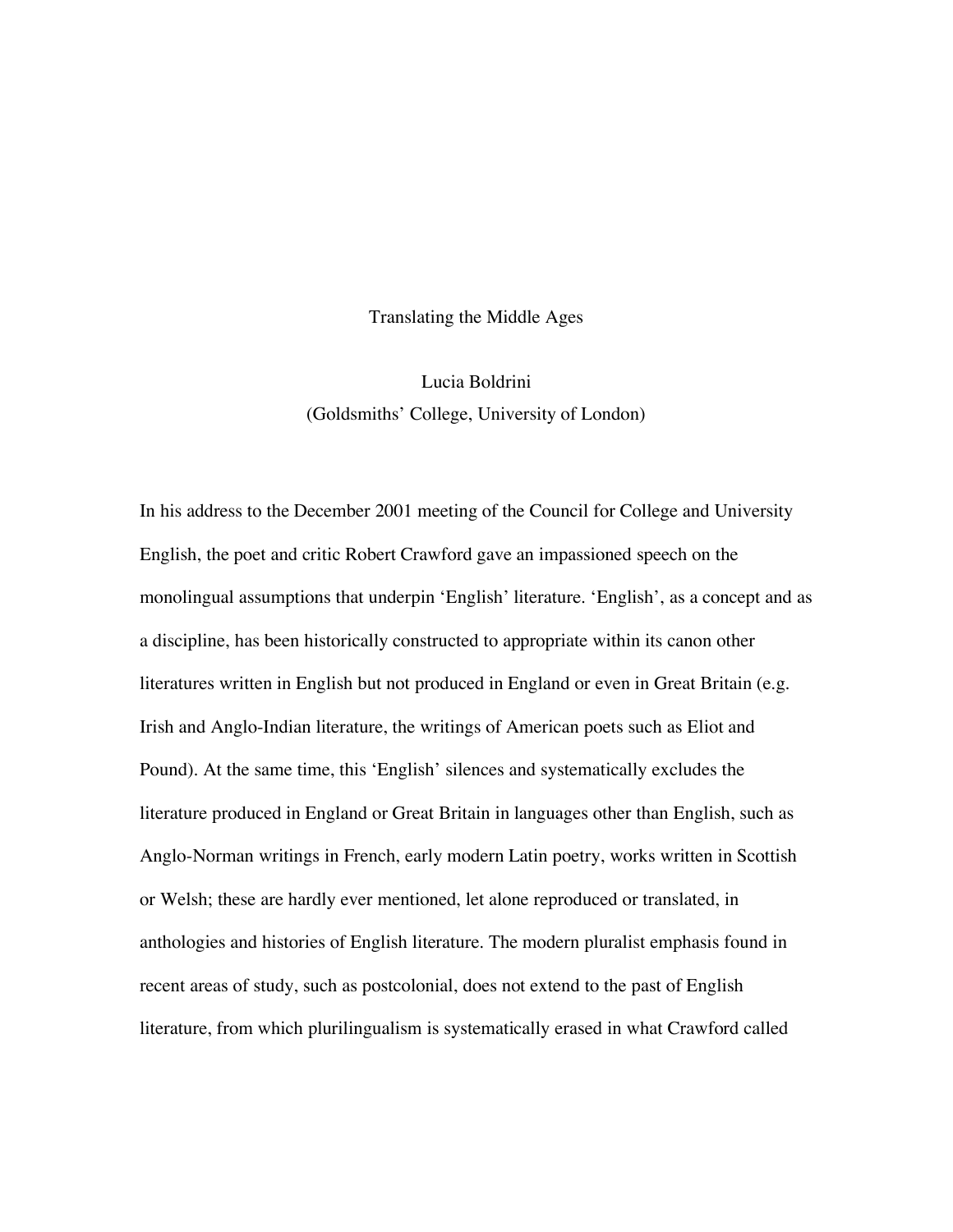# Translating the Middle Ages

Lucia Boldrini
(Goldsmiths' College, University of London)

In his address to the December 2001 meeting of the Council for College and University English, the poet and critic Robert Crawford gave an impassioned speech on the monolingual assumptions that underpin 'English' literature. 'English', as a concept and as a discipline, has been historically constructed to appropriate within its canon other literatures written in English but not produced in England or even in Great Britain (e.g. Irish and Anglo-Indian literature, the writings of American poets such as Eliot and Pound). At the same time, this 'English' silences and systematically excludes the literature produced in England or Great Britain in languages other than English, such as Anglo-Norman writings in French, early modern Latin poetry, works written in Scottish or Welsh; these are hardly ever mentioned, let alone reproduced or translated, in anthologies and histories of English literature. The modern pluralist emphasis found in recent areas of study, such as postcolonial, does not extend to the past of English literature, from which plurilingualism is systematically erased in what Crawford called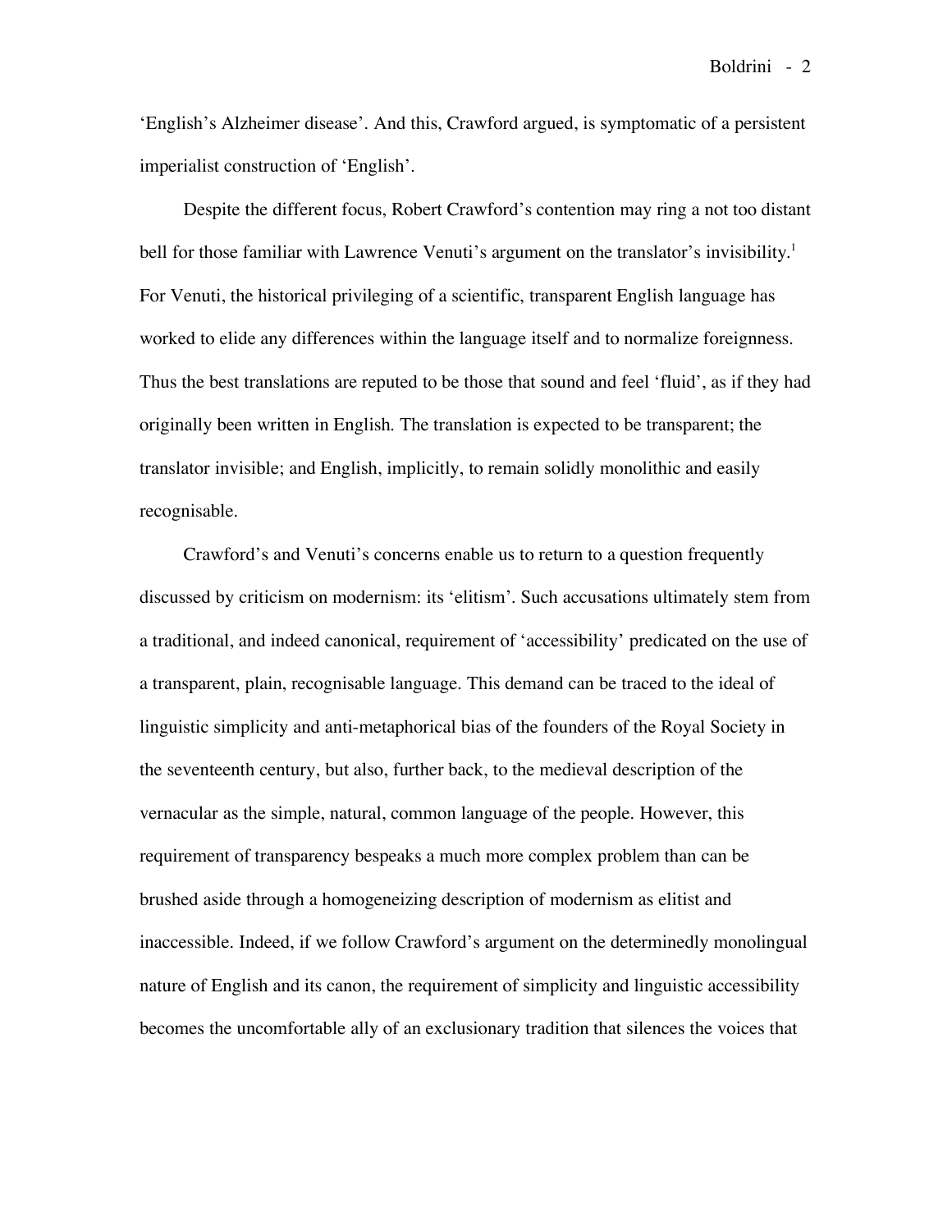'English's Alzheimer disease'. And this, Crawford argued, is symptomatic of a persistent imperialist construction of 'English'.

Despite the different focus, Robert Crawford's contention may ring a not too distant bell for those familiar with Lawrence Venuti's argument on the translator's invisibility.[1] For Venuti, the historical privileging of a scientific, transparent English language has worked to elide any differences within the language itself and to normalize foreignness. Thus the best translations are reputed to be those that sound and feel 'fluid', as if they had originally been written in English. The translation is expected to be transparent; the translator invisible; and English, implicitly, to remain solidly monolithic and easily recognisable.

Crawford's and Venuti's concerns enable us to return to a question frequently discussed by criticism on modernism: its 'elitism'. Such accusations ultimately stem from a traditional, and indeed canonical, requirement of 'accessibility' predicated on the use of a transparent, plain, recognisable language. This demand can be traced to the ideal of linguistic simplicity and anti-metaphorical bias of the founders of the Royal Society in the seventeenth century, but also, further back, to the medieval description of the vernacular as the simple, natural, common language of the people. However, this requirement of transparency bespeaks a much more complex problem than can be brushed aside through a homogeneizing description of modernism as elitist and inaccessible. Indeed, if we follow Crawford's argument on the determinedly monolingual nature of English and its canon, the requirement of simplicity and linguistic accessibility becomes the uncomfortable ally of an exclusionary tradition that silences the voices that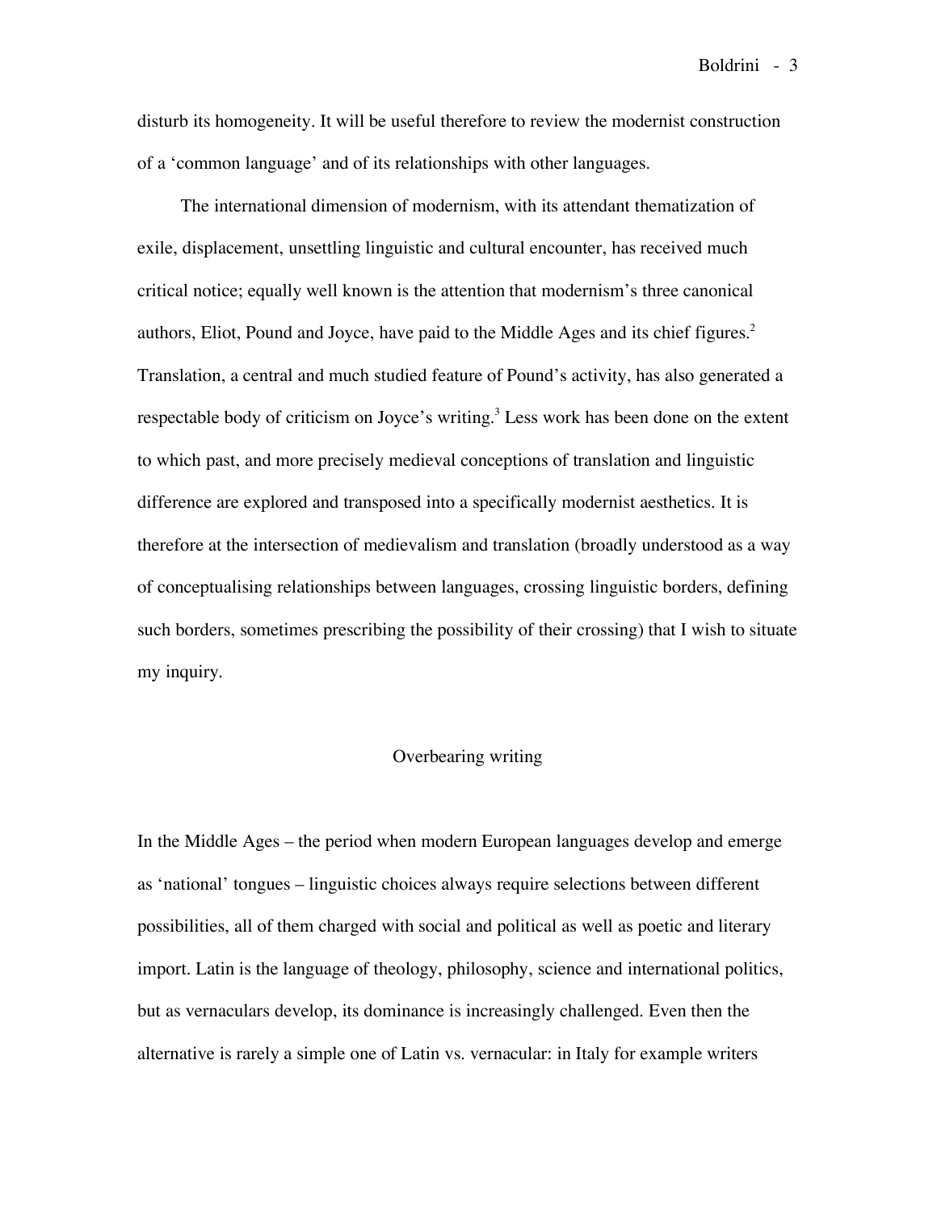disturb its homogeneity. It will be useful therefore to review the modernist construction of a 'common language' and of its relationships with other languages.

The international dimension of modernism, with its attendant thematization of exile, displacement, unsettling linguistic and cultural encounter, has received much critical notice; equally well known is the attention that modernism's three canonical authors, Eliot, Pound and Joyce, have paid to the Middle Ages and its chief figures.[2] Translation, a central and much studied feature of Pound's activity, has also generated a respectable body of criticism on Joyce's writing.[3] Less work has been done on the extent to which past, and more precisely medieval conceptions of translation and linguistic difference are explored and transposed into a specifically modernist aesthetics. It is therefore at the intersection of medievalism and translation (broadly understood as a way of conceptualising relationships between languages, crossing linguistic borders, defining such borders, sometimes prescribing the possibility of their crossing) that I wish to situate my inquiry.

## Overbearing writing

In the Middle Ages – the period when modern European languages develop and emerge as 'national' tongues – linguistic choices always require selections between different possibilities, all of them charged with social and political as well as poetic and literary import. Latin is the language of theology, philosophy, science and international politics, but as vernaculars develop, its dominance is increasingly challenged. Even then the alternative is rarely a simple one of Latin vs. vernacular: in Italy for example writers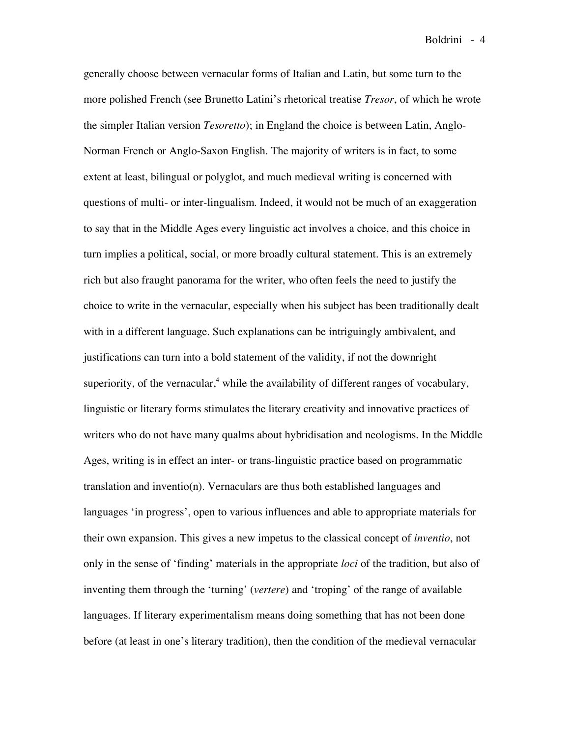generally choose between vernacular forms of Italian and Latin, but some turn to the more polished French (see Brunetto Latini's rhetorical treatise *Tresor*, of which he wrote the simpler Italian version *Tesoretto*); in England the choice is between Latin, Anglo-Norman French or Anglo-Saxon English. The majority of writers is in fact, to some extent at least, bilingual or polyglot, and much medieval writing is concerned with questions of multi- or inter-lingualism. Indeed, it would not be much of an exaggeration to say that in the Middle Ages every linguistic act involves a choice, and this choice in turn implies a political, social, or more broadly cultural statement. This is an extremely rich but also fraught panorama for the writer, who often feels the need to justify the choice to write in the vernacular, especially when his subject has been traditionally dealt with in a different language. Such explanations can be intriguingly ambivalent, and justifications can turn into a bold statement of the validity, if not the downright superiority, of the vernacular,[4] while the availability of different ranges of vocabulary, linguistic or literary forms stimulates the literary creativity and innovative practices of writers who do not have many qualms about hybridisation and neologisms. In the Middle Ages, writing is in effect an inter- or trans-linguistic practice based on programmatic translation and inventio(n). Vernaculars are thus both established languages and languages 'in progress', open to various influences and able to appropriate materials for their own expansion. This gives a new impetus to the classical concept of *inventio*, not only in the sense of 'finding' materials in the appropriate *loci* of the tradition, but also of inventing them through the 'turning' (*vertere*) and 'troping' of the range of available languages. If literary experimentalism means doing something that has not been done before (at least in one's literary tradition), then the condition of the medieval vernacular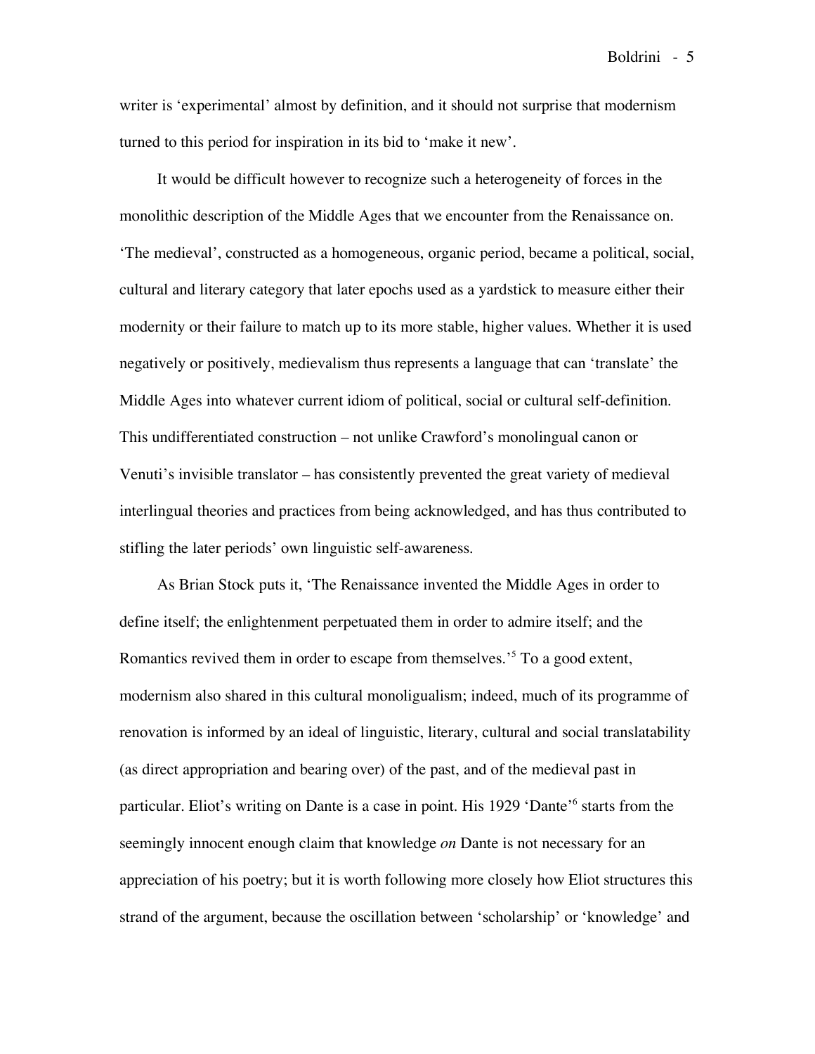writer is 'experimental' almost by definition, and it should not surprise that modernism turned to this period for inspiration in its bid to 'make it new'.

It would be difficult however to recognize such a heterogeneity of forces in the monolithic description of the Middle Ages that we encounter from the Renaissance on. 'The medieval', constructed as a homogeneous, organic period, became a political, social, cultural and literary category that later epochs used as a yardstick to measure either their modernity or their failure to match up to its more stable, higher values. Whether it is used negatively or positively, medievalism thus represents a language that can 'translate' the Middle Ages into whatever current idiom of political, social or cultural self-definition. This undifferentiated construction – not unlike Crawford's monolingual canon or Venuti's invisible translator – has consistently prevented the great variety of medieval interlingual theories and practices from being acknowledged, and has thus contributed to stifling the later periods' own linguistic self-awareness.

As Brian Stock puts it, 'The Renaissance invented the Middle Ages in order to define itself; the enlightenment perpetuated them in order to admire itself; and the Romantics revived them in order to escape from themselves.'[5] To a good extent, modernism also shared in this cultural monoligualism; indeed, much of its programme of renovation is informed by an ideal of linguistic, literary, cultural and social translatability (as direct appropriation and bearing over) of the past, and of the medieval past in particular. Eliot's writing on Dante is a case in point. His 1929 'Dante'[6] starts from the seemingly innocent enough claim that knowledge *on* Dante is not necessary for an appreciation of his poetry; but it is worth following more closely how Eliot structures this strand of the argument, because the oscillation between 'scholarship' or 'knowledge' and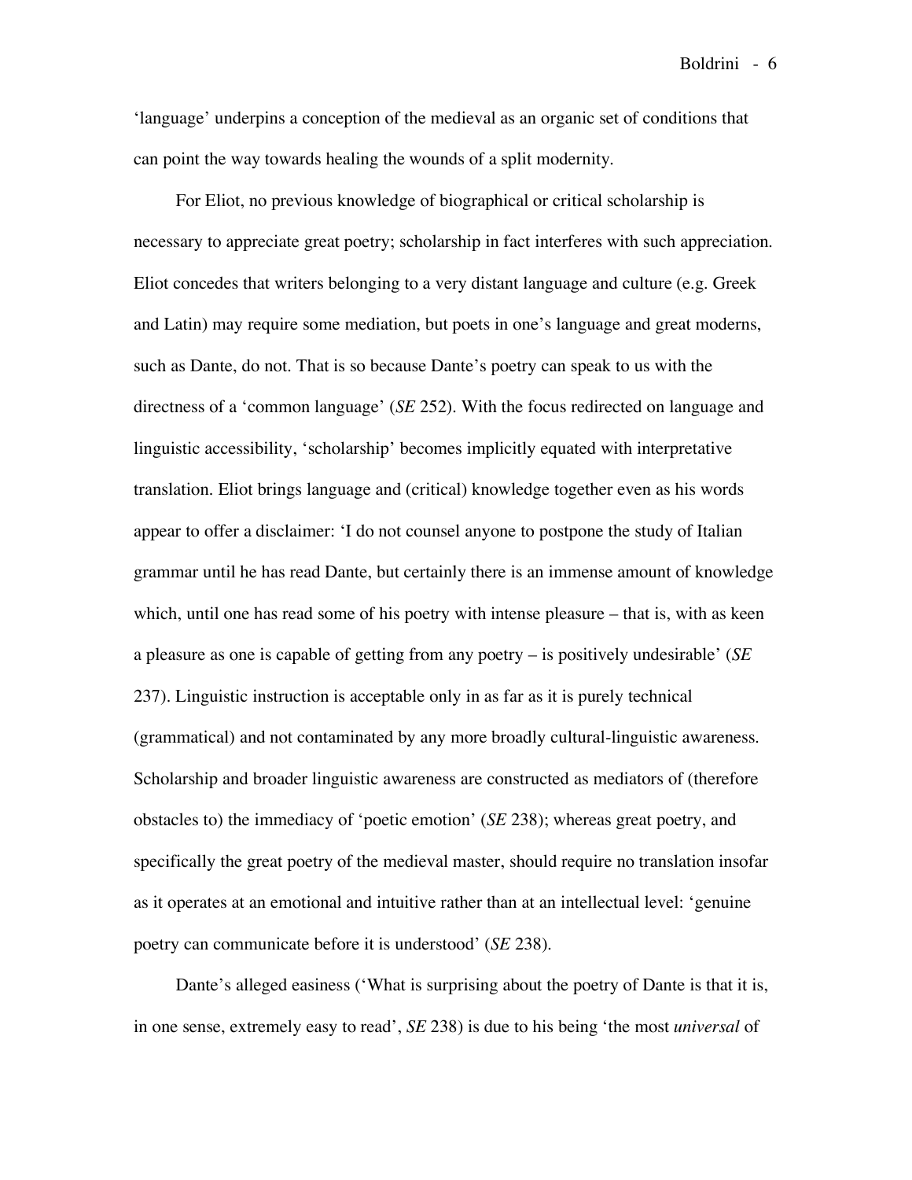'language' underpins a conception of the medieval as an organic set of conditions that can point the way towards healing the wounds of a split modernity.

For Eliot, no previous knowledge of biographical or critical scholarship is necessary to appreciate great poetry; scholarship in fact interferes with such appreciation. Eliot concedes that writers belonging to a very distant language and culture (e.g. Greek and Latin) may require some mediation, but poets in one's language and great moderns, such as Dante, do not. That is so because Dante's poetry can speak to us with the directness of a 'common language' (*SE* 252). With the focus redirected on language and linguistic accessibility, 'scholarship' becomes implicitly equated with interpretative translation. Eliot brings language and (critical) knowledge together even as his words appear to offer a disclaimer: 'I do not counsel anyone to postpone the study of Italian grammar until he has read Dante, but certainly there is an immense amount of knowledge which, until one has read some of his poetry with intense pleasure – that is, with as keen a pleasure as one is capable of getting from any poetry – is positively undesirable' (*SE* 237). Linguistic instruction is acceptable only in as far as it is purely technical (grammatical) and not contaminated by any more broadly cultural-linguistic awareness. Scholarship and broader linguistic awareness are constructed as mediators of (therefore obstacles to) the immediacy of 'poetic emotion' (*SE* 238); whereas great poetry, and specifically the great poetry of the medieval master, should require no translation insofar as it operates at an emotional and intuitive rather than at an intellectual level: 'genuine poetry can communicate before it is understood' (*SE* 238).

Dante's alleged easiness ('What is surprising about the poetry of Dante is that it is, in one sense, extremely easy to read', *SE* 238) is due to his being 'the most *universal* of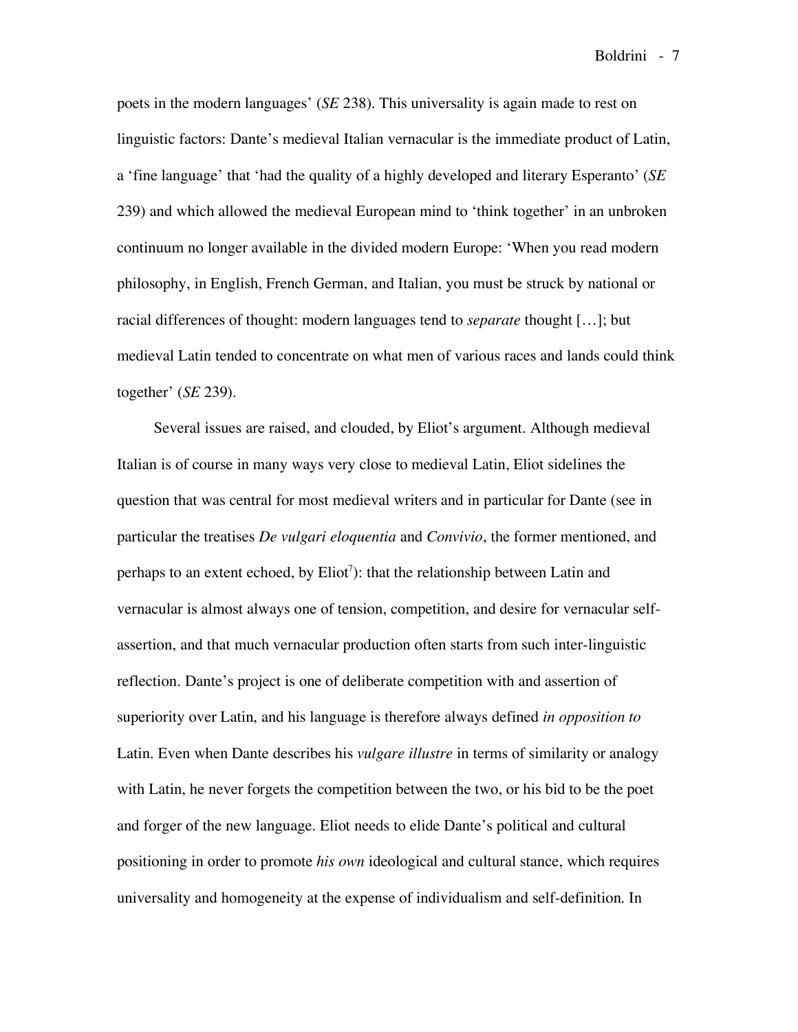poets in the modern languages' (*SE* 238). This universality is again made to rest on linguistic factors: Dante's medieval Italian vernacular is the immediate product of Latin, a 'fine language' that 'had the quality of a highly developed and literary Esperanto' (*SE* 239) and which allowed the medieval European mind to 'think together' in an unbroken continuum no longer available in the divided modern Europe: 'When you read modern philosophy, in English, French German, and Italian, you must be struck by national or racial differences of thought: modern languages tend to *separate* thought […]; but medieval Latin tended to concentrate on what men of various races and lands could think together' (*SE* 239).

Several issues are raised, and clouded, by Eliot's argument. Although medieval Italian is of course in many ways very close to medieval Latin, Eliot sidelines the question that was central for most medieval writers and in particular for Dante (see in particular the treatises *De vulgari eloquentia* and *Convivio*, the former mentioned, and perhaps to an extent echoed, by Eliot[7]): that the relationship between Latin and vernacular is almost always one of tension, competition, and desire for vernacular self-assertion, and that much vernacular production often starts from such inter-linguistic reflection. Dante's project is one of deliberate competition with and assertion of superiority over Latin, and his language is therefore always defined *in opposition to* Latin. Even when Dante describes his *vulgare illustre* in terms of similarity or analogy with Latin, he never forgets the competition between the two, or his bid to be the poet and forger of the new language. Eliot needs to elide Dante's political and cultural positioning in order to promote *his own* ideological and cultural stance, which requires universality and homogeneity at the expense of individualism and self-definition. In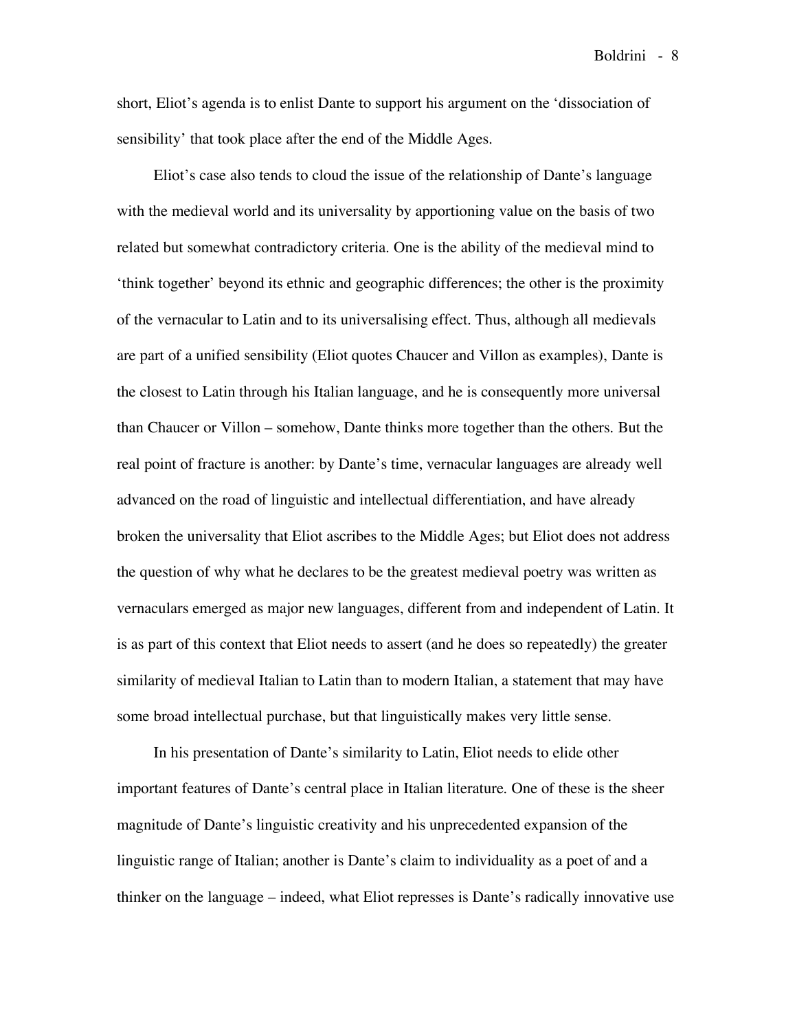short, Eliot's agenda is to enlist Dante to support his argument on the 'dissociation of sensibility' that took place after the end of the Middle Ages.

Eliot's case also tends to cloud the issue of the relationship of Dante's language with the medieval world and its universality by apportioning value on the basis of two related but somewhat contradictory criteria. One is the ability of the medieval mind to 'think together' beyond its ethnic and geographic differences; the other is the proximity of the vernacular to Latin and to its universalising effect. Thus, although all medievals are part of a unified sensibility (Eliot quotes Chaucer and Villon as examples), Dante is the closest to Latin through his Italian language, and he is consequently more universal than Chaucer or Villon – somehow, Dante thinks more together than the others. But the real point of fracture is another: by Dante's time, vernacular languages are already well advanced on the road of linguistic and intellectual differentiation, and have already broken the universality that Eliot ascribes to the Middle Ages; but Eliot does not address the question of why what he declares to be the greatest medieval poetry was written as vernaculars emerged as major new languages, different from and independent of Latin. It is as part of this context that Eliot needs to assert (and he does so repeatedly) the greater similarity of medieval Italian to Latin than to modern Italian, a statement that may have some broad intellectual purchase, but that linguistically makes very little sense.

In his presentation of Dante's similarity to Latin, Eliot needs to elide other important features of Dante's central place in Italian literature. One of these is the sheer magnitude of Dante's linguistic creativity and his unprecedented expansion of the linguistic range of Italian; another is Dante's claim to individuality as a poet of and a thinker on the language – indeed, what Eliot represses is Dante's radically innovative use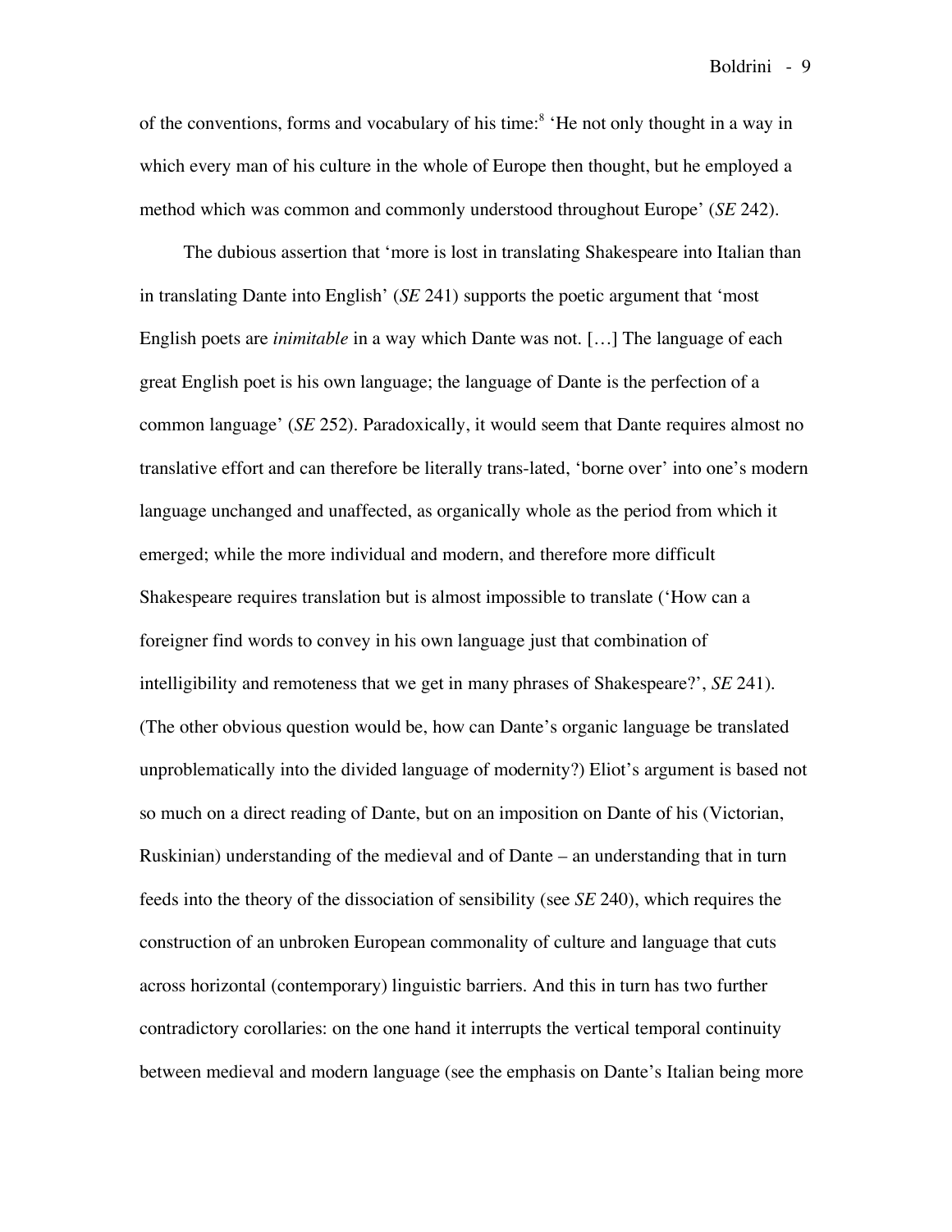of the conventions, forms and vocabulary of his time:[8] 'He not only thought in a way in which every man of his culture in the whole of Europe then thought, but he employed a method which was common and commonly understood throughout Europe' (*SE* 242).

The dubious assertion that 'more is lost in translating Shakespeare into Italian than in translating Dante into English' (*SE* 241) supports the poetic argument that 'most English poets are *inimitable* in a way which Dante was not. […] The language of each great English poet is his own language; the language of Dante is the perfection of a common language' (*SE* 252). Paradoxically, it would seem that Dante requires almost no translative effort and can therefore be literally trans-lated, 'borne over' into one's modern language unchanged and unaffected, as organically whole as the period from which it emerged; while the more individual and modern, and therefore more difficult Shakespeare requires translation but is almost impossible to translate ('How can a foreigner find words to convey in his own language just that combination of intelligibility and remoteness that we get in many phrases of Shakespeare?', *SE* 241). (The other obvious question would be, how can Dante's organic language be translated unproblematically into the divided language of modernity?) Eliot's argument is based not so much on a direct reading of Dante, but on an imposition on Dante of his (Victorian, Ruskinian) understanding of the medieval and of Dante – an understanding that in turn feeds into the theory of the dissociation of sensibility (see *SE* 240), which requires the construction of an unbroken European commonality of culture and language that cuts across horizontal (contemporary) linguistic barriers. And this in turn has two further contradictory corollaries: on the one hand it interrupts the vertical temporal continuity between medieval and modern language (see the emphasis on Dante's Italian being more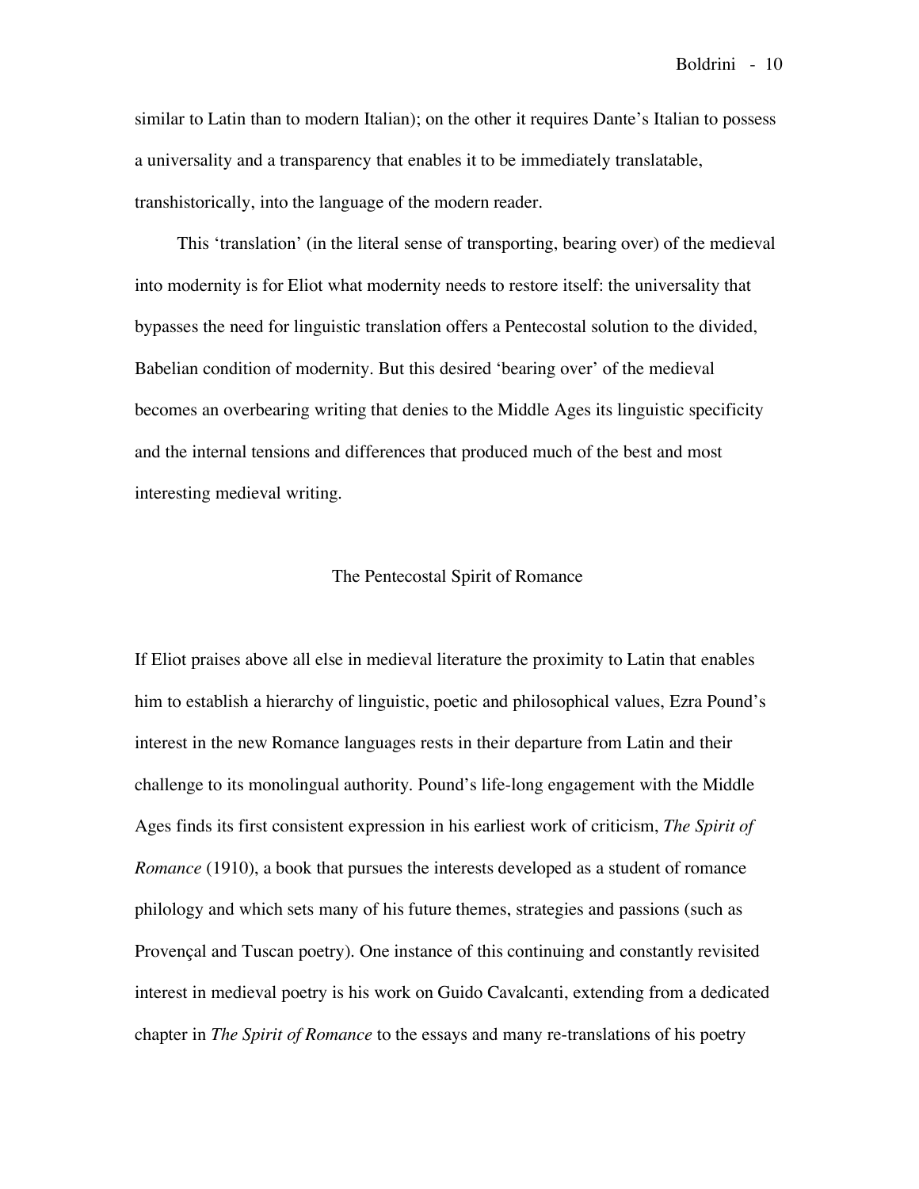similar to Latin than to modern Italian); on the other it requires Dante's Italian to possess a universality and a transparency that enables it to be immediately translatable, transhistorically, into the language of the modern reader.

This 'translation' (in the literal sense of transporting, bearing over) of the medieval into modernity is for Eliot what modernity needs to restore itself: the universality that bypasses the need for linguistic translation offers a Pentecostal solution to the divided, Babelian condition of modernity. But this desired 'bearing over' of the medieval becomes an overbearing writing that denies to the Middle Ages its linguistic specificity and the internal tensions and differences that produced much of the best and most interesting medieval writing.

## The Pentecostal Spirit of Romance

If Eliot praises above all else in medieval literature the proximity to Latin that enables him to establish a hierarchy of linguistic, poetic and philosophical values, Ezra Pound's interest in the new Romance languages rests in their departure from Latin and their challenge to its monolingual authority. Pound's life-long engagement with the Middle Ages finds its first consistent expression in his earliest work of criticism, *The Spirit of Romance* (1910), a book that pursues the interests developed as a student of romance philology and which sets many of his future themes, strategies and passions (such as Provençal and Tuscan poetry). One instance of this continuing and constantly revisited interest in medieval poetry is his work on Guido Cavalcanti, extending from a dedicated chapter in *The Spirit of Romance* to the essays and many re-translations of his poetry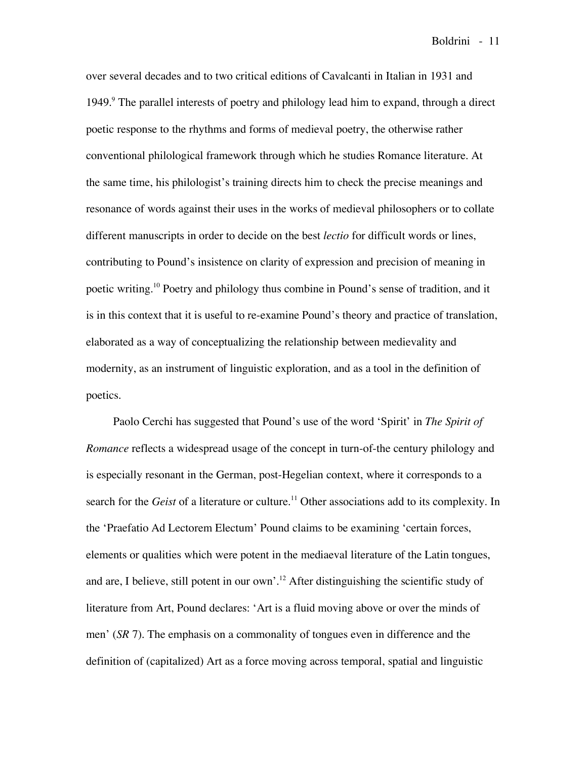over several decades and to two critical editions of Cavalcanti in Italian in 1931 and 1949.[9] The parallel interests of poetry and philology lead him to expand, through a direct poetic response to the rhythms and forms of medieval poetry, the otherwise rather conventional philological framework through which he studies Romance literature. At the same time, his philologist's training directs him to check the precise meanings and resonance of words against their uses in the works of medieval philosophers or to collate different manuscripts in order to decide on the best *lectio* for difficult words or lines, contributing to Pound's insistence on clarity of expression and precision of meaning in poetic writing.[10] Poetry and philology thus combine in Pound's sense of tradition, and it is in this context that it is useful to re-examine Pound's theory and practice of translation, elaborated as a way of conceptualizing the relationship between medievality and modernity, as an instrument of linguistic exploration, and as a tool in the definition of poetics.

Paolo Cerchi has suggested that Pound's use of the word 'Spirit' in *The Spirit of Romance* reflects a widespread usage of the concept in turn-of-the century philology and is especially resonant in the German, post-Hegelian context, where it corresponds to a search for the *Geist* of a literature or culture.[11] Other associations add to its complexity. In the 'Praefatio Ad Lectorem Electum' Pound claims to be examining 'certain forces, elements or qualities which were potent in the mediaeval literature of the Latin tongues, and are, I believe, still potent in our own'.[12] After distinguishing the scientific study of literature from Art, Pound declares: 'Art is a fluid moving above or over the minds of men' (*SR* 7). The emphasis on a commonality of tongues even in difference and the definition of (capitalized) Art as a force moving across temporal, spatial and linguistic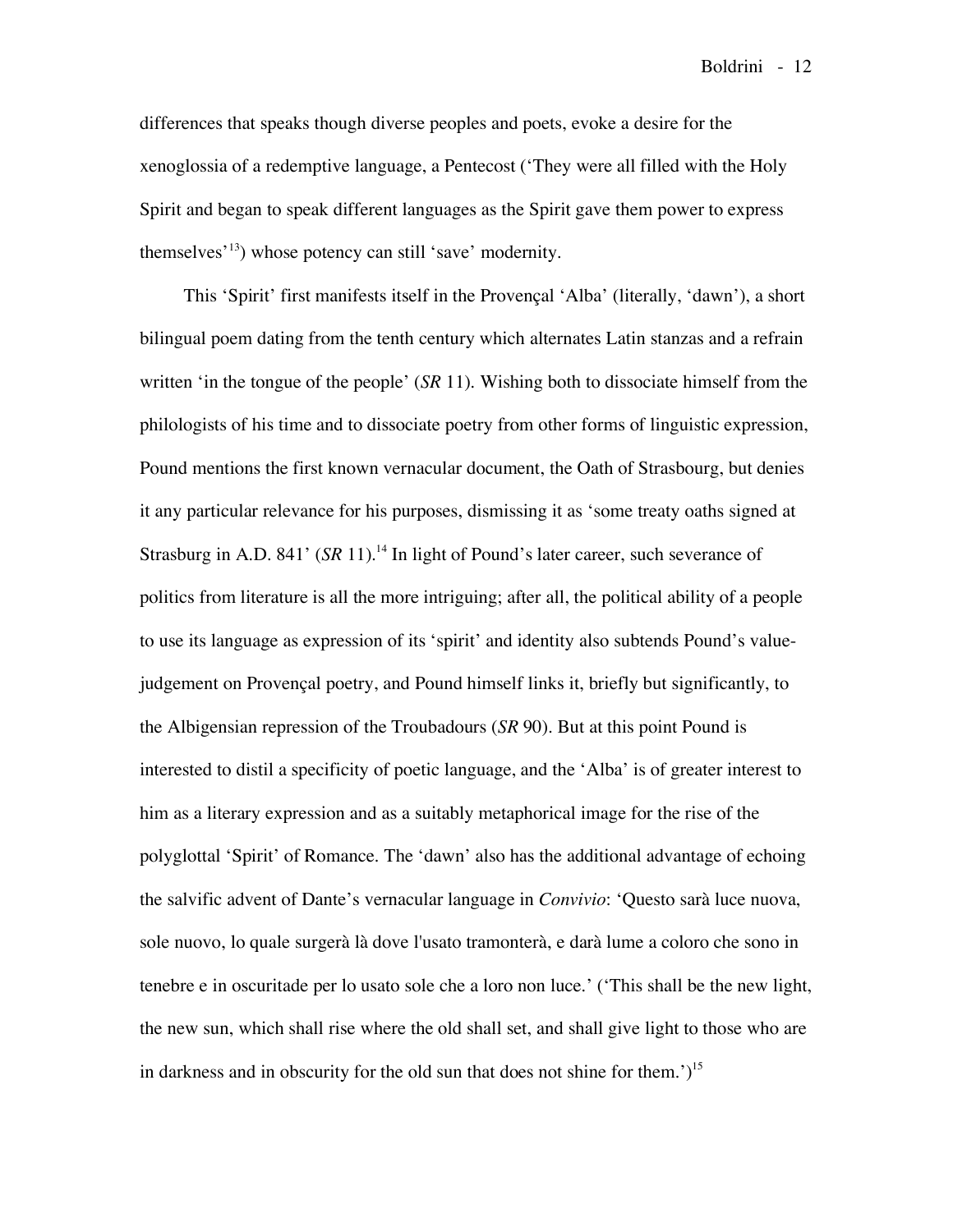differences that speaks though diverse peoples and poets, evoke a desire for the xenoglossia of a redemptive language, a Pentecost ('They were all filled with the Holy Spirit and began to speak different languages as the Spirit gave them power to express themselves'[13]) whose potency can still 'save' modernity.

This 'Spirit' first manifests itself in the Provençal 'Alba' (literally, 'dawn'), a short bilingual poem dating from the tenth century which alternates Latin stanzas and a refrain written 'in the tongue of the people' (*SR* 11). Wishing both to dissociate himself from the philologists of his time and to dissociate poetry from other forms of linguistic expression, Pound mentions the first known vernacular document, the Oath of Strasbourg, but denies it any particular relevance for his purposes, dismissing it as 'some treaty oaths signed at Strasburg in A.D. 841' (*SR* 11).[14] In light of Pound's later career, such severance of politics from literature is all the more intriguing; after all, the political ability of a people to use its language as expression of its 'spirit' and identity also subtends Pound's value-judgement on Provençal poetry, and Pound himself links it, briefly but significantly, to the Albigensian repression of the Troubadours (*SR* 90). But at this point Pound is interested to distil a specificity of poetic language, and the 'Alba' is of greater interest to him as a literary expression and as a suitably metaphorical image for the rise of the polyglottal 'Spirit' of Romance. The 'dawn' also has the additional advantage of echoing the salvific advent of Dante's vernacular language in *Convivio*: 'Questo sarà luce nuova, sole nuovo, lo quale surgerà là dove l'usato tramonterà, e darà lume a coloro che sono in tenebre e in oscuritade per lo usato sole che a loro non luce.' ('This shall be the new light, the new sun, which shall rise where the old shall set, and shall give light to those who are in darkness and in obscurity for the old sun that does not shine for them.')[15]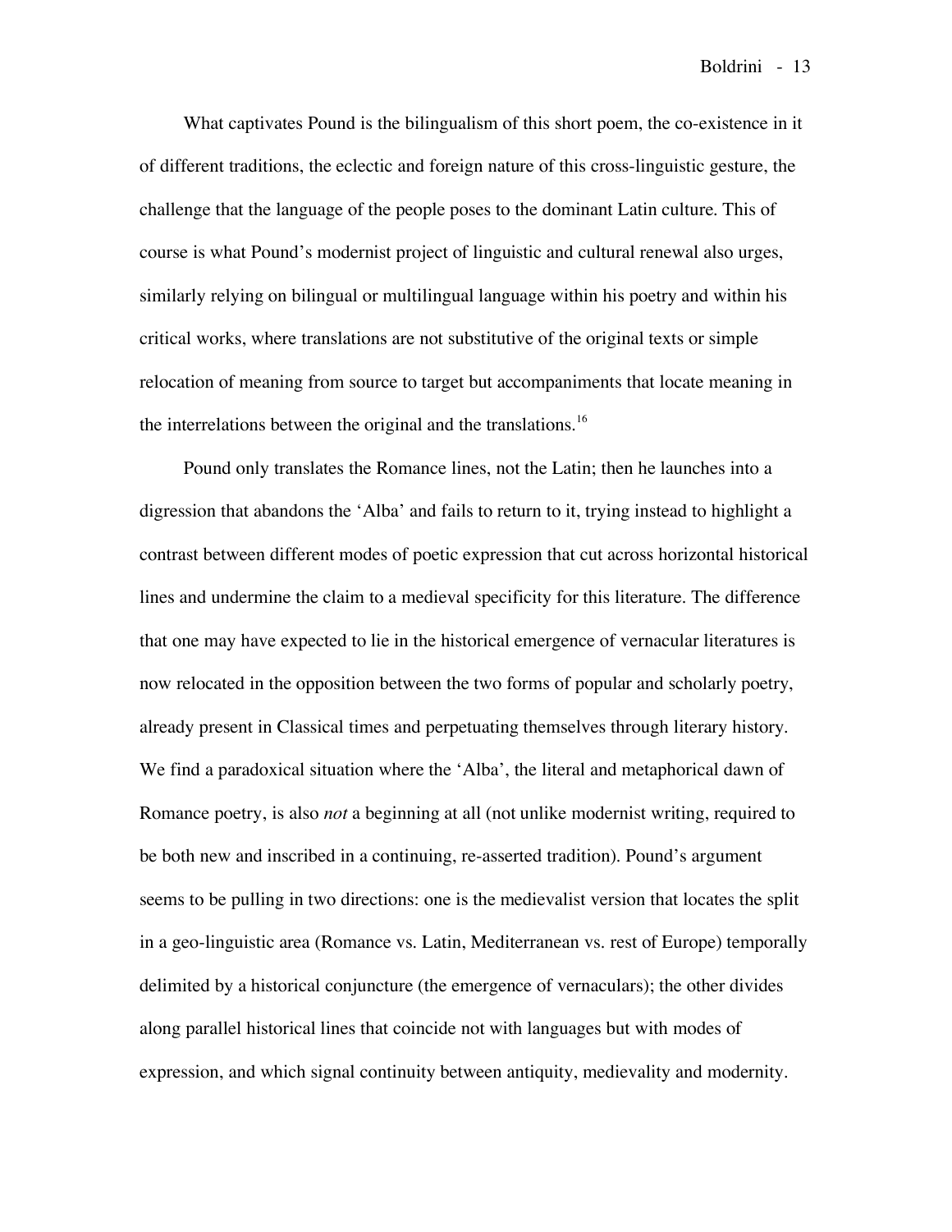What captivates Pound is the bilingualism of this short poem, the co-existence in it of different traditions, the eclectic and foreign nature of this cross-linguistic gesture, the challenge that the language of the people poses to the dominant Latin culture. This of course is what Pound's modernist project of linguistic and cultural renewal also urges, similarly relying on bilingual or multilingual language within his poetry and within his critical works, where translations are not substitutive of the original texts or simple relocation of meaning from source to target but accompaniments that locate meaning in the interrelations between the original and the translations.[16]

Pound only translates the Romance lines, not the Latin; then he launches into a digression that abandons the 'Alba' and fails to return to it, trying instead to highlight a contrast between different modes of poetic expression that cut across horizontal historical lines and undermine the claim to a medieval specificity for this literature. The difference that one may have expected to lie in the historical emergence of vernacular literatures is now relocated in the opposition between the two forms of popular and scholarly poetry, already present in Classical times and perpetuating themselves through literary history. We find a paradoxical situation where the 'Alba', the literal and metaphorical dawn of Romance poetry, is also *not* a beginning at all (not unlike modernist writing, required to be both new and inscribed in a continuing, re-asserted tradition). Pound's argument seems to be pulling in two directions: one is the medievalist version that locates the split in a geo-linguistic area (Romance vs. Latin, Mediterranean vs. rest of Europe) temporally delimited by a historical conjuncture (the emergence of vernaculars); the other divides along parallel historical lines that coincide not with languages but with modes of expression, and which signal continuity between antiquity, medievality and modernity.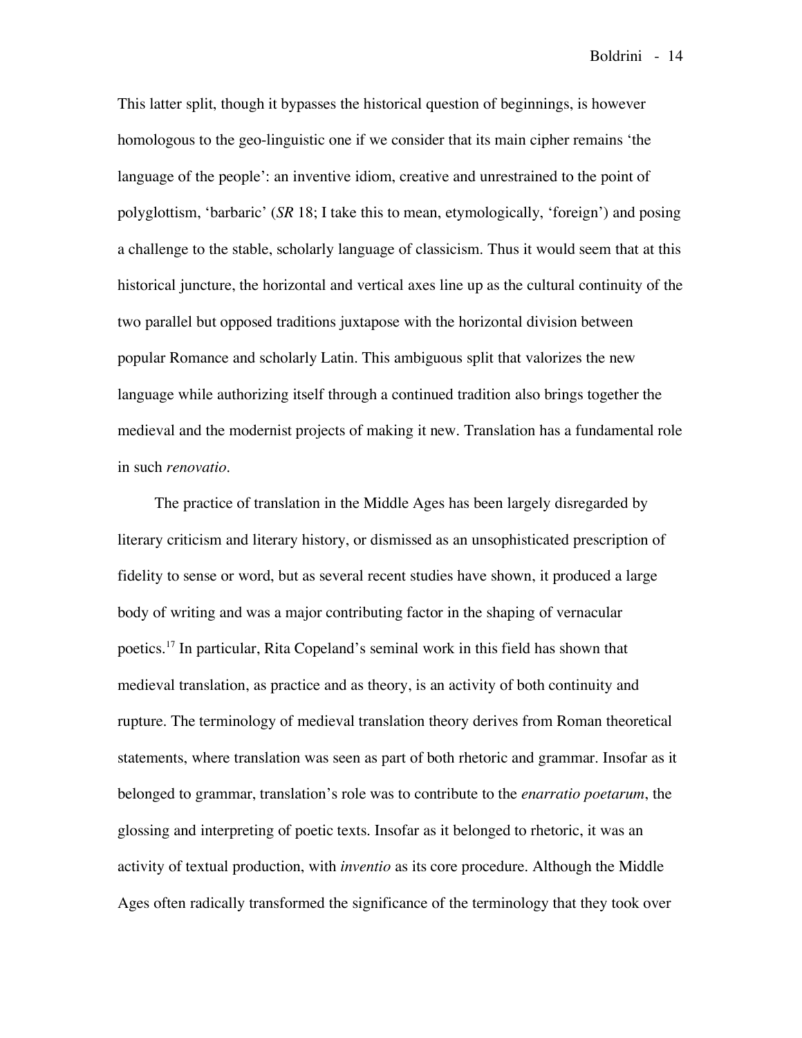This latter split, though it bypasses the historical question of beginnings, is however homologous to the geo-linguistic one if we consider that its main cipher remains 'the language of the people': an inventive idiom, creative and unrestrained to the point of polyglottism, 'barbaric' (*SR* 18; I take this to mean, etymologically, 'foreign') and posing a challenge to the stable, scholarly language of classicism. Thus it would seem that at this historical juncture, the horizontal and vertical axes line up as the cultural continuity of the two parallel but opposed traditions juxtapose with the horizontal division between popular Romance and scholarly Latin. This ambiguous split that valorizes the new language while authorizing itself through a continued tradition also brings together the medieval and the modernist projects of making it new. Translation has a fundamental role in such *renovatio*.

The practice of translation in the Middle Ages has been largely disregarded by literary criticism and literary history, or dismissed as an unsophisticated prescription of fidelity to sense or word, but as several recent studies have shown, it produced a large body of writing and was a major contributing factor in the shaping of vernacular poetics.[17] In particular, Rita Copeland's seminal work in this field has shown that medieval translation, as practice and as theory, is an activity of both continuity and rupture. The terminology of medieval translation theory derives from Roman theoretical statements, where translation was seen as part of both rhetoric and grammar. Insofar as it belonged to grammar, translation's role was to contribute to the *enarratio poetarum*, the glossing and interpreting of poetic texts. Insofar as it belonged to rhetoric, it was an activity of textual production, with *inventio* as its core procedure. Although the Middle Ages often radically transformed the significance of the terminology that they took over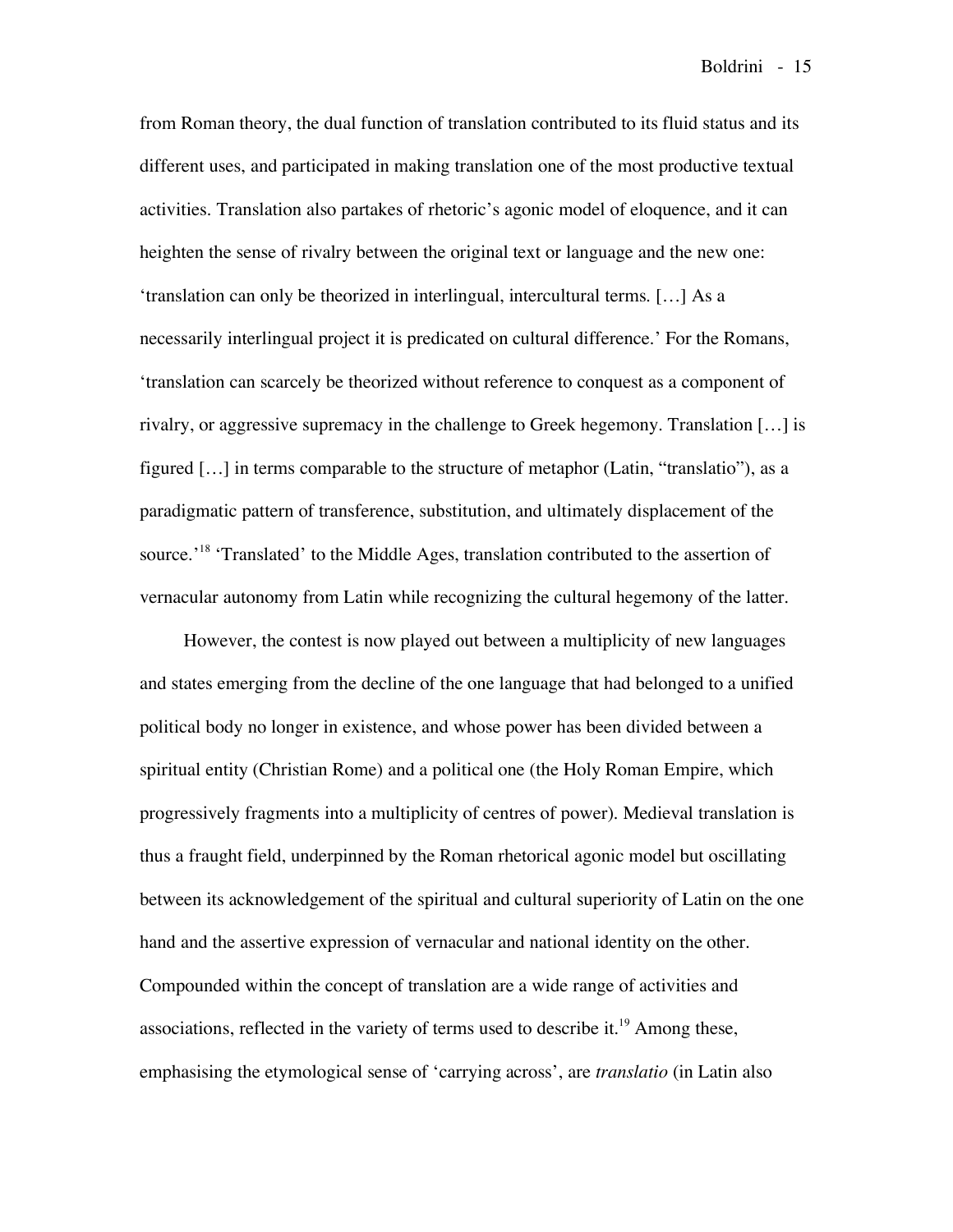from Roman theory, the dual function of translation contributed to its fluid status and its different uses, and participated in making translation one of the most productive textual activities. Translation also partakes of rhetoric's agonic model of eloquence, and it can heighten the sense of rivalry between the original text or language and the new one: 'translation can only be theorized in interlingual, intercultural terms. […] As a necessarily interlingual project it is predicated on cultural difference.' For the Romans, 'translation can scarcely be theorized without reference to conquest as a component of rivalry, or aggressive supremacy in the challenge to Greek hegemony. Translation […] is figured […] in terms comparable to the structure of metaphor (Latin, "translatio"), as a paradigmatic pattern of transference, substitution, and ultimately displacement of the source.'[18] 'Translated' to the Middle Ages, translation contributed to the assertion of vernacular autonomy from Latin while recognizing the cultural hegemony of the latter.

However, the contest is now played out between a multiplicity of new languages and states emerging from the decline of the one language that had belonged to a unified political body no longer in existence, and whose power has been divided between a spiritual entity (Christian Rome) and a political one (the Holy Roman Empire, which progressively fragments into a multiplicity of centres of power). Medieval translation is thus a fraught field, underpinned by the Roman rhetorical agonic model but oscillating between its acknowledgement of the spiritual and cultural superiority of Latin on the one hand and the assertive expression of vernacular and national identity on the other. Compounded within the concept of translation are a wide range of activities and associations, reflected in the variety of terms used to describe it.[19] Among these, emphasising the etymological sense of 'carrying across', are *translatio* (in Latin also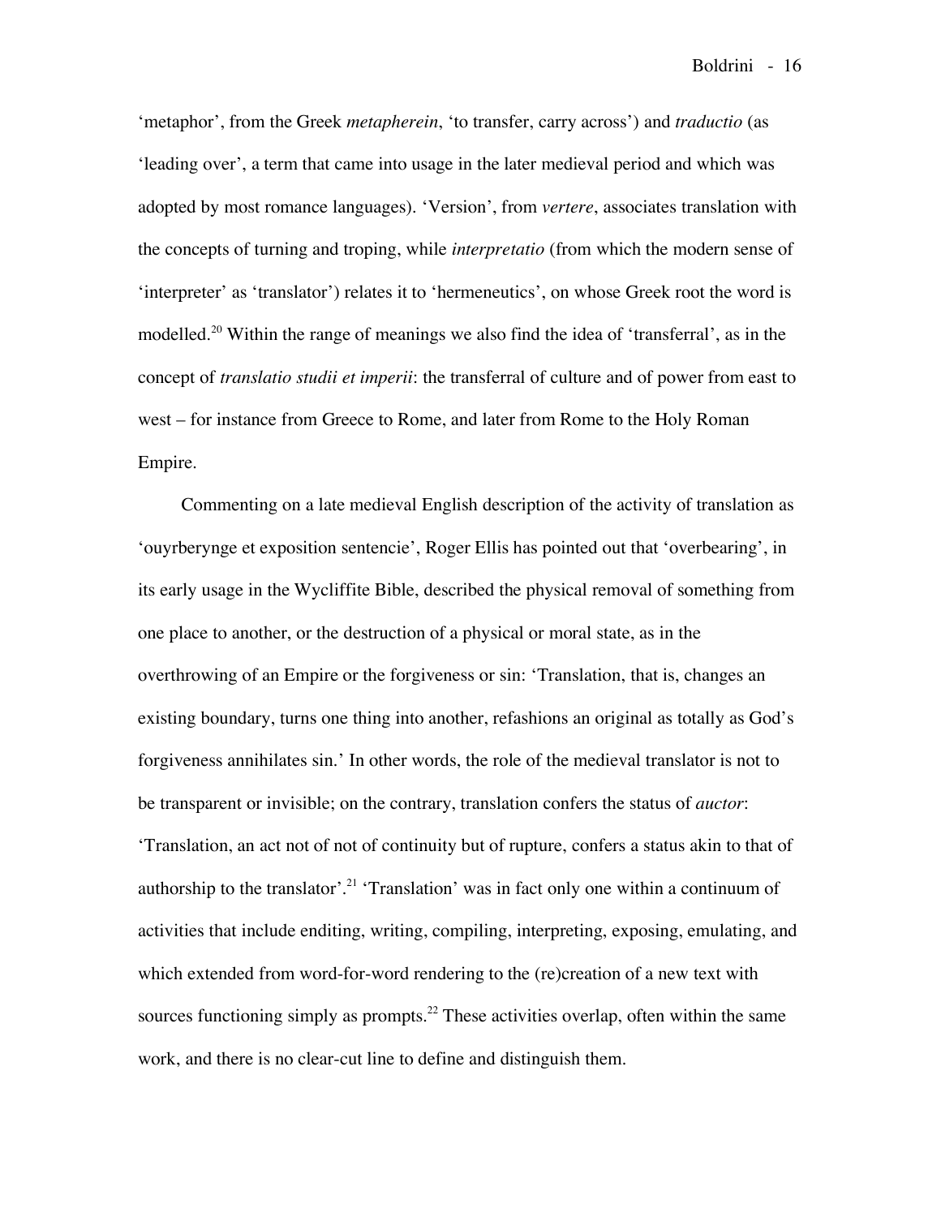'metaphor', from the Greek *metapherein*, 'to transfer, carry across') and *traductio* (as 'leading over', a term that came into usage in the later medieval period and which was adopted by most romance languages). 'Version', from *vertere*, associates translation with the concepts of turning and troping, while *interpretatio* (from which the modern sense of 'interpreter' as 'translator') relates it to 'hermeneutics', on whose Greek root the word is modelled.[20] Within the range of meanings we also find the idea of 'transferral', as in the concept of *translatio studii et imperii*: the transferral of culture and of power from east to west – for instance from Greece to Rome, and later from Rome to the Holy Roman Empire.

Commenting on a late medieval English description of the activity of translation as 'ouyrberynge et exposition sentencie', Roger Ellis has pointed out that 'overbearing', in its early usage in the Wycliffite Bible, described the physical removal of something from one place to another, or the destruction of a physical or moral state, as in the overthrowing of an Empire or the forgiveness or sin: 'Translation, that is, changes an existing boundary, turns one thing into another, refashions an original as totally as God's forgiveness annihilates sin.' In other words, the role of the medieval translator is not to be transparent or invisible; on the contrary, translation confers the status of *auctor*: 'Translation, an act not of not of continuity but of rupture, confers a status akin to that of authorship to the translator'.[21] 'Translation' was in fact only one within a continuum of activities that include enditing, writing, compiling, interpreting, exposing, emulating, and which extended from word-for-word rendering to the (re)creation of a new text with sources functioning simply as prompts.[22] These activities overlap, often within the same work, and there is no clear-cut line to define and distinguish them.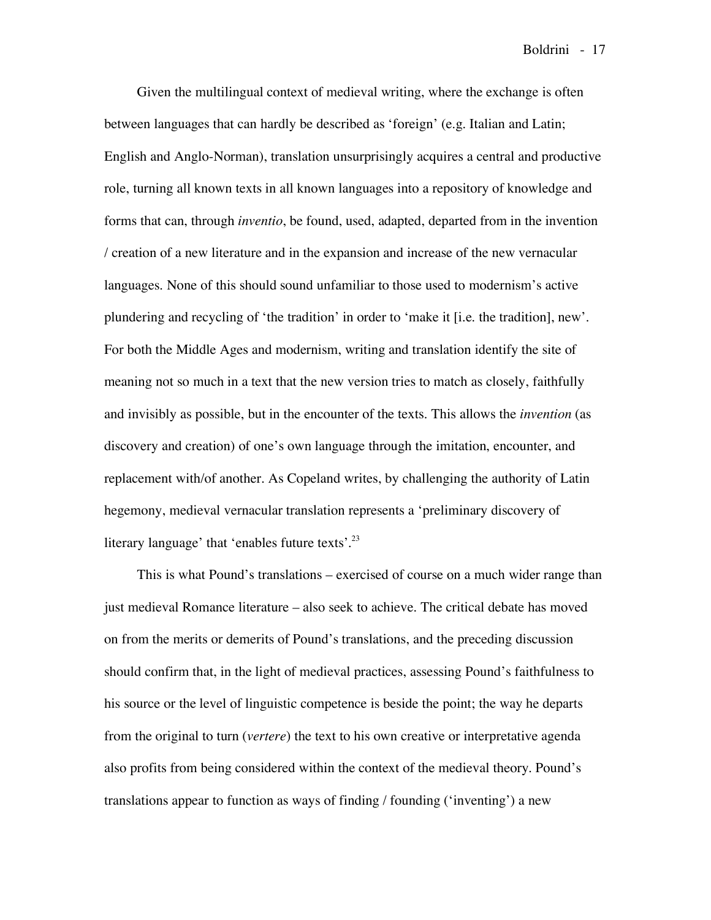Given the multilingual context of medieval writing, where the exchange is often between languages that can hardly be described as 'foreign' (e.g. Italian and Latin; English and Anglo-Norman), translation unsurprisingly acquires a central and productive role, turning all known texts in all known languages into a repository of knowledge and forms that can, through *inventio*, be found, used, adapted, departed from in the invention / creation of a new literature and in the expansion and increase of the new vernacular languages. None of this should sound unfamiliar to those used to modernism's active plundering and recycling of 'the tradition' in order to 'make it [i.e. the tradition], new'. For both the Middle Ages and modernism, writing and translation identify the site of meaning not so much in a text that the new version tries to match as closely, faithfully and invisibly as possible, but in the encounter of the texts. This allows the *invention* (as discovery and creation) of one's own language through the imitation, encounter, and replacement with/of another. As Copeland writes, by challenging the authority of Latin hegemony, medieval vernacular translation represents a 'preliminary discovery of literary language' that 'enables future texts'.[23]

This is what Pound's translations – exercised of course on a much wider range than just medieval Romance literature – also seek to achieve. The critical debate has moved on from the merits or demerits of Pound's translations, and the preceding discussion should confirm that, in the light of medieval practices, assessing Pound's faithfulness to his source or the level of linguistic competence is beside the point; the way he departs from the original to turn (*vertere*) the text to his own creative or interpretative agenda also profits from being considered within the context of the medieval theory. Pound's translations appear to function as ways of finding / founding ('inventing') a new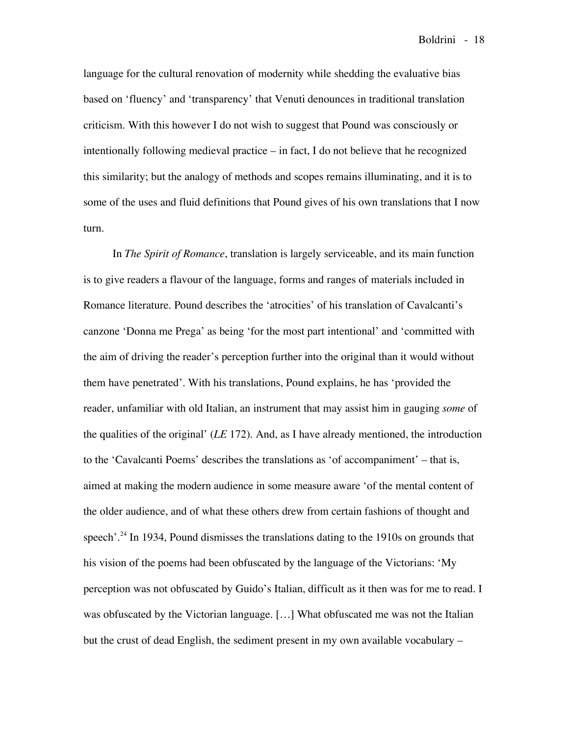language for the cultural renovation of modernity while shedding the evaluative bias based on 'fluency' and 'transparency' that Venuti denounces in traditional translation criticism. With this however I do not wish to suggest that Pound was consciously or intentionally following medieval practice – in fact, I do not believe that he recognized this similarity; but the analogy of methods and scopes remains illuminating, and it is to some of the uses and fluid definitions that Pound gives of his own translations that I now turn.

In *The Spirit of Romance*, translation is largely serviceable, and its main function is to give readers a flavour of the language, forms and ranges of materials included in Romance literature. Pound describes the 'atrocities' of his translation of Cavalcanti's canzone 'Donna me Prega' as being 'for the most part intentional' and 'committed with the aim of driving the reader's perception further into the original than it would without them have penetrated'. With his translations, Pound explains, he has 'provided the reader, unfamiliar with old Italian, an instrument that may assist him in gauging *some* of the qualities of the original' (*LE* 172). And, as I have already mentioned, the introduction to the 'Cavalcanti Poems' describes the translations as 'of accompaniment' – that is, aimed at making the modern audience in some measure aware 'of the mental content of the older audience, and of what these others drew from certain fashions of thought and speech'.[24] In 1934, Pound dismisses the translations dating to the 1910s on grounds that his vision of the poems had been obfuscated by the language of the Victorians: 'My perception was not obfuscated by Guido's Italian, difficult as it then was for me to read. I was obfuscated by the Victorian language. […] What obfuscated me was not the Italian but the crust of dead English, the sediment present in my own available vocabulary –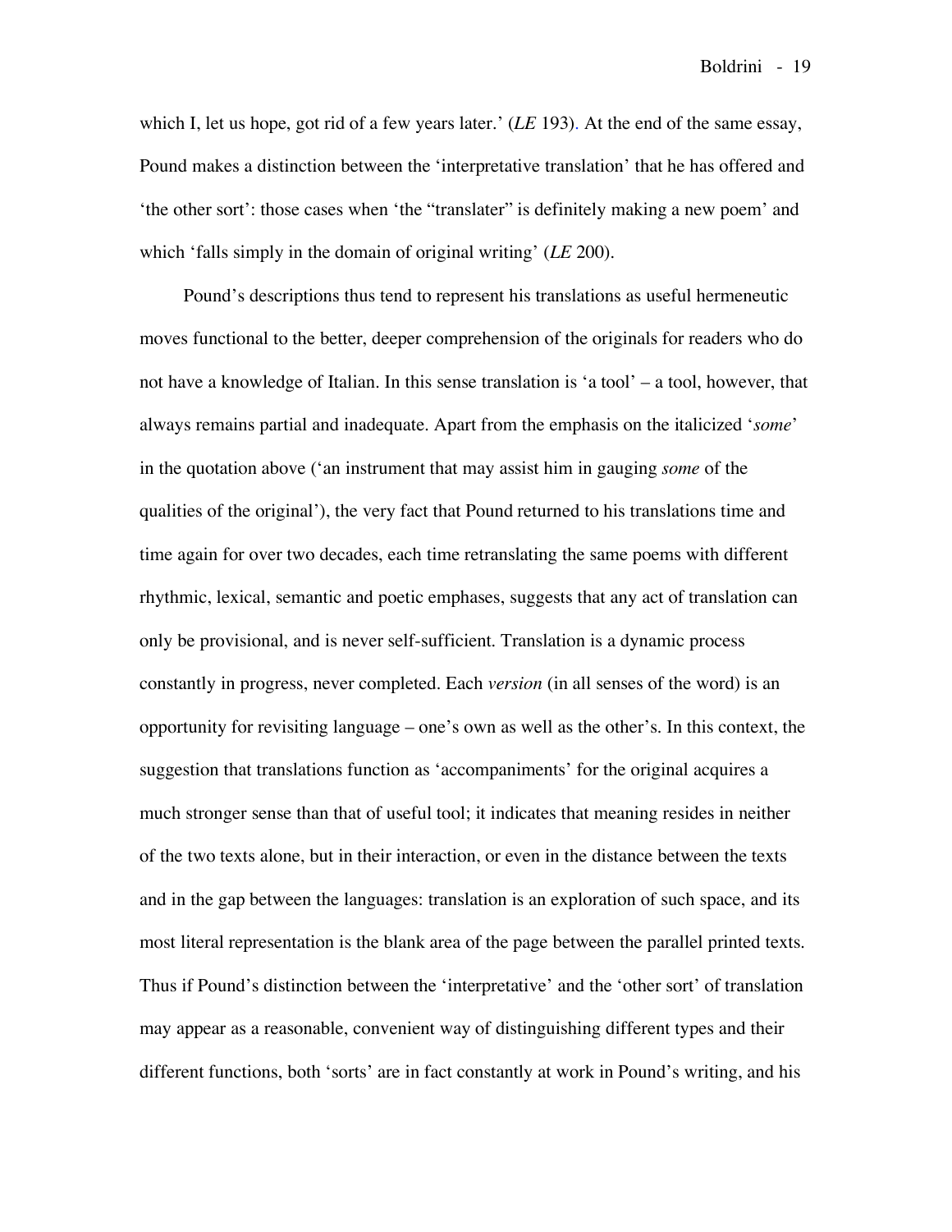which I, let us hope, got rid of a few years later.' (*LE* 193). At the end of the same essay, Pound makes a distinction between the 'interpretative translation' that he has offered and 'the other sort': those cases when 'the "translater" is definitely making a new poem' and which 'falls simply in the domain of original writing' (*LE* 200).

Pound's descriptions thus tend to represent his translations as useful hermeneutic moves functional to the better, deeper comprehension of the originals for readers who do not have a knowledge of Italian. In this sense translation is 'a tool' – a tool, however, that always remains partial and inadequate. Apart from the emphasis on the italicized '*some*' in the quotation above ('an instrument that may assist him in gauging *some* of the qualities of the original'), the very fact that Pound returned to his translations time and time again for over two decades, each time retranslating the same poems with different rhythmic, lexical, semantic and poetic emphases, suggests that any act of translation can only be provisional, and is never self-sufficient. Translation is a dynamic process constantly in progress, never completed. Each *version* (in all senses of the word) is an opportunity for revisiting language – one's own as well as the other's. In this context, the suggestion that translations function as 'accompaniments' for the original acquires a much stronger sense than that of useful tool; it indicates that meaning resides in neither of the two texts alone, but in their interaction, or even in the distance between the texts and in the gap between the languages: translation is an exploration of such space, and its most literal representation is the blank area of the page between the parallel printed texts. Thus if Pound's distinction between the 'interpretative' and the 'other sort' of translation may appear as a reasonable, convenient way of distinguishing different types and their different functions, both 'sorts' are in fact constantly at work in Pound's writing, and his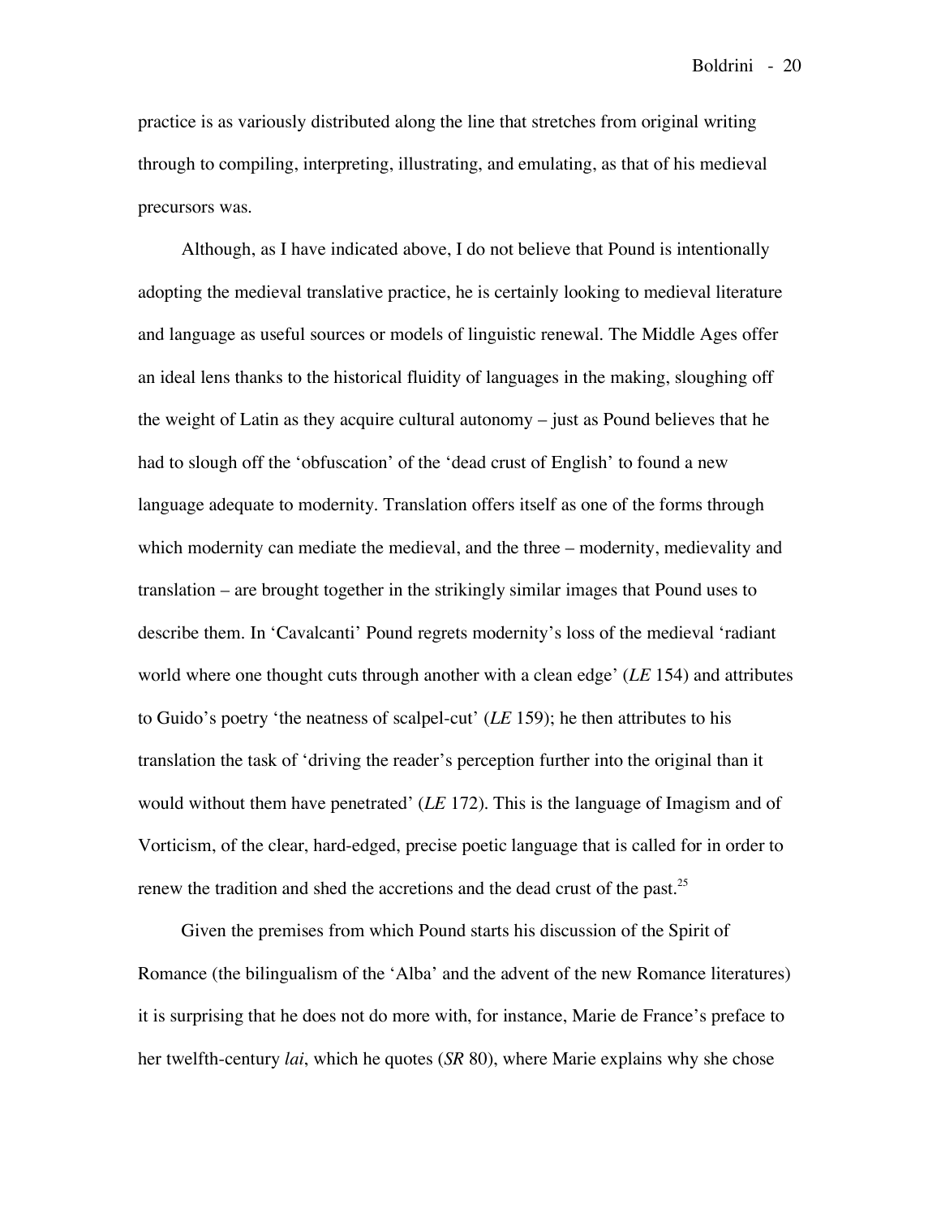practice is as variously distributed along the line that stretches from original writing through to compiling, interpreting, illustrating, and emulating, as that of his medieval precursors was.

Although, as I have indicated above, I do not believe that Pound is intentionally adopting the medieval translative practice, he is certainly looking to medieval literature and language as useful sources or models of linguistic renewal. The Middle Ages offer an ideal lens thanks to the historical fluidity of languages in the making, sloughing off the weight of Latin as they acquire cultural autonomy – just as Pound believes that he had to slough off the 'obfuscation' of the 'dead crust of English' to found a new language adequate to modernity. Translation offers itself as one of the forms through which modernity can mediate the medieval, and the three – modernity, medievality and translation – are brought together in the strikingly similar images that Pound uses to describe them. In 'Cavalcanti' Pound regrets modernity's loss of the medieval 'radiant world where one thought cuts through another with a clean edge' (*LE* 154) and attributes to Guido's poetry 'the neatness of scalpel-cut' (*LE* 159); he then attributes to his translation the task of 'driving the reader's perception further into the original than it would without them have penetrated' (*LE* 172). This is the language of Imagism and of Vorticism, of the clear, hard-edged, precise poetic language that is called for in order to renew the tradition and shed the accretions and the dead crust of the past.[25]

Given the premises from which Pound starts his discussion of the Spirit of Romance (the bilingualism of the 'Alba' and the advent of the new Romance literatures) it is surprising that he does not do more with, for instance, Marie de France's preface to her twelfth-century *lai*, which he quotes (*SR* 80), where Marie explains why she chose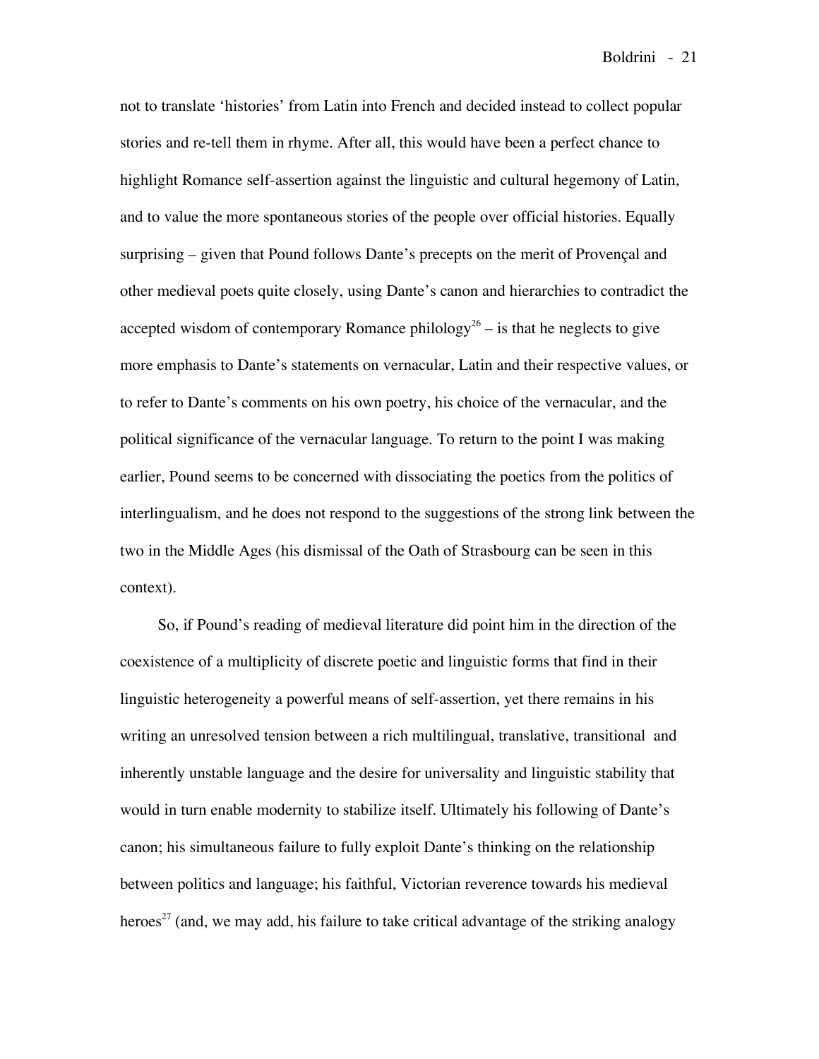not to translate 'histories' from Latin into French and decided instead to collect popular stories and re-tell them in rhyme. After all, this would have been a perfect chance to highlight Romance self-assertion against the linguistic and cultural hegemony of Latin, and to value the more spontaneous stories of the people over official histories. Equally surprising – given that Pound follows Dante's precepts on the merit of Provençal and other medieval poets quite closely, using Dante's canon and hierarchies to contradict the accepted wisdom of contemporary Romance philology[26] – is that he neglects to give more emphasis to Dante's statements on vernacular, Latin and their respective values, or to refer to Dante's comments on his own poetry, his choice of the vernacular, and the political significance of the vernacular language. To return to the point I was making earlier, Pound seems to be concerned with dissociating the poetics from the politics of interlingualism, and he does not respond to the suggestions of the strong link between the two in the Middle Ages (his dismissal of the Oath of Strasbourg can be seen in this context).

So, if Pound's reading of medieval literature did point him in the direction of the coexistence of a multiplicity of discrete poetic and linguistic forms that find in their linguistic heterogeneity a powerful means of self-assertion, yet there remains in his writing an unresolved tension between a rich multilingual, translative, transitional and inherently unstable language and the desire for universality and linguistic stability that would in turn enable modernity to stabilize itself. Ultimately his following of Dante's canon; his simultaneous failure to fully exploit Dante's thinking on the relationship between politics and language; his faithful, Victorian reverence towards his medieval heroes[27] (and, we may add, his failure to take critical advantage of the striking analogy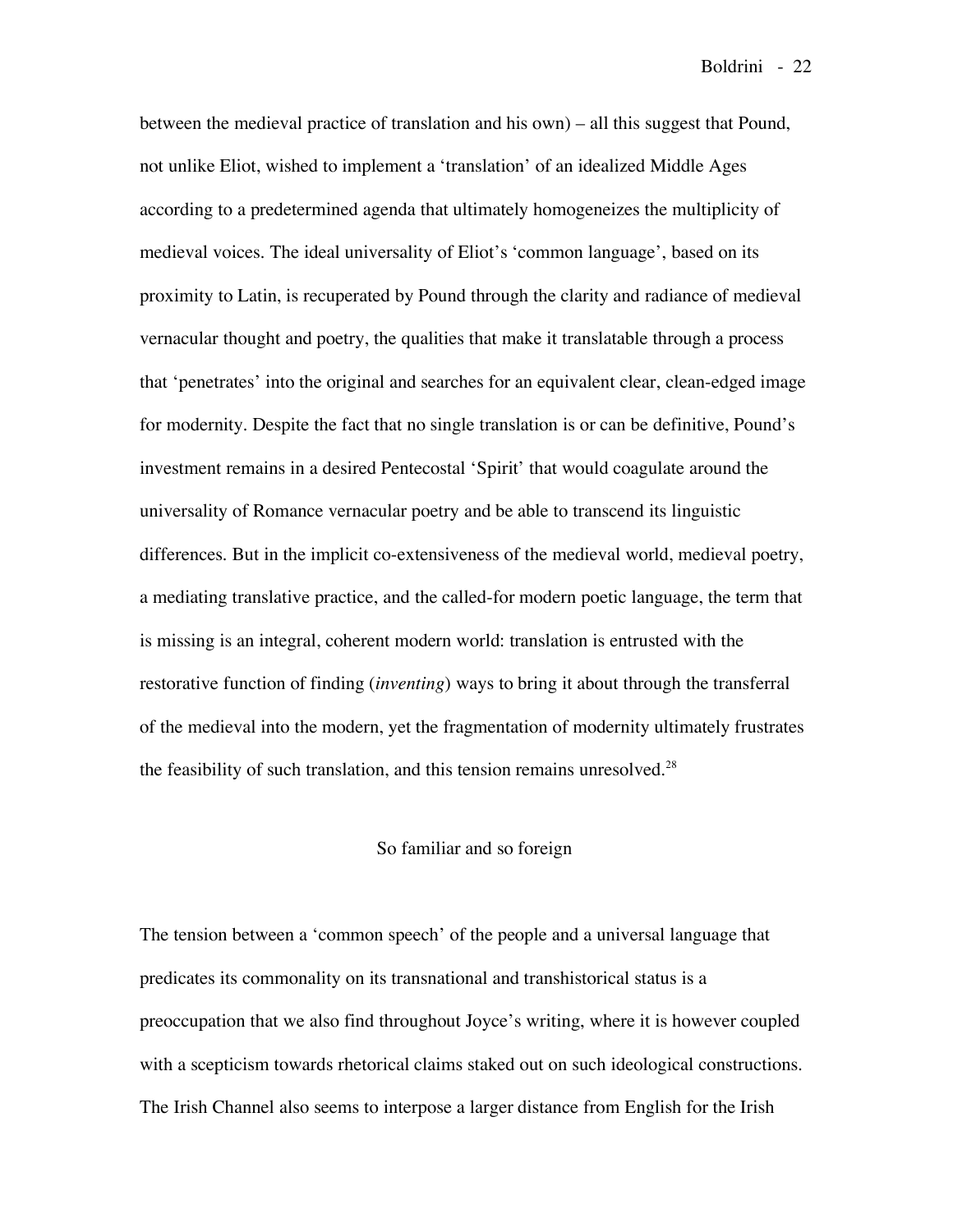between the medieval practice of translation and his own) – all this suggest that Pound, not unlike Eliot, wished to implement a 'translation' of an idealized Middle Ages according to a predetermined agenda that ultimately homogeneizes the multiplicity of medieval voices. The ideal universality of Eliot's 'common language', based on its proximity to Latin, is recuperated by Pound through the clarity and radiance of medieval vernacular thought and poetry, the qualities that make it translatable through a process that 'penetrates' into the original and searches for an equivalent clear, clean-edged image for modernity. Despite the fact that no single translation is or can be definitive, Pound's investment remains in a desired Pentecostal 'Spirit' that would coagulate around the universality of Romance vernacular poetry and be able to transcend its linguistic differences. But in the implicit co-extensiveness of the medieval world, medieval poetry, a mediating translative practice, and the called-for modern poetic language, the term that is missing is an integral, coherent modern world: translation is entrusted with the restorative function of finding (*inventing*) ways to bring it about through the transferral of the medieval into the modern, yet the fragmentation of modernity ultimately frustrates the feasibility of such translation, and this tension remains unresolved.[28]

## So familiar and so foreign

The tension between a 'common speech' of the people and a universal language that predicates its commonality on its transnational and transhistorical status is a preoccupation that we also find throughout Joyce's writing, where it is however coupled with a scepticism towards rhetorical claims staked out on such ideological constructions. The Irish Channel also seems to interpose a larger distance from English for the Irish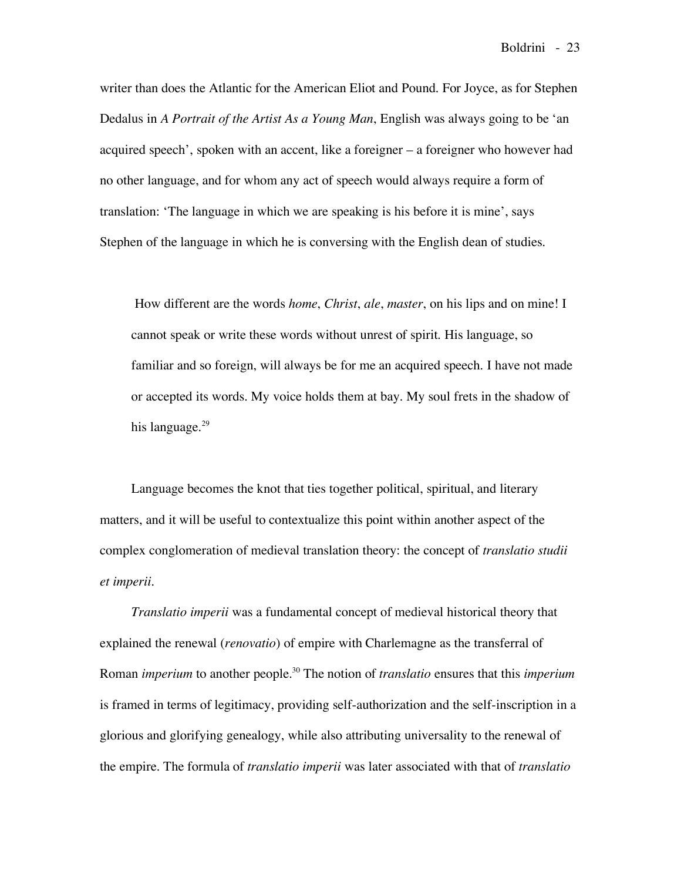writer than does the Atlantic for the American Eliot and Pound. For Joyce, as for Stephen Dedalus in *A Portrait of the Artist As a Young Man*, English was always going to be 'an acquired speech', spoken with an accent, like a foreigner – a foreigner who however had no other language, and for whom any act of speech would always require a form of translation: 'The language in which we are speaking is his before it is mine', says Stephen of the language in which he is conversing with the English dean of studies.

> How different are the words *home*, *Christ*, *ale*, *master*, on his lips and on mine! I cannot speak or write these words without unrest of spirit. His language, so familiar and so foreign, will always be for me an acquired speech. I have not made or accepted its words. My voice holds them at bay. My soul frets in the shadow of his language.[29]

Language becomes the knot that ties together political, spiritual, and literary matters, and it will be useful to contextualize this point within another aspect of the complex conglomeration of medieval translation theory: the concept of *translatio studii et imperii*.

*Translatio imperii* was a fundamental concept of medieval historical theory that explained the renewal (*renovatio*) of empire with Charlemagne as the transferral of Roman *imperium* to another people.[30] The notion of *translatio* ensures that this *imperium* is framed in terms of legitimacy, providing self-authorization and the self-inscription in a glorious and glorifying genealogy, while also attributing universality to the renewal of the empire. The formula of *translatio imperii* was later associated with that of *translatio*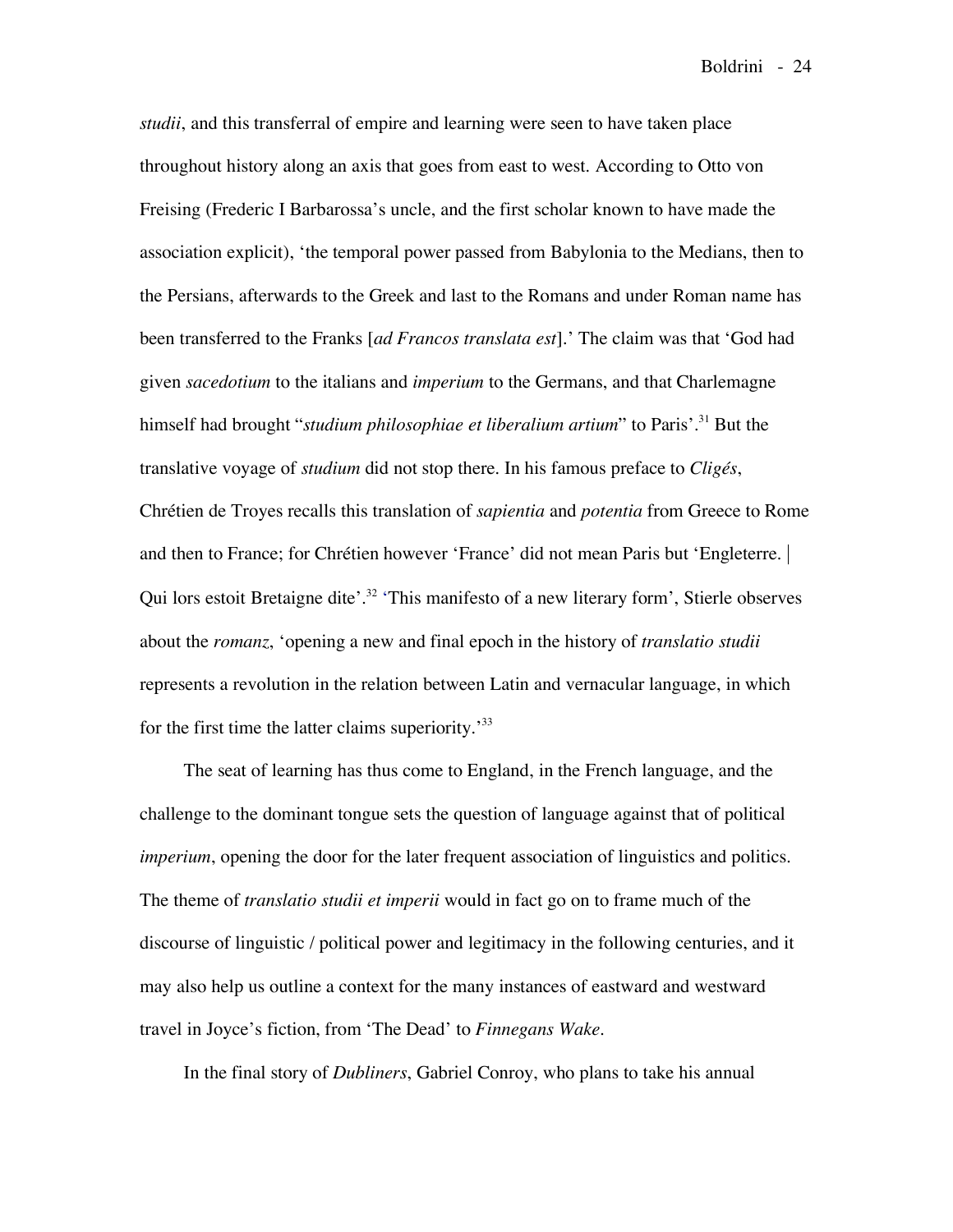*studii*, and this transferral of empire and learning were seen to have taken place throughout history along an axis that goes from east to west. According to Otto von Freising (Frederic I Barbarossa's uncle, and the first scholar known to have made the association explicit), 'the temporal power passed from Babylonia to the Medians, then to the Persians, afterwards to the Greek and last to the Romans and under Roman name has been transferred to the Franks [*ad Francos translata est*].' The claim was that 'God had given *sacedotium* to the italians and *imperium* to the Germans, and that Charlemagne himself had brought "*studium philosophiae et liberalium artium*" to Paris'.[31] But the translative voyage of *studium* did not stop there. In his famous preface to *Cligés*, Chrétien de Troyes recalls this translation of *sapientia* and *potentia* from Greece to Rome and then to France; for Chrétien however 'France' did not mean Paris but 'Engleterre. | Qui lors estoit Bretaigne dite'.[32] 'This manifesto of a new literary form', Stierle observes about the *romanz*, 'opening a new and final epoch in the history of *translatio studii* represents a revolution in the relation between Latin and vernacular language, in which for the first time the latter claims superiority.'[33]

The seat of learning has thus come to England, in the French language, and the challenge to the dominant tongue sets the question of language against that of political *imperium*, opening the door for the later frequent association of linguistics and politics. The theme of *translatio studii et imperii* would in fact go on to frame much of the discourse of linguistic / political power and legitimacy in the following centuries, and it may also help us outline a context for the many instances of eastward and westward travel in Joyce's fiction, from 'The Dead' to *Finnegans Wake*.

In the final story of *Dubliners*, Gabriel Conroy, who plans to take his annual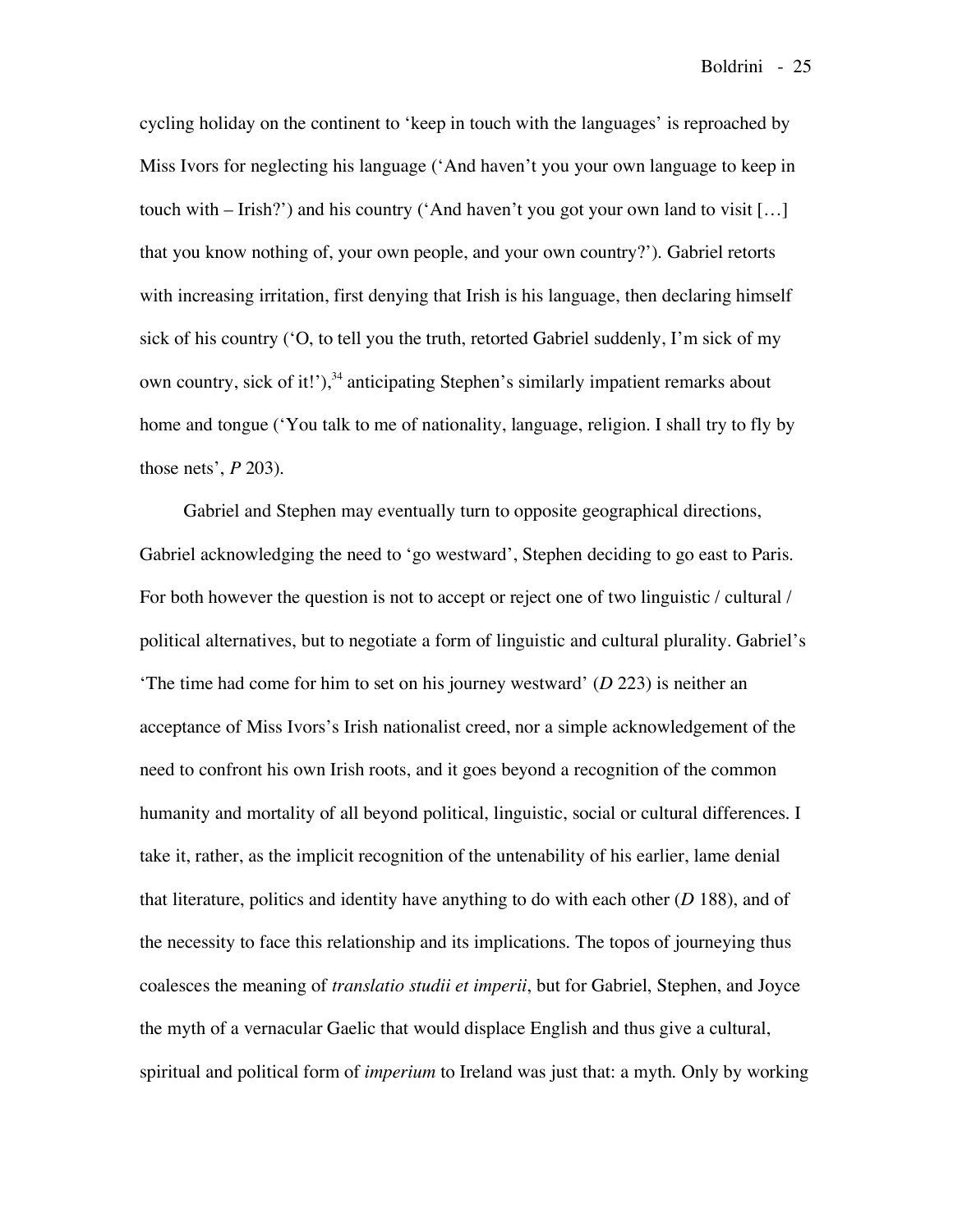cycling holiday on the continent to 'keep in touch with the languages' is reproached by Miss Ivors for neglecting his language ('And haven't you your own language to keep in touch with – Irish?') and his country ('And haven't you got your own land to visit […] that you know nothing of, your own people, and your own country?'). Gabriel retorts with increasing irritation, first denying that Irish is his language, then declaring himself sick of his country ('O, to tell you the truth, retorted Gabriel suddenly, I'm sick of my own country, sick of it!'),[34] anticipating Stephen's similarly impatient remarks about home and tongue ('You talk to me of nationality, language, religion. I shall try to fly by those nets', *P* 203).

Gabriel and Stephen may eventually turn to opposite geographical directions, Gabriel acknowledging the need to 'go westward', Stephen deciding to go east to Paris. For both however the question is not to accept or reject one of two linguistic / cultural / political alternatives, but to negotiate a form of linguistic and cultural plurality. Gabriel's 'The time had come for him to set on his journey westward' (*D* 223) is neither an acceptance of Miss Ivors's Irish nationalist creed, nor a simple acknowledgement of the need to confront his own Irish roots, and it goes beyond a recognition of the common humanity and mortality of all beyond political, linguistic, social or cultural differences. I take it, rather, as the implicit recognition of the untenability of his earlier, lame denial that literature, politics and identity have anything to do with each other (*D* 188), and of the necessity to face this relationship and its implications. The topos of journeying thus coalesces the meaning of *translatio studii et imperii*, but for Gabriel, Stephen, and Joyce the myth of a vernacular Gaelic that would displace English and thus give a cultural, spiritual and political form of *imperium* to Ireland was just that: a myth. Only by working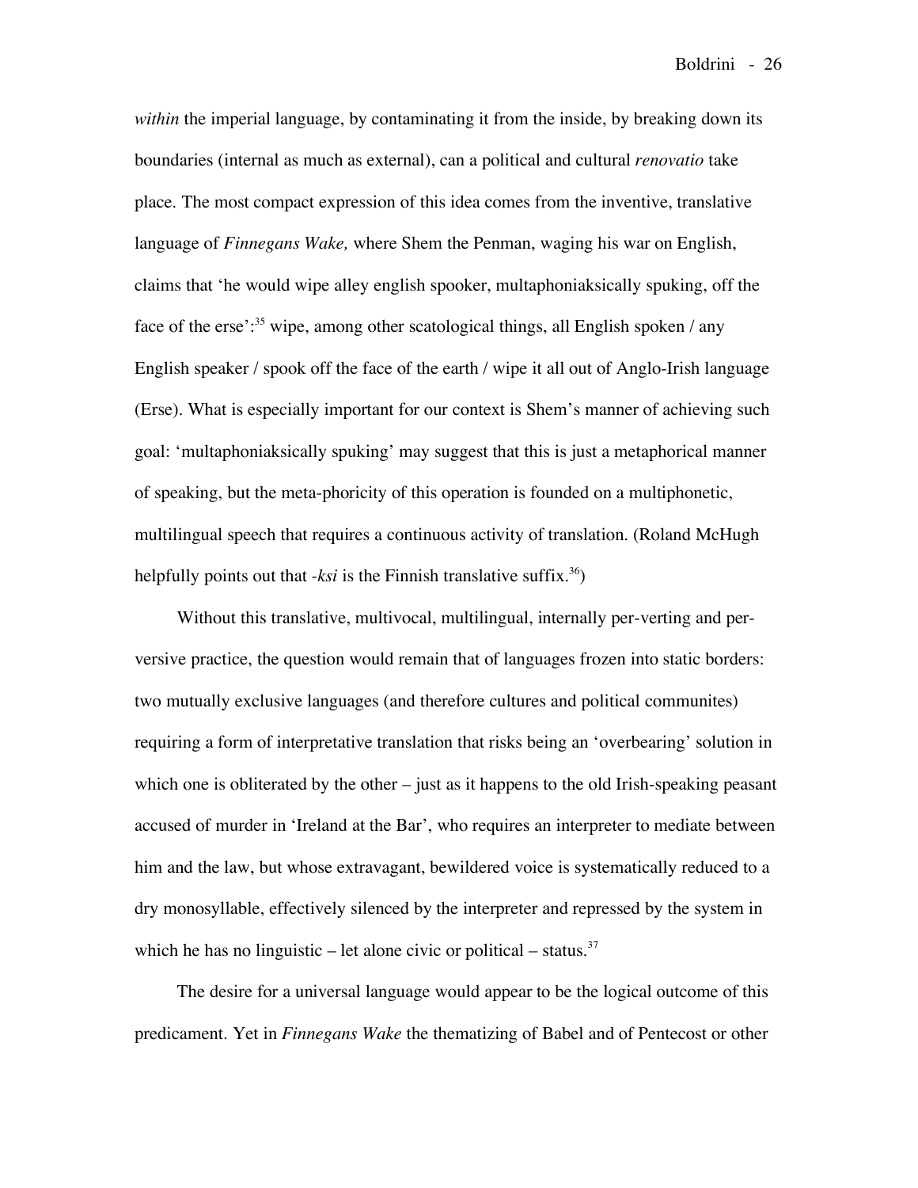*within* the imperial language, by contaminating it from the inside, by breaking down its boundaries (internal as much as external), can a political and cultural *renovatio* take place. The most compact expression of this idea comes from the inventive, translative language of *Finnegans Wake,* where Shem the Penman, waging his war on English, claims that 'he would wipe alley english spooker, multaphoniaksically spuking, off the face of the erse':[35] wipe, among other scatological things, all English spoken / any English speaker / spook off the face of the earth / wipe it all out of Anglo-Irish language (Erse). What is especially important for our context is Shem's manner of achieving such goal: 'multaphoniaksically spuking' may suggest that this is just a metaphorical manner of speaking, but the meta-phoricity of this operation is founded on a multiphonetic, multilingual speech that requires a continuous activity of translation. (Roland McHugh helpfully points out that *-ksi* is the Finnish translative suffix.[36])

Without this translative, multivocal, multilingual, internally per-verting and per-versive practice, the question would remain that of languages frozen into static borders: two mutually exclusive languages (and therefore cultures and political communites) requiring a form of interpretative translation that risks being an 'overbearing' solution in which one is obliterated by the other – just as it happens to the old Irish-speaking peasant accused of murder in 'Ireland at the Bar', who requires an interpreter to mediate between him and the law, but whose extravagant, bewildered voice is systematically reduced to a dry monosyllable, effectively silenced by the interpreter and repressed by the system in which he has no linguistic – let alone civic or political – status.[37]

The desire for a universal language would appear to be the logical outcome of this predicament. Yet in *Finnegans Wake* the thematizing of Babel and of Pentecost or other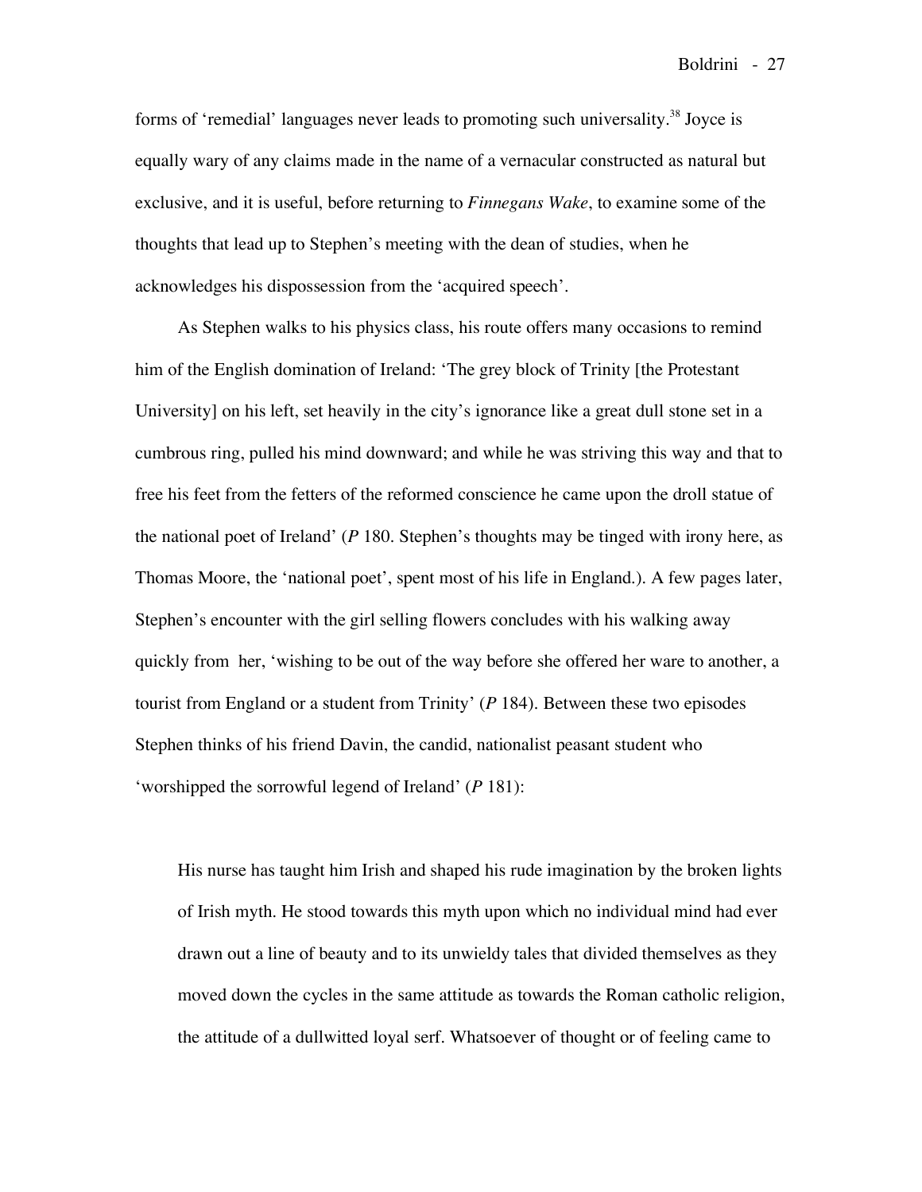forms of 'remedial' languages never leads to promoting such universality.[38] Joyce is equally wary of any claims made in the name of a vernacular constructed as natural but exclusive, and it is useful, before returning to *Finnegans Wake*, to examine some of the thoughts that lead up to Stephen's meeting with the dean of studies, when he acknowledges his dispossession from the 'acquired speech'.

As Stephen walks to his physics class, his route offers many occasions to remind him of the English domination of Ireland: 'The grey block of Trinity [the Protestant University] on his left, set heavily in the city's ignorance like a great dull stone set in a cumbrous ring, pulled his mind downward; and while he was striving this way and that to free his feet from the fetters of the reformed conscience he came upon the droll statue of the national poet of Ireland' (*P* 180. Stephen's thoughts may be tinged with irony here, as Thomas Moore, the 'national poet', spent most of his life in England.). A few pages later, Stephen's encounter with the girl selling flowers concludes with his walking away quickly from her, 'wishing to be out of the way before she offered her ware to another, a tourist from England or a student from Trinity' (*P* 184). Between these two episodes Stephen thinks of his friend Davin, the candid, nationalist peasant student who 'worshipped the sorrowful legend of Ireland' (*P* 181):

> His nurse has taught him Irish and shaped his rude imagination by the broken lights of Irish myth. He stood towards this myth upon which no individual mind had ever drawn out a line of beauty and to its unwieldy tales that divided themselves as they moved down the cycles in the same attitude as towards the Roman catholic religion, the attitude of a dullwitted loyal serf. Whatsoever of thought or of feeling came to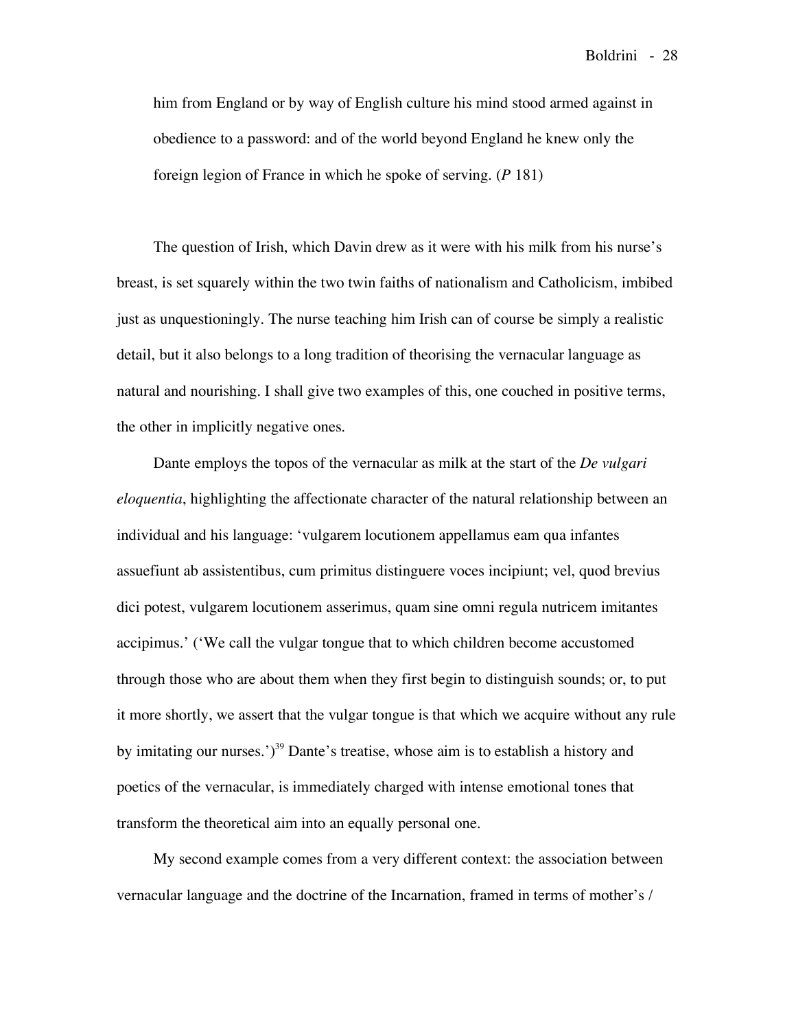> him from England or by way of English culture his mind stood armed against in obedience to a password: and of the world beyond England he knew only the foreign legion of France in which he spoke of serving. (*P* 181)

The question of Irish, which Davin drew as it were with his milk from his nurse's breast, is set squarely within the two twin faiths of nationalism and Catholicism, imbibed just as unquestioningly. The nurse teaching him Irish can of course be simply a realistic detail, but it also belongs to a long tradition of theorising the vernacular language as natural and nourishing. I shall give two examples of this, one couched in positive terms, the other in implicitly negative ones.

Dante employs the topos of the vernacular as milk at the start of the *De vulgari eloquentia*, highlighting the affectionate character of the natural relationship between an individual and his language: 'vulgarem locutionem appellamus eam qua infantes assuefiunt ab assistentibus, cum primitus distinguere voces incipiunt; vel, quod brevius dici potest, vulgarem locutionem asserimus, quam sine omni regula nutricem imitantes accipimus.' ('We call the vulgar tongue that to which children become accustomed through those who are about them when they first begin to distinguish sounds; or, to put it more shortly, we assert that the vulgar tongue is that which we acquire without any rule by imitating our nurses.')[39] Dante's treatise, whose aim is to establish a history and poetics of the vernacular, is immediately charged with intense emotional tones that transform the theoretical aim into an equally personal one.

My second example comes from a very different context: the association between vernacular language and the doctrine of the Incarnation, framed in terms of mother's /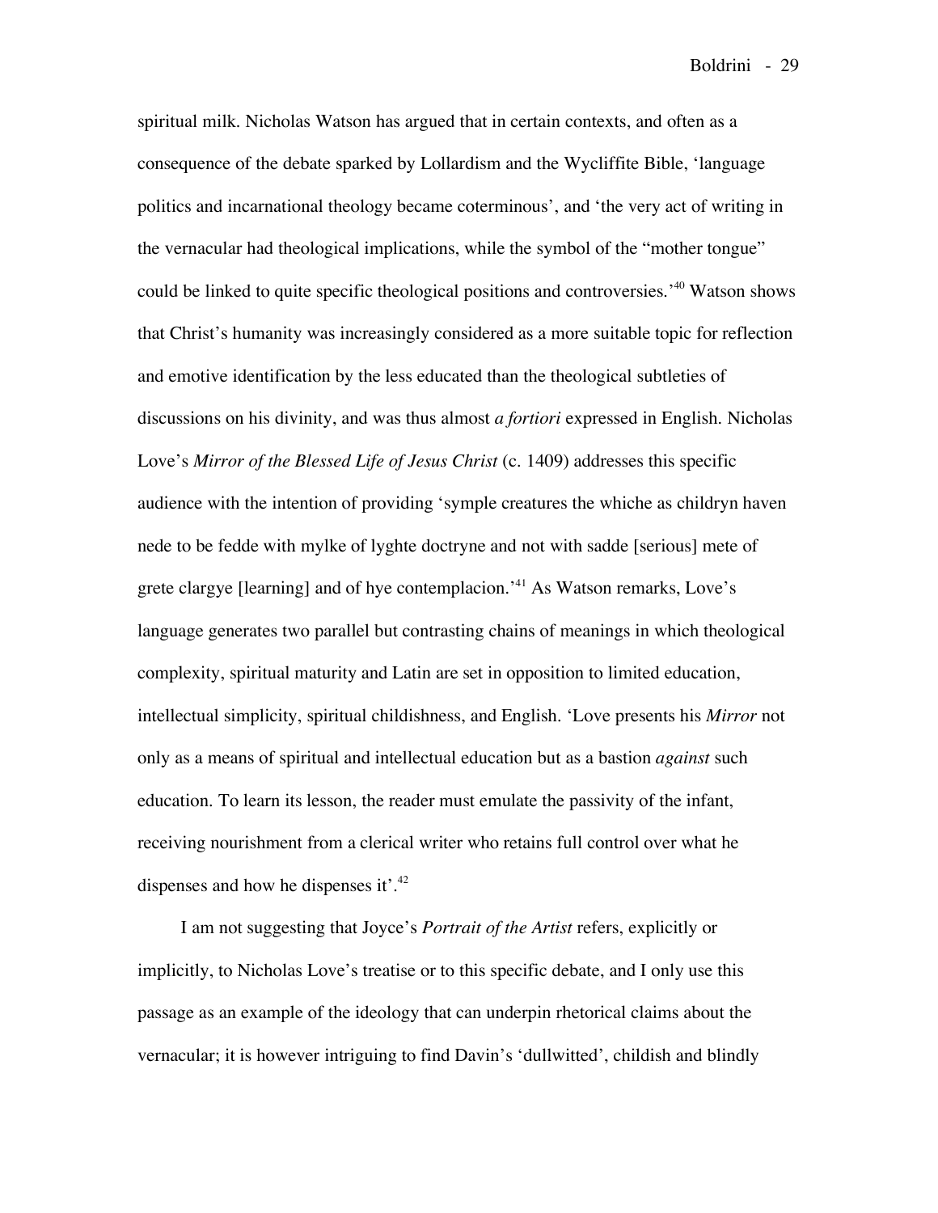spiritual milk. Nicholas Watson has argued that in certain contexts, and often as a consequence of the debate sparked by Lollardism and the Wycliffite Bible, 'language politics and incarnational theology became coterminous', and 'the very act of writing in the vernacular had theological implications, while the symbol of the "mother tongue" could be linked to quite specific theological positions and controversies.'[40] Watson shows that Christ's humanity was increasingly considered as a more suitable topic for reflection and emotive identification by the less educated than the theological subtleties of discussions on his divinity, and was thus almost *a fortiori* expressed in English. Nicholas Love's *Mirror of the Blessed Life of Jesus Christ* (c. 1409) addresses this specific audience with the intention of providing 'symple creatures the whiche as childryn haven nede to be fedde with mylke of lyghte doctryne and not with sadde [serious] mete of grete clargye [learning] and of hye contemplacion.'[41] As Watson remarks, Love's language generates two parallel but contrasting chains of meanings in which theological complexity, spiritual maturity and Latin are set in opposition to limited education, intellectual simplicity, spiritual childishness, and English. 'Love presents his *Mirror* not only as a means of spiritual and intellectual education but as a bastion *against* such education. To learn its lesson, the reader must emulate the passivity of the infant, receiving nourishment from a clerical writer who retains full control over what he dispenses and how he dispenses it'.[42]

I am not suggesting that Joyce's *Portrait of the Artist* refers, explicitly or implicitly, to Nicholas Love's treatise or to this specific debate, and I only use this passage as an example of the ideology that can underpin rhetorical claims about the vernacular; it is however intriguing to find Davin's 'dullwitted', childish and blindly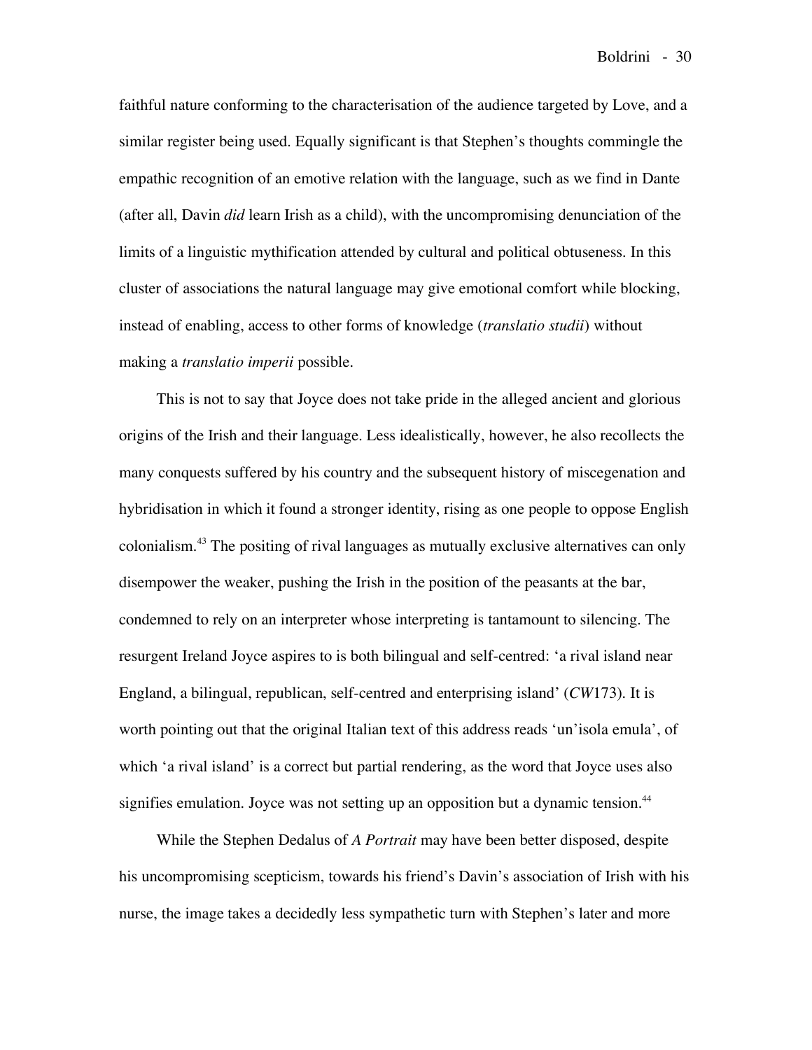faithful nature conforming to the characterisation of the audience targeted by Love, and a similar register being used. Equally significant is that Stephen's thoughts commingle the empathic recognition of an emotive relation with the language, such as we find in Dante (after all, Davin *did* learn Irish as a child), with the uncompromising denunciation of the limits of a linguistic mythification attended by cultural and political obtuseness. In this cluster of associations the natural language may give emotional comfort while blocking, instead of enabling, access to other forms of knowledge (*translatio studii*) without making a *translatio imperii* possible.

This is not to say that Joyce does not take pride in the alleged ancient and glorious origins of the Irish and their language. Less idealistically, however, he also recollects the many conquests suffered by his country and the subsequent history of miscegenation and hybridisation in which it found a stronger identity, rising as one people to oppose English colonialism.[43] The positing of rival languages as mutually exclusive alternatives can only disempower the weaker, pushing the Irish in the position of the peasants at the bar, condemned to rely on an interpreter whose interpreting is tantamount to silencing. The resurgent Ireland Joyce aspires to is both bilingual and self-centred: 'a rival island near England, a bilingual, republican, self-centred and enterprising island' (*CW*173). It is worth pointing out that the original Italian text of this address reads 'un'isola emula', of which 'a rival island' is a correct but partial rendering, as the word that Joyce uses also signifies emulation. Joyce was not setting up an opposition but a dynamic tension.[44]

While the Stephen Dedalus of *A Portrait* may have been better disposed, despite his uncompromising scepticism, towards his friend's Davin's association of Irish with his nurse, the image takes a decidedly less sympathetic turn with Stephen's later and more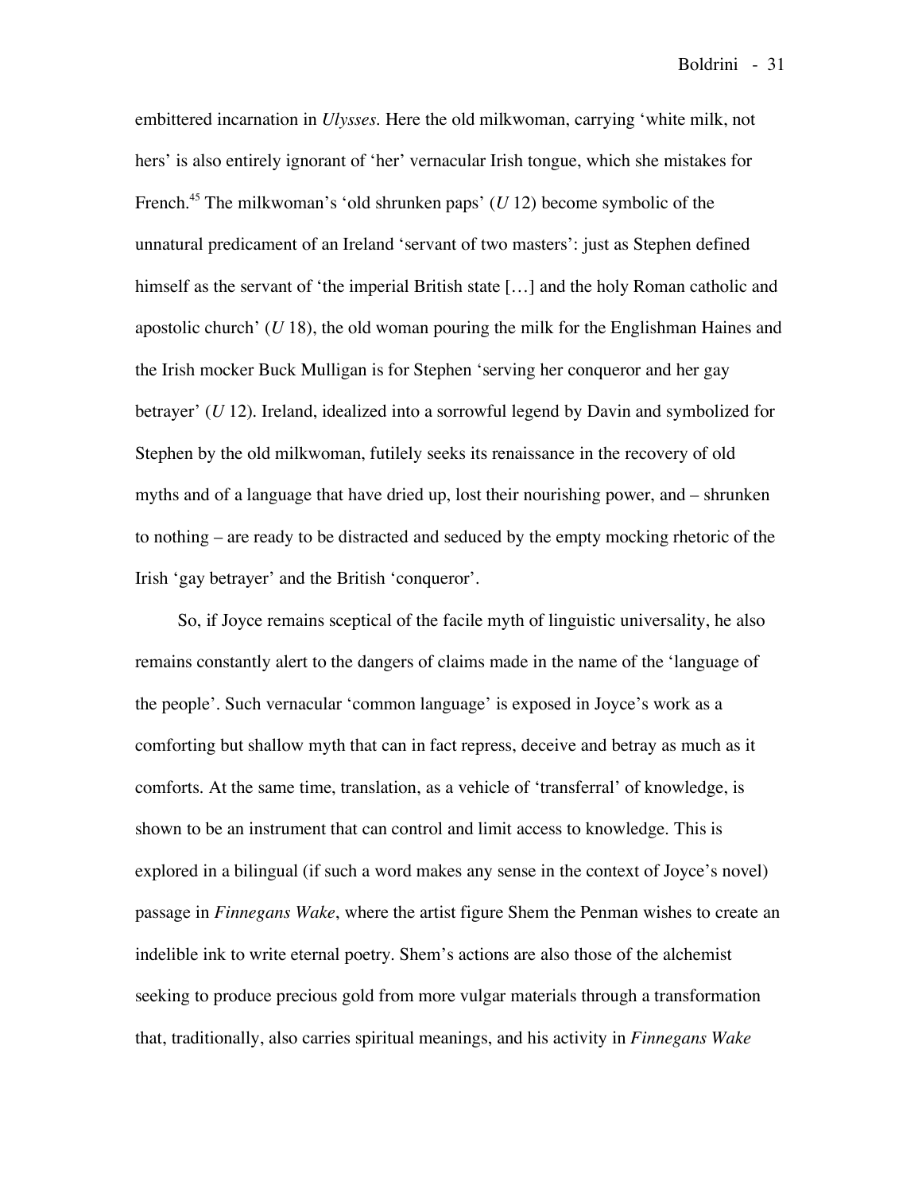embittered incarnation in *Ulysses*. Here the old milkwoman, carrying 'white milk, not hers' is also entirely ignorant of 'her' vernacular Irish tongue, which she mistakes for French.[45] The milkwoman's 'old shrunken paps' (*U* 12) become symbolic of the unnatural predicament of an Ireland 'servant of two masters': just as Stephen defined himself as the servant of 'the imperial British state […] and the holy Roman catholic and apostolic church' (*U* 18), the old woman pouring the milk for the Englishman Haines and the Irish mocker Buck Mulligan is for Stephen 'serving her conqueror and her gay betrayer' (*U* 12). Ireland, idealized into a sorrowful legend by Davin and symbolized for Stephen by the old milkwoman, futilely seeks its renaissance in the recovery of old myths and of a language that have dried up, lost their nourishing power, and – shrunken to nothing – are ready to be distracted and seduced by the empty mocking rhetoric of the Irish 'gay betrayer' and the British 'conqueror'.

So, if Joyce remains sceptical of the facile myth of linguistic universality, he also remains constantly alert to the dangers of claims made in the name of the 'language of the people'. Such vernacular 'common language' is exposed in Joyce's work as a comforting but shallow myth that can in fact repress, deceive and betray as much as it comforts. At the same time, translation, as a vehicle of 'transferral' of knowledge, is shown to be an instrument that can control and limit access to knowledge. This is explored in a bilingual (if such a word makes any sense in the context of Joyce's novel) passage in *Finnegans Wake*, where the artist figure Shem the Penman wishes to create an indelible ink to write eternal poetry. Shem's actions are also those of the alchemist seeking to produce precious gold from more vulgar materials through a transformation that, traditionally, also carries spiritual meanings, and his activity in *Finnegans Wake*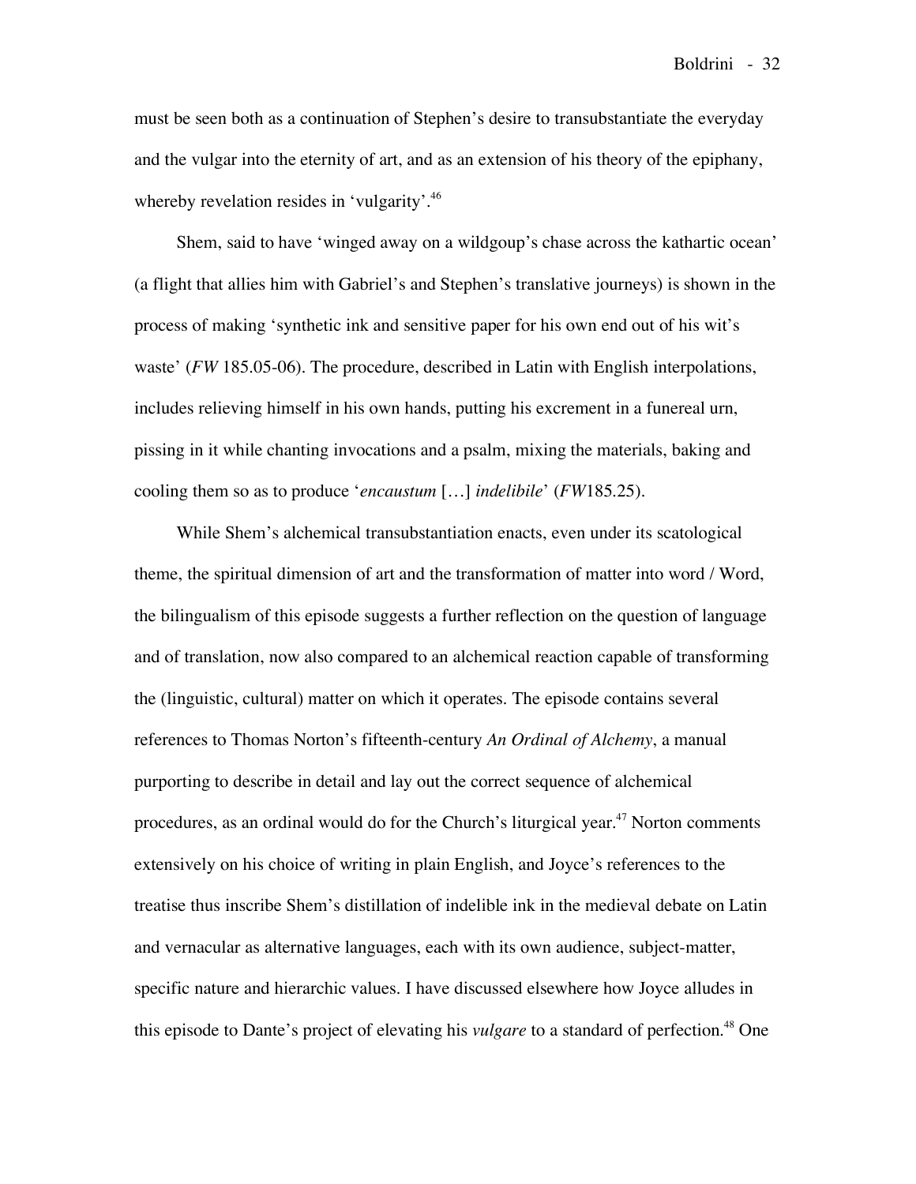must be seen both as a continuation of Stephen's desire to transubstantiate the everyday and the vulgar into the eternity of art, and as an extension of his theory of the epiphany, whereby revelation resides in 'vulgarity'.[46]

Shem, said to have 'winged away on a wildgoup's chase across the kathartic ocean' (a flight that allies him with Gabriel's and Stephen's translative journeys) is shown in the process of making 'synthetic ink and sensitive paper for his own end out of his wit's waste' (*FW* 185.05-06). The procedure, described in Latin with English interpolations, includes relieving himself in his own hands, putting his excrement in a funereal urn, pissing in it while chanting invocations and a psalm, mixing the materials, baking and cooling them so as to produce '*encaustum* […] *indelibile*' (*FW*185.25).

While Shem's alchemical transubstantiation enacts, even under its scatological theme, the spiritual dimension of art and the transformation of matter into word / Word, the bilingualism of this episode suggests a further reflection on the question of language and of translation, now also compared to an alchemical reaction capable of transforming the (linguistic, cultural) matter on which it operates. The episode contains several references to Thomas Norton's fifteenth-century *An Ordinal of Alchemy*, a manual purporting to describe in detail and lay out the correct sequence of alchemical procedures, as an ordinal would do for the Church's liturgical year.[47] Norton comments extensively on his choice of writing in plain English, and Joyce's references to the treatise thus inscribe Shem's distillation of indelible ink in the medieval debate on Latin and vernacular as alternative languages, each with its own audience, subject-matter, specific nature and hierarchic values. I have discussed elsewhere how Joyce alludes in this episode to Dante's project of elevating his *vulgare* to a standard of perfection.[48] One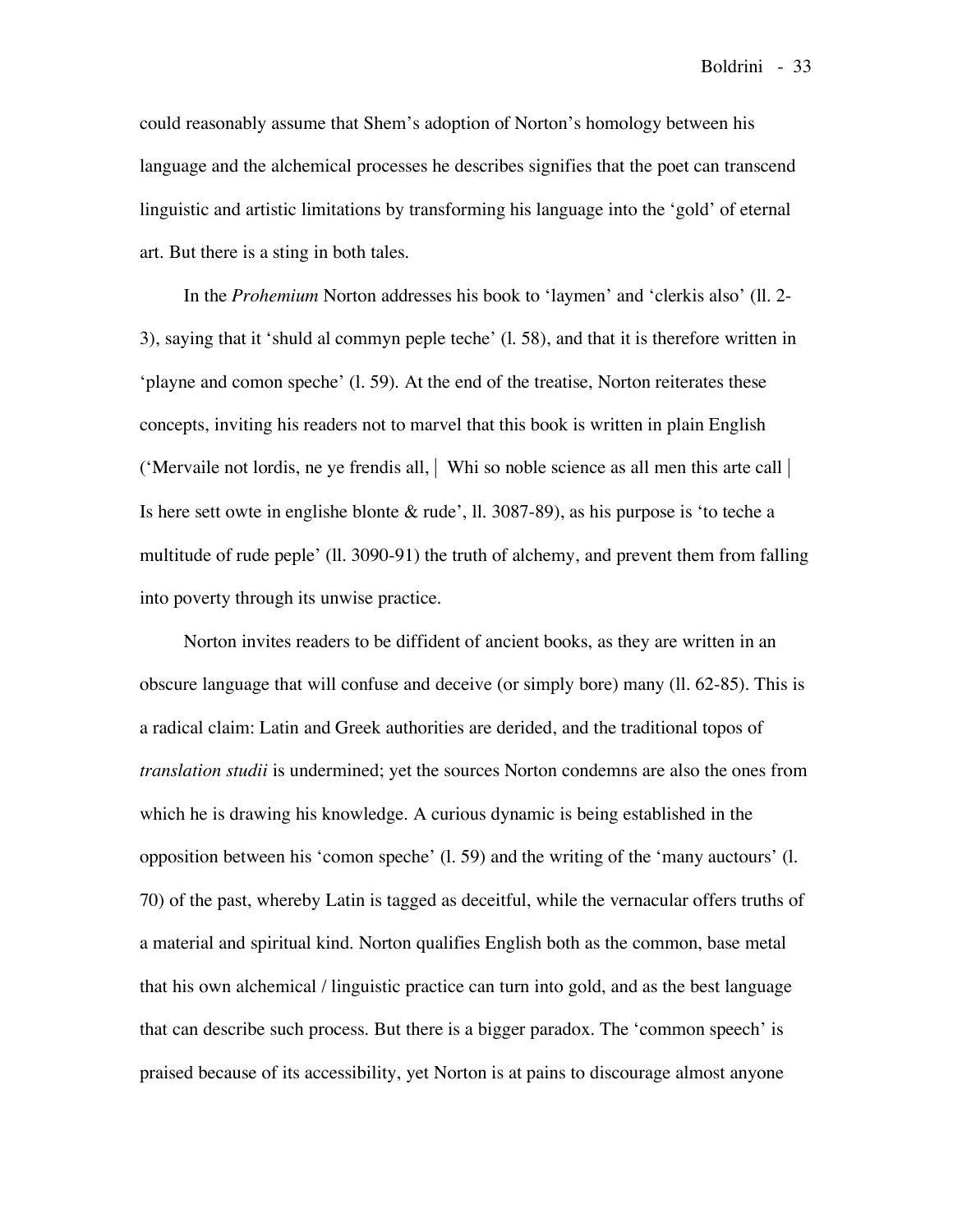could reasonably assume that Shem's adoption of Norton's homology between his language and the alchemical processes he describes signifies that the poet can transcend linguistic and artistic limitations by transforming his language into the 'gold' of eternal art. But there is a sting in both tales.

In the *Prohemium* Norton addresses his book to 'laymen' and 'clerkis also' (ll. 2-3), saying that it 'shuld al commyn peple teche' (l. 58), and that it is therefore written in 'playne and comon speche' (l. 59). At the end of the treatise, Norton reiterates these concepts, inviting his readers not to marvel that this book is written in plain English ('Mervaile not lordis, ne ye frendis all, | Whi so noble science as all men this arte call | Is here sett owte in englishe blonte & rude', ll. 3087-89), as his purpose is 'to teche a multitude of rude peple' (ll. 3090-91) the truth of alchemy, and prevent them from falling into poverty through its unwise practice.

Norton invites readers to be diffident of ancient books, as they are written in an obscure language that will confuse and deceive (or simply bore) many (ll. 62-85). This is a radical claim: Latin and Greek authorities are derided, and the traditional topos of *translation studii* is undermined; yet the sources Norton condemns are also the ones from which he is drawing his knowledge. A curious dynamic is being established in the opposition between his 'comon speche' (l. 59) and the writing of the 'many auctours' (l. 70) of the past, whereby Latin is tagged as deceitful, while the vernacular offers truths of a material and spiritual kind. Norton qualifies English both as the common, base metal that his own alchemical / linguistic practice can turn into gold, and as the best language that can describe such process. But there is a bigger paradox. The 'common speech' is praised because of its accessibility, yet Norton is at pains to discourage almost anyone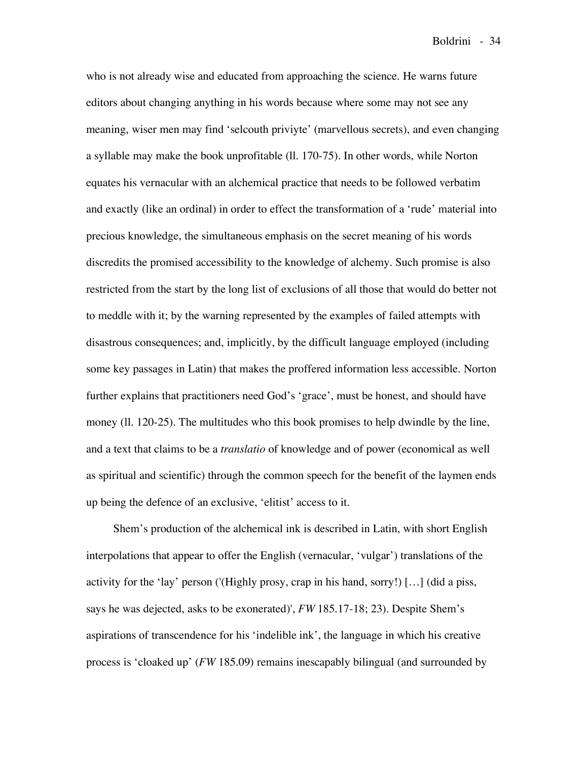who is not already wise and educated from approaching the science. He warns future editors about changing anything in his words because where some may not see any meaning, wiser men may find 'selcouth priviyte' (marvellous secrets), and even changing a syllable may make the book unprofitable (ll. 170-75). In other words, while Norton equates his vernacular with an alchemical practice that needs to be followed verbatim and exactly (like an ordinal) in order to effect the transformation of a 'rude' material into precious knowledge, the simultaneous emphasis on the secret meaning of his words discredits the promised accessibility to the knowledge of alchemy. Such promise is also restricted from the start by the long list of exclusions of all those that would do better not to meddle with it; by the warning represented by the examples of failed attempts with disastrous consequences; and, implicitly, by the difficult language employed (including some key passages in Latin) that makes the proffered information less accessible. Norton further explains that practitioners need God's 'grace', must be honest, and should have money (ll. 120-25). The multitudes who this book promises to help dwindle by the line, and a text that claims to be a *translatio* of knowledge and of power (economical as well as spiritual and scientific) through the common speech for the benefit of the laymen ends up being the defence of an exclusive, 'elitist' access to it.

Shem's production of the alchemical ink is described in Latin, with short English interpolations that appear to offer the English (vernacular, 'vulgar') translations of the activity for the 'lay' person ('(Highly prosy, crap in his hand, sorry!) […] (did a piss, says he was dejected, asks to be exonerated)', *FW* 185.17-18; 23). Despite Shem's aspirations of transcendence for his 'indelible ink', the language in which his creative process is 'cloaked up' (*FW* 185.09) remains inescapably bilingual (and surrounded by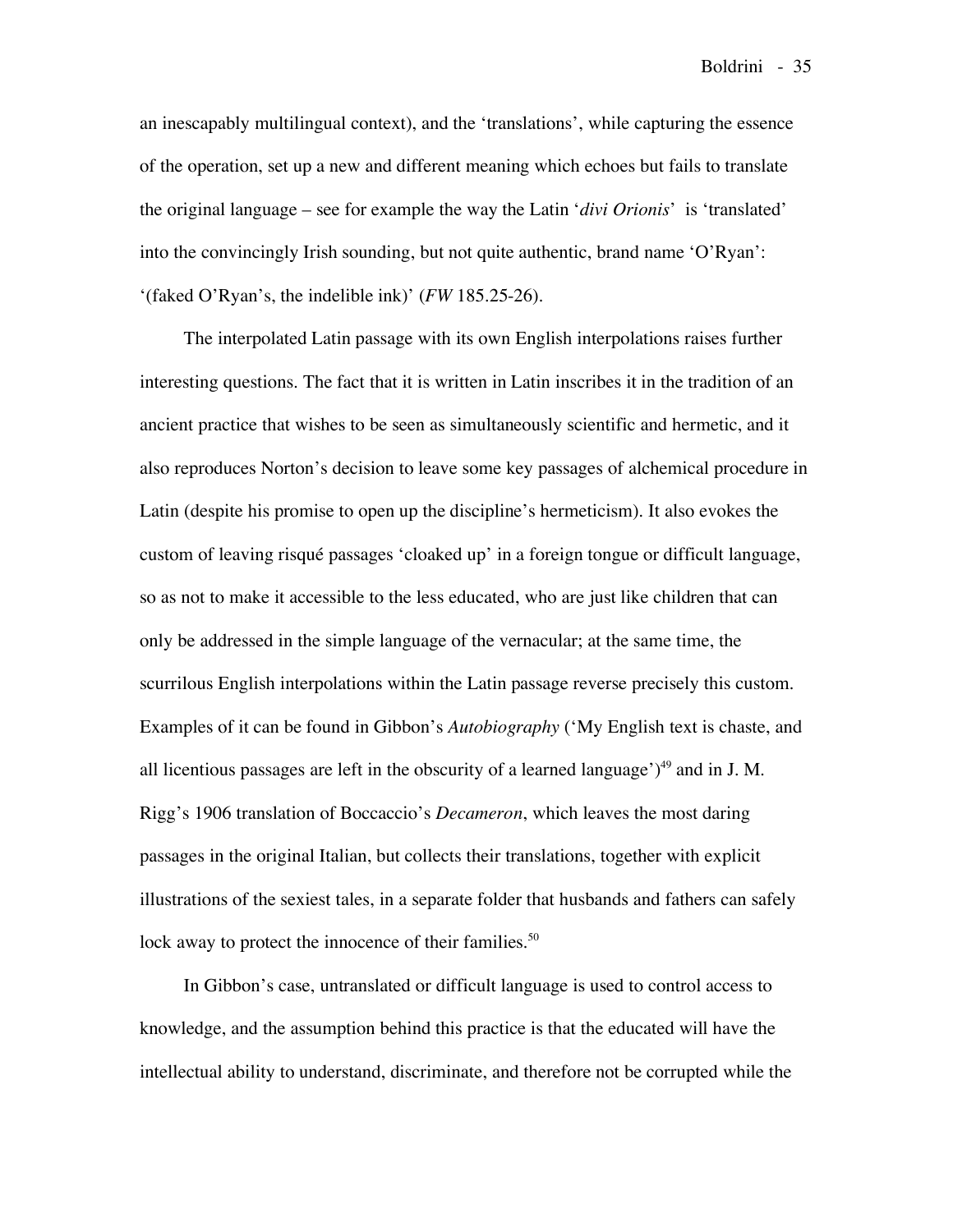an inescapably multilingual context), and the 'translations', while capturing the essence of the operation, set up a new and different meaning which echoes but fails to translate the original language – see for example the way the Latin '*divi Orionis*' is 'translated' into the convincingly Irish sounding, but not quite authentic, brand name 'O'Ryan': '(faked O'Ryan's, the indelible ink)' (*FW* 185.25-26).

The interpolated Latin passage with its own English interpolations raises further interesting questions. The fact that it is written in Latin inscribes it in the tradition of an ancient practice that wishes to be seen as simultaneously scientific and hermetic, and it also reproduces Norton's decision to leave some key passages of alchemical procedure in Latin (despite his promise to open up the discipline's hermeticism). It also evokes the custom of leaving risqué passages 'cloaked up' in a foreign tongue or difficult language, so as not to make it accessible to the less educated, who are just like children that can only be addressed in the simple language of the vernacular; at the same time, the scurrilous English interpolations within the Latin passage reverse precisely this custom. Examples of it can be found in Gibbon's *Autobiography* ('My English text is chaste, and all licentious passages are left in the obscurity of a learned language')[49] and in J. M. Rigg's 1906 translation of Boccaccio's *Decameron*, which leaves the most daring passages in the original Italian, but collects their translations, together with explicit illustrations of the sexiest tales, in a separate folder that husbands and fathers can safely lock away to protect the innocence of their families.[50]

In Gibbon's case, untranslated or difficult language is used to control access to knowledge, and the assumption behind this practice is that the educated will have the intellectual ability to understand, discriminate, and therefore not be corrupted while the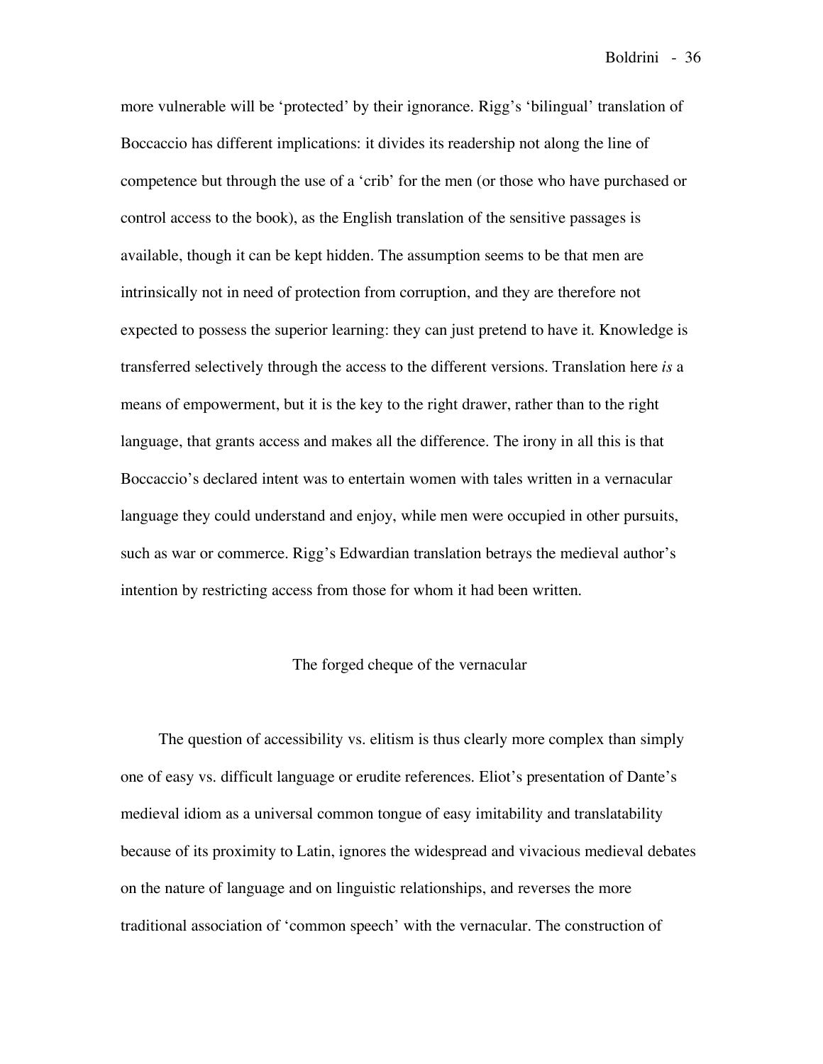more vulnerable will be 'protected' by their ignorance. Rigg's 'bilingual' translation of Boccaccio has different implications: it divides its readership not along the line of competence but through the use of a 'crib' for the men (or those who have purchased or control access to the book), as the English translation of the sensitive passages is available, though it can be kept hidden. The assumption seems to be that men are intrinsically not in need of protection from corruption, and they are therefore not expected to possess the superior learning: they can just pretend to have it. Knowledge is transferred selectively through the access to the different versions. Translation here *is* a means of empowerment, but it is the key to the right drawer, rather than to the right language, that grants access and makes all the difference. The irony in all this is that Boccaccio's declared intent was to entertain women with tales written in a vernacular language they could understand and enjoy, while men were occupied in other pursuits, such as war or commerce. Rigg's Edwardian translation betrays the medieval author's intention by restricting access from those for whom it had been written.

## The forged cheque of the vernacular

The question of accessibility vs. elitism is thus clearly more complex than simply one of easy vs. difficult language or erudite references. Eliot's presentation of Dante's medieval idiom as a universal common tongue of easy imitability and translatability because of its proximity to Latin, ignores the widespread and vivacious medieval debates on the nature of language and on linguistic relationships, and reverses the more traditional association of 'common speech' with the vernacular. The construction of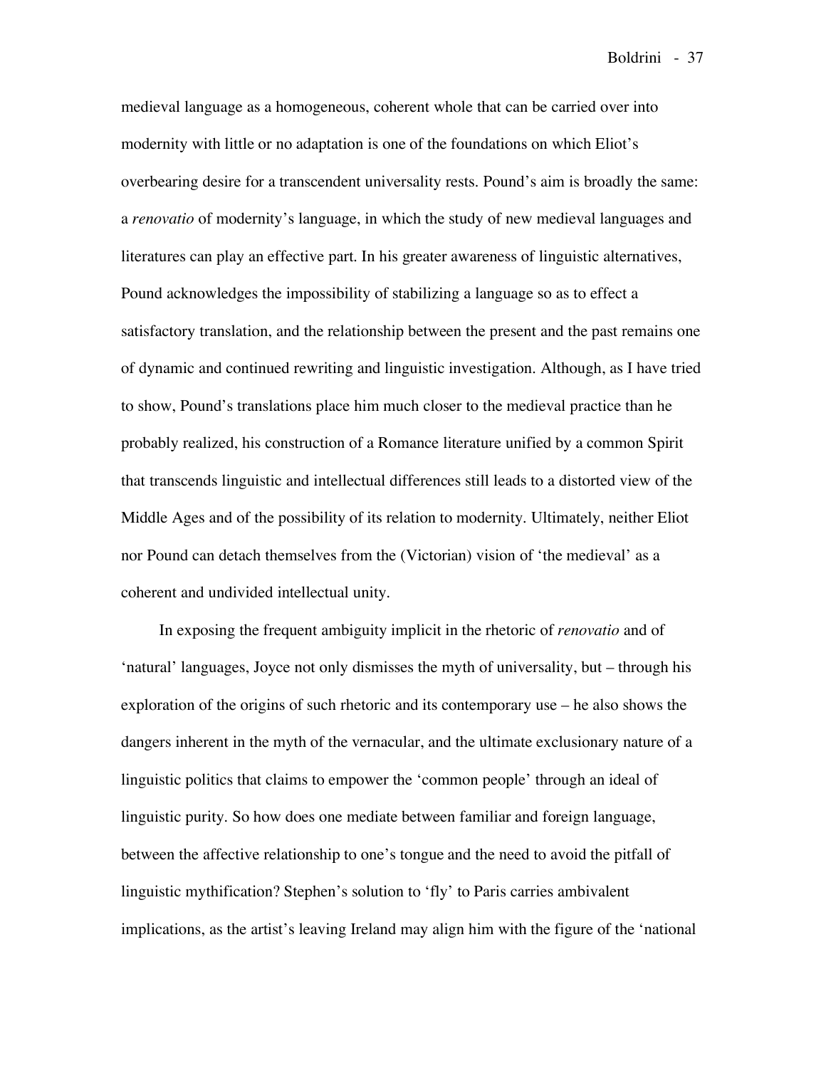medieval language as a homogeneous, coherent whole that can be carried over into modernity with little or no adaptation is one of the foundations on which Eliot's overbearing desire for a transcendent universality rests. Pound's aim is broadly the same: a *renovatio* of modernity's language, in which the study of new medieval languages and literatures can play an effective part. In his greater awareness of linguistic alternatives, Pound acknowledges the impossibility of stabilizing a language so as to effect a satisfactory translation, and the relationship between the present and the past remains one of dynamic and continued rewriting and linguistic investigation. Although, as I have tried to show, Pound's translations place him much closer to the medieval practice than he probably realized, his construction of a Romance literature unified by a common Spirit that transcends linguistic and intellectual differences still leads to a distorted view of the Middle Ages and of the possibility of its relation to modernity. Ultimately, neither Eliot nor Pound can detach themselves from the (Victorian) vision of 'the medieval' as a coherent and undivided intellectual unity.

In exposing the frequent ambiguity implicit in the rhetoric of *renovatio* and of 'natural' languages, Joyce not only dismisses the myth of universality, but – through his exploration of the origins of such rhetoric and its contemporary use – he also shows the dangers inherent in the myth of the vernacular, and the ultimate exclusionary nature of a linguistic politics that claims to empower the 'common people' through an ideal of linguistic purity. So how does one mediate between familiar and foreign language, between the affective relationship to one's tongue and the need to avoid the pitfall of linguistic mythification? Stephen's solution to 'fly' to Paris carries ambivalent implications, as the artist's leaving Ireland may align him with the figure of the 'national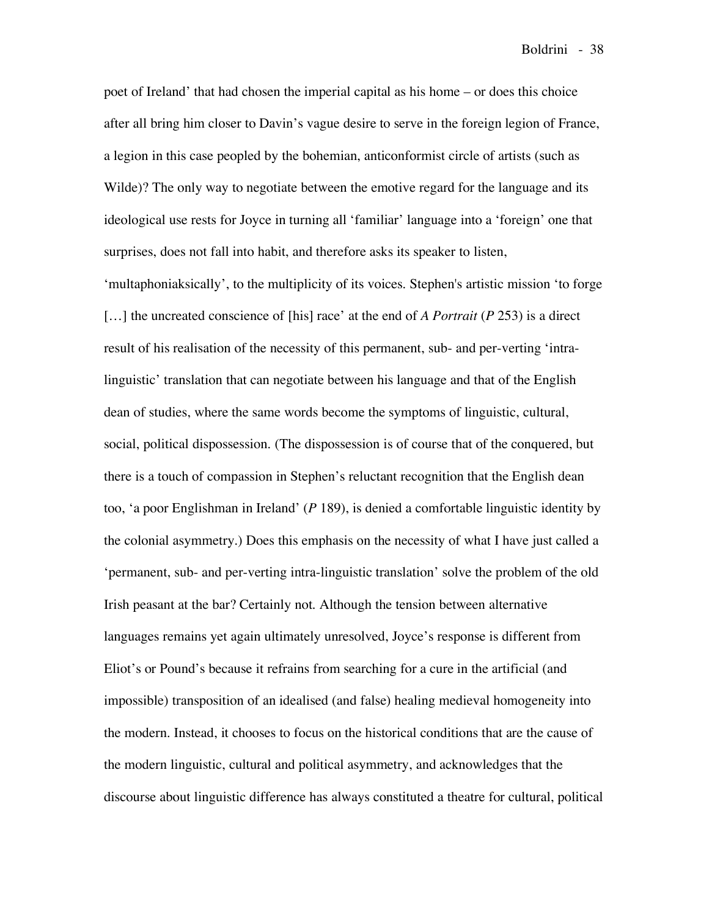poet of Ireland' that had chosen the imperial capital as his home – or does this choice after all bring him closer to Davin's vague desire to serve in the foreign legion of France, a legion in this case peopled by the bohemian, anticonformist circle of artists (such as Wilde)? The only way to negotiate between the emotive regard for the language and its ideological use rests for Joyce in turning all 'familiar' language into a 'foreign' one that surprises, does not fall into habit, and therefore asks its speaker to listen, 'multaphoniaksically', to the multiplicity of its voices. Stephen's artistic mission 'to forge […] the uncreated conscience of [his] race' at the end of *A Portrait* (*P* 253) is a direct result of his realisation of the necessity of this permanent, sub- and per-verting 'intra-linguistic' translation that can negotiate between his language and that of the English dean of studies, where the same words become the symptoms of linguistic, cultural, social, political dispossession. (The dispossession is of course that of the conquered, but there is a touch of compassion in Stephen's reluctant recognition that the English dean too, 'a poor Englishman in Ireland' (*P* 189), is denied a comfortable linguistic identity by the colonial asymmetry.) Does this emphasis on the necessity of what I have just called a 'permanent, sub- and per-verting intra-linguistic translation' solve the problem of the old Irish peasant at the bar? Certainly not. Although the tension between alternative languages remains yet again ultimately unresolved, Joyce's response is different from Eliot's or Pound's because it refrains from searching for a cure in the artificial (and impossible) transposition of an idealised (and false) healing medieval homogeneity into the modern. Instead, it chooses to focus on the historical conditions that are the cause of the modern linguistic, cultural and political asymmetry, and acknowledges that the discourse about linguistic difference has always constituted a theatre for cultural, political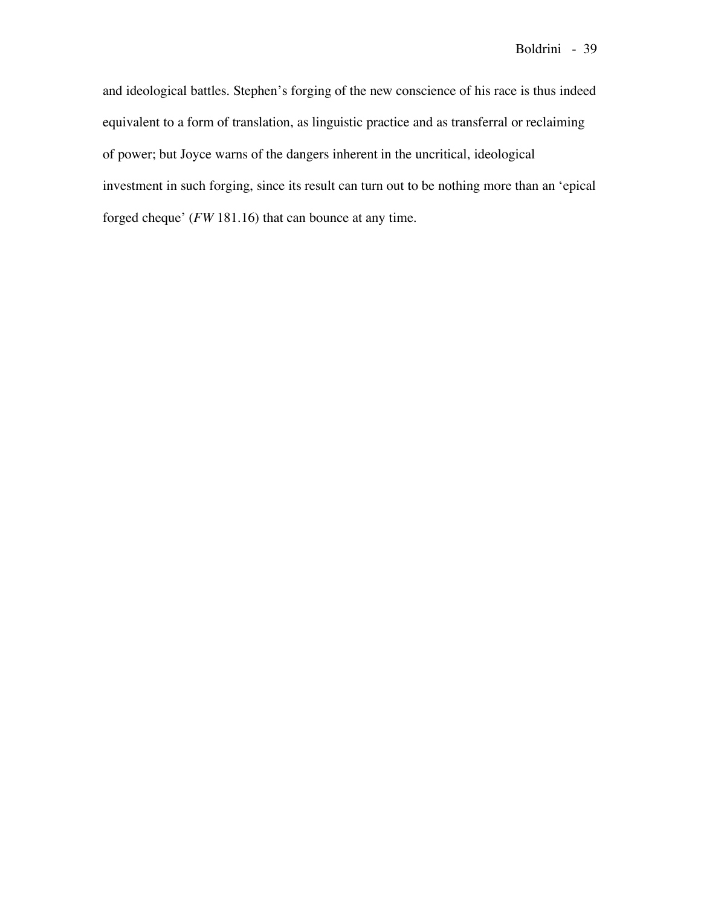and ideological battles. Stephen's forging of the new conscience of his race is thus indeed equivalent to a form of translation, as linguistic practice and as transferral or reclaiming of power; but Joyce warns of the dangers inherent in the uncritical, ideological investment in such forging, since its result can turn out to be nothing more than an 'epical forged cheque' (*FW* 181.16) that can bounce at any time.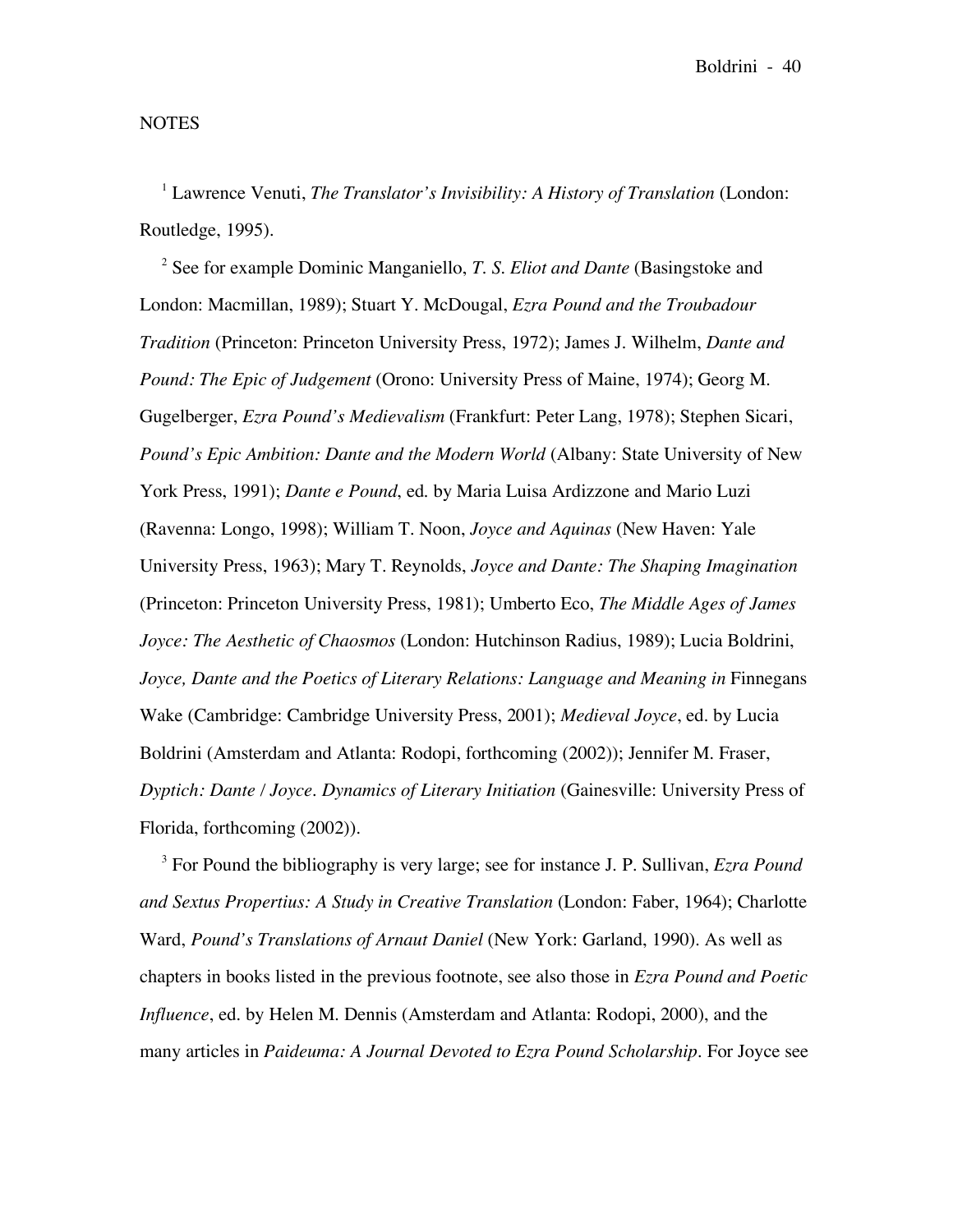NOTES

[1] Lawrence Venuti, *The Translator's Invisibility: A History of Translation* (London: Routledge, 1995).

[2] See for example Dominic Manganiello, *T. S. Eliot and Dante* (Basingstoke and London: Macmillan, 1989); Stuart Y. McDougal, *Ezra Pound and the Troubadour Tradition* (Princeton: Princeton University Press, 1972); James J. Wilhelm, *Dante and Pound: The Epic of Judgement* (Orono: University Press of Maine, 1974); Georg M. Gugelberger, *Ezra Pound's Medievalism* (Frankfurt: Peter Lang, 1978); Stephen Sicari, *Pound's Epic Ambition: Dante and the Modern World* (Albany: State University of New York Press, 1991); *Dante e Pound*, ed. by Maria Luisa Ardizzone and Mario Luzi (Ravenna: Longo, 1998); William T. Noon, *Joyce and Aquinas* (New Haven: Yale University Press, 1963); Mary T. Reynolds, *Joyce and Dante: The Shaping Imagination* (Princeton: Princeton University Press, 1981); Umberto Eco, *The Middle Ages of James Joyce: The Aesthetic of Chaosmos* (London: Hutchinson Radius, 1989); Lucia Boldrini, *Joyce, Dante and the Poetics of Literary Relations: Language and Meaning in* Finnegans Wake (Cambridge: Cambridge University Press, 2001); *Medieval Joyce*, ed. by Lucia Boldrini (Amsterdam and Atlanta: Rodopi, forthcoming (2002)); Jennifer M. Fraser, *Dyptich: Dante / Joyce. Dynamics of Literary Initiation* (Gainesville: University Press of Florida, forthcoming (2002)).

[3] For Pound the bibliography is very large; see for instance J. P. Sullivan, *Ezra Pound and Sextus Propertius: A Study in Creative Translation* (London: Faber, 1964); Charlotte Ward, *Pound's Translations of Arnaut Daniel* (New York: Garland, 1990). As well as chapters in books listed in the previous footnote, see also those in *Ezra Pound and Poetic Influence*, ed. by Helen M. Dennis (Amsterdam and Atlanta: Rodopi, 2000), and the many articles in *Paideuma: A Journal Devoted to Ezra Pound Scholarship*. For Joyce see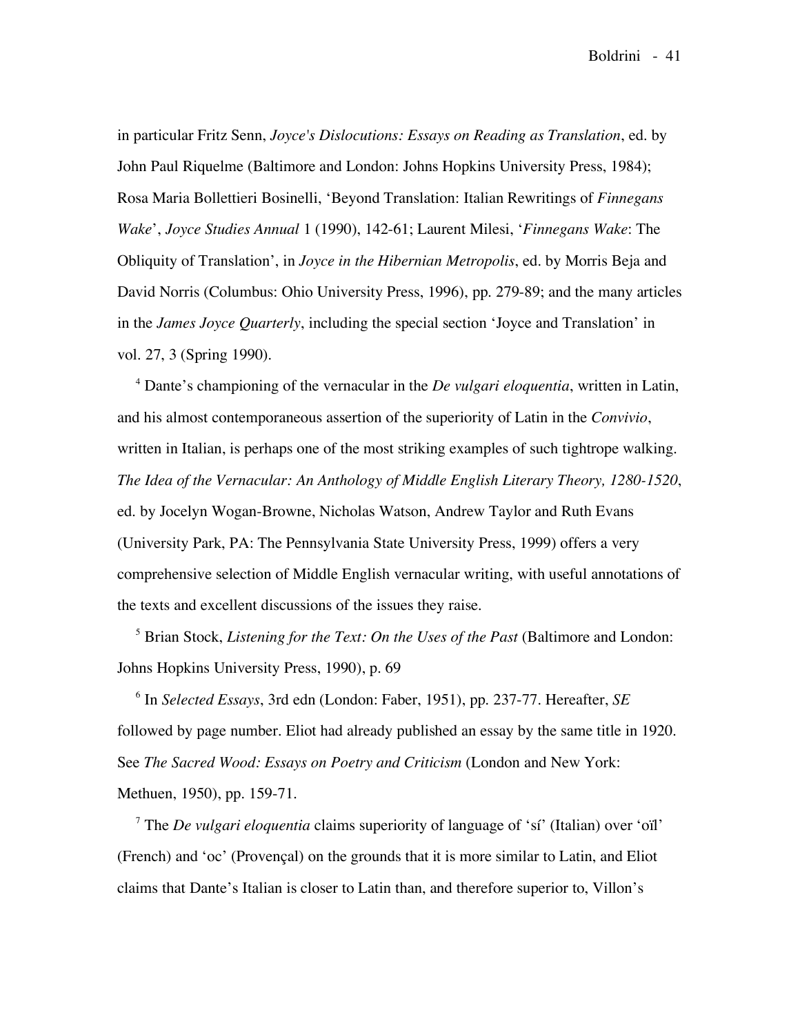in particular Fritz Senn, *Joyce's Dislocutions: Essays on Reading as Translation*, ed. by John Paul Riquelme (Baltimore and London: Johns Hopkins University Press, 1984); Rosa Maria Bollettieri Bosinelli, 'Beyond Translation: Italian Rewritings of *Finnegans Wake*', *Joyce Studies Annual* 1 (1990), 142-61; Laurent Milesi, '*Finnegans Wake*: The Obliquity of Translation', in *Joyce in the Hibernian Metropolis*, ed. by Morris Beja and David Norris (Columbus: Ohio University Press, 1996), pp. 279-89; and the many articles in the *James Joyce Quarterly*, including the special section 'Joyce and Translation' in vol. 27, 3 (Spring 1990).

[4] Dante's championing of the vernacular in the *De vulgari eloquentia*, written in Latin, and his almost contemporaneous assertion of the superiority of Latin in the *Convivio*, written in Italian, is perhaps one of the most striking examples of such tightrope walking. *The Idea of the Vernacular: An Anthology of Middle English Literary Theory, 1280-1520*, ed. by Jocelyn Wogan-Browne, Nicholas Watson, Andrew Taylor and Ruth Evans (University Park, PA: The Pennsylvania State University Press, 1999) offers a very comprehensive selection of Middle English vernacular writing, with useful annotations of the texts and excellent discussions of the issues they raise.

[5] Brian Stock, *Listening for the Text: On the Uses of the Past* (Baltimore and London: Johns Hopkins University Press, 1990), p. 69

[6] In *Selected Essays*, 3rd edn (London: Faber, 1951), pp. 237-77. Hereafter, *SE* followed by page number. Eliot had already published an essay by the same title in 1920. See *The Sacred Wood: Essays on Poetry and Criticism* (London and New York: Methuen, 1950), pp. 159-71.

[7] The *De vulgari eloquentia* claims superiority of language of 'sí' (Italian) over 'oïl' (French) and 'oc' (Provençal) on the grounds that it is more similar to Latin, and Eliot claims that Dante's Italian is closer to Latin than, and therefore superior to, Villon's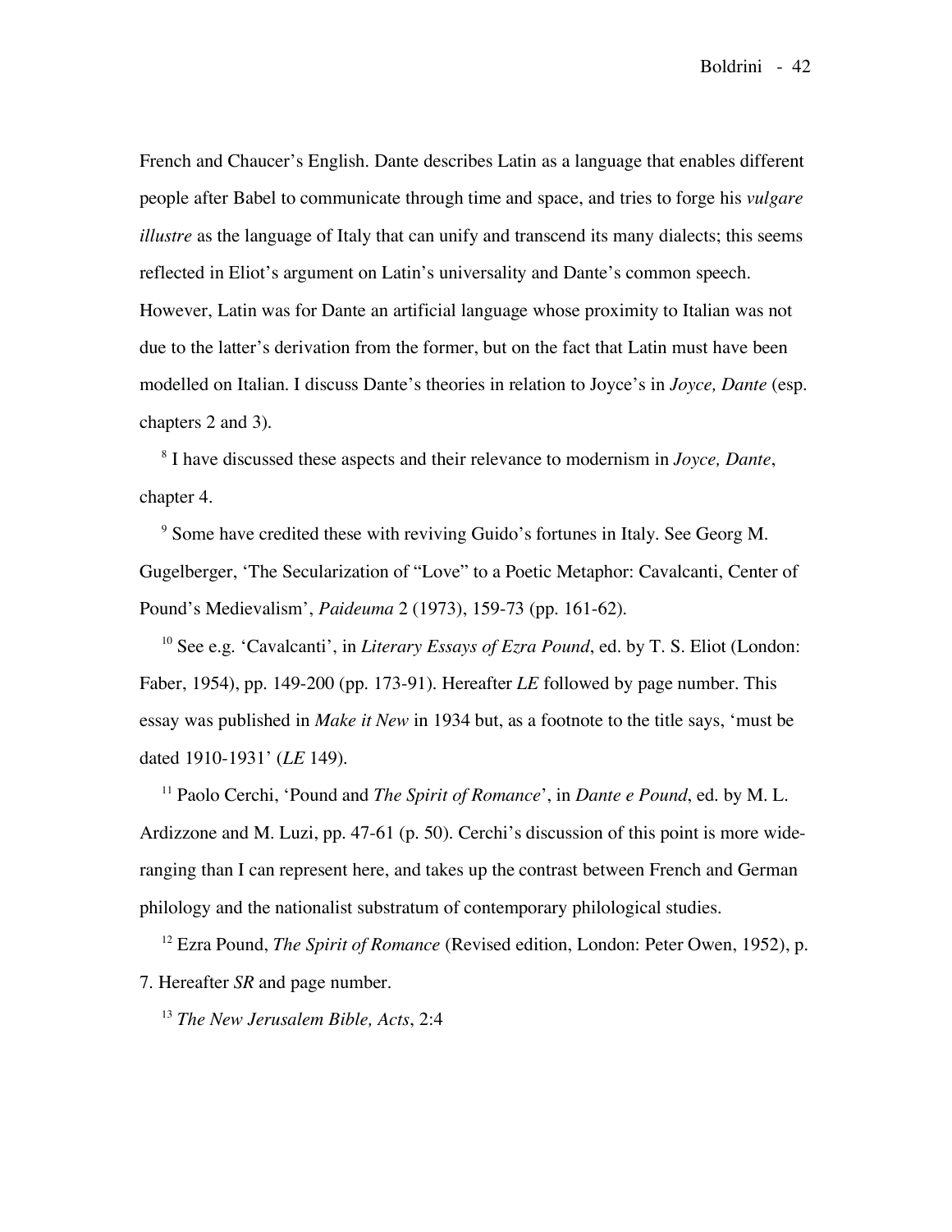French and Chaucer's English. Dante describes Latin as a language that enables different people after Babel to communicate through time and space, and tries to forge his *vulgare illustre* as the language of Italy that can unify and transcend its many dialects; this seems reflected in Eliot's argument on Latin's universality and Dante's common speech. However, Latin was for Dante an artificial language whose proximity to Italian was not due to the latter's derivation from the former, but on the fact that Latin must have been modelled on Italian. I discuss Dante's theories in relation to Joyce's in *Joyce, Dante* (esp. chapters 2 and 3).

[8] I have discussed these aspects and their relevance to modernism in *Joyce, Dante*, chapter 4.

[9] Some have credited these with reviving Guido's fortunes in Italy. See Georg M. Gugelberger, 'The Secularization of "Love" to a Poetic Metaphor: Cavalcanti, Center of Pound's Medievalism', *Paideuma* 2 (1973), 159-73 (pp. 161-62).

[10] See e.g. 'Cavalcanti', in *Literary Essays of Ezra Pound*, ed. by T. S. Eliot (London: Faber, 1954), pp. 149-200 (pp. 173-91). Hereafter *LE* followed by page number. This essay was published in *Make it New* in 1934 but, as a footnote to the title says, 'must be dated 1910-1931' (*LE* 149).

[11] Paolo Cerchi, 'Pound and *The Spirit of Romance*', in *Dante e Pound*, ed. by M. L. Ardizzone and M. Luzi, pp. 47-61 (p. 50). Cerchi's discussion of this point is more wide-ranging than I can represent here, and takes up the contrast between French and German philology and the nationalist substratum of contemporary philological studies.

[12] Ezra Pound, *The Spirit of Romance* (Revised edition, London: Peter Owen, 1952), p. 7. Hereafter *SR* and page number.

[13] *The New Jerusalem Bible, Acts*, 2:4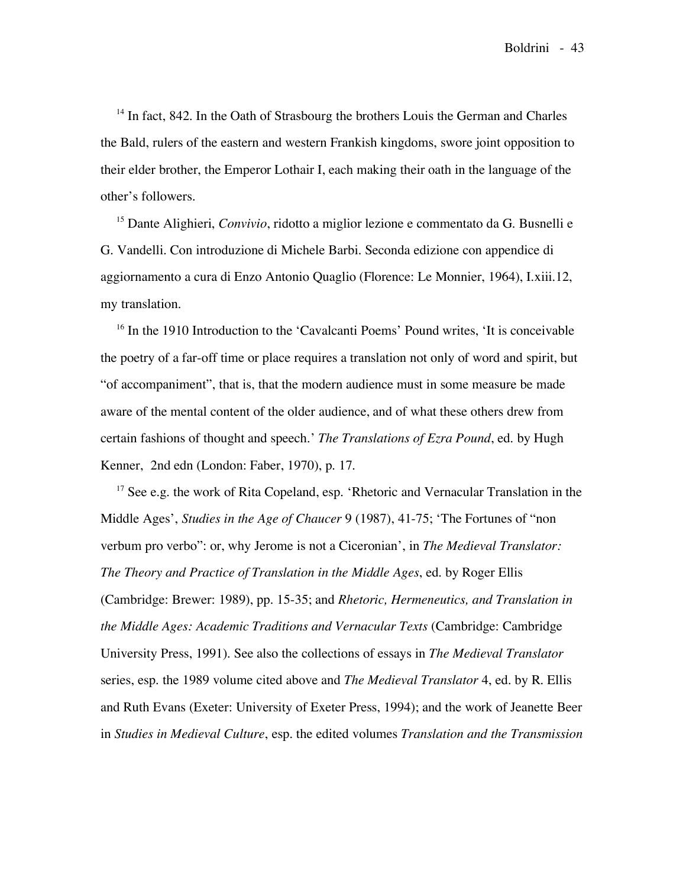[14] In fact, 842. In the Oath of Strasbourg the brothers Louis the German and Charles the Bald, rulers of the eastern and western Frankish kingdoms, swore joint opposition to their elder brother, the Emperor Lothair I, each making their oath in the language of the other's followers.

[15] Dante Alighieri, *Convivio*, ridotto a miglior lezione e commentato da G. Busnelli e G. Vandelli. Con introduzione di Michele Barbi. Seconda edizione con appendice di aggiornamento a cura di Enzo Antonio Quaglio (Florence: Le Monnier, 1964), I.xiii.12, my translation.

[16] In the 1910 Introduction to the 'Cavalcanti Poems' Pound writes, 'It is conceivable the poetry of a far-off time or place requires a translation not only of word and spirit, but "of accompaniment", that is, that the modern audience must in some measure be made aware of the mental content of the older audience, and of what these others drew from certain fashions of thought and speech.' *The Translations of Ezra Pound*, ed. by Hugh Kenner, 2nd edn (London: Faber, 1970), p. 17.

[17] See e.g. the work of Rita Copeland, esp. 'Rhetoric and Vernacular Translation in the Middle Ages', *Studies in the Age of Chaucer* 9 (1987), 41-75; 'The Fortunes of "non verbum pro verbo": or, why Jerome is not a Ciceronian', in *The Medieval Translator: The Theory and Practice of Translation in the Middle Ages*, ed. by Roger Ellis (Cambridge: Brewer: 1989), pp. 15-35; and *Rhetoric, Hermeneutics, and Translation in the Middle Ages: Academic Traditions and Vernacular Texts* (Cambridge: Cambridge University Press, 1991). See also the collections of essays in *The Medieval Translator* series, esp. the 1989 volume cited above and *The Medieval Translator* 4, ed. by R. Ellis and Ruth Evans (Exeter: University of Exeter Press, 1994); and the work of Jeanette Beer in *Studies in Medieval Culture*, esp. the edited volumes *Translation and the Transmission*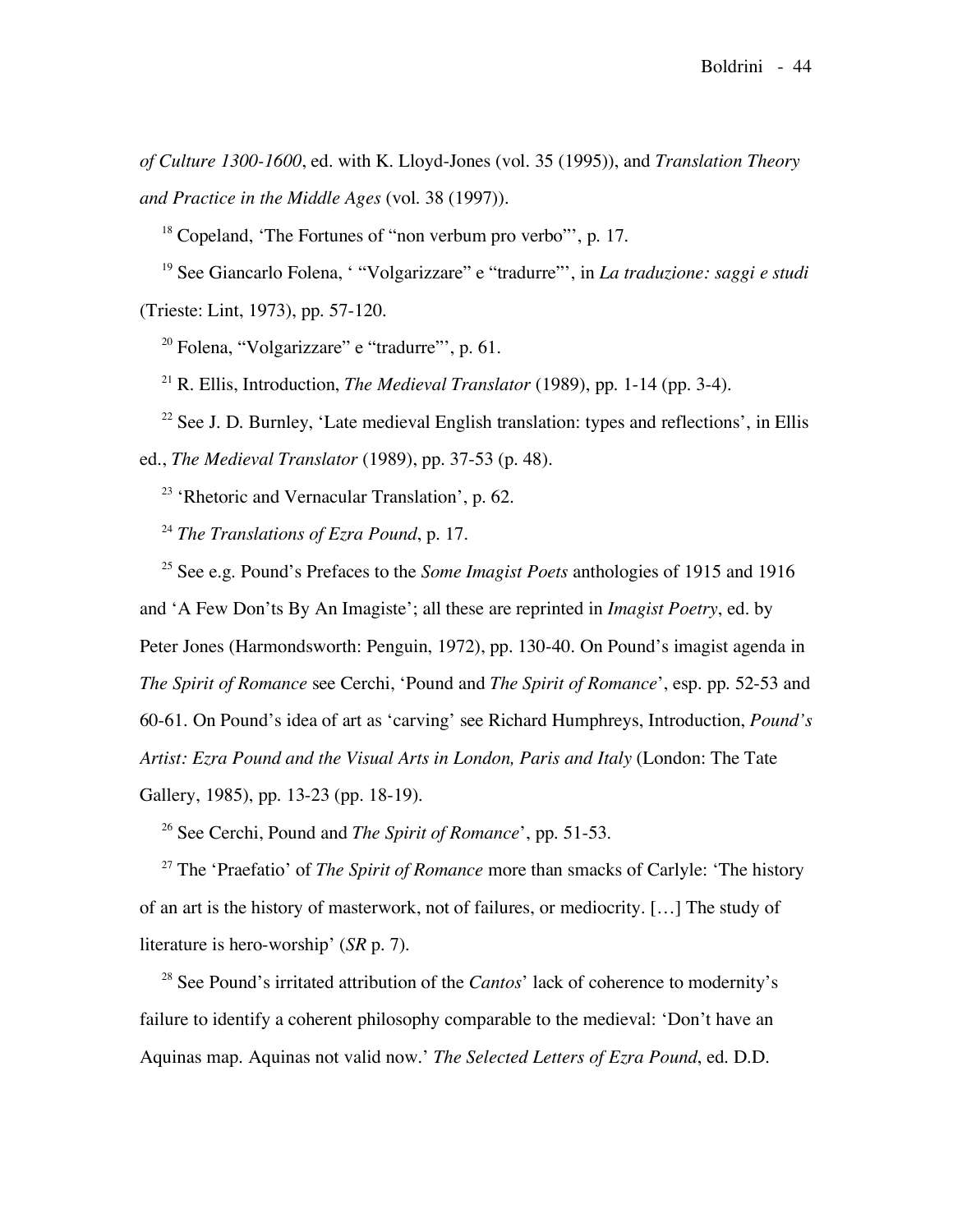*of Culture 1300-1600*, ed. with K. Lloyd-Jones (vol. 35 (1995)), and *Translation Theory and Practice in the Middle Ages* (vol. 38 (1997)).

[18] Copeland, 'The Fortunes of "non verbum pro verbo"', p. 17.

[19] See Giancarlo Folena, ' "Volgarizzare" e "tradurre"', in *La traduzione: saggi e studi* (Trieste: Lint, 1973), pp. 57-120.

[20] Folena, "Volgarizzare" e "tradurre"', p. 61.

[21] R. Ellis, Introduction, *The Medieval Translator* (1989), pp. 1-14 (pp. 3-4).

[22] See J. D. Burnley, 'Late medieval English translation: types and reflections', in Ellis ed., *The Medieval Translator* (1989), pp. 37-53 (p. 48).

[23] 'Rhetoric and Vernacular Translation', p. 62.

[24] *The Translations of Ezra Pound*, p. 17.

[25] See e.g. Pound's Prefaces to the *Some Imagist Poets* anthologies of 1915 and 1916 and 'A Few Don'ts By An Imagiste'; all these are reprinted in *Imagist Poetry*, ed. by Peter Jones (Harmondsworth: Penguin, 1972), pp. 130-40. On Pound's imagist agenda in *The Spirit of Romance* see Cerchi, 'Pound and *The Spirit of Romance*', esp. pp. 52-53 and 60-61. On Pound's idea of art as 'carving' see Richard Humphreys, Introduction, *Pound's Artist: Ezra Pound and the Visual Arts in London, Paris and Italy* (London: The Tate Gallery, 1985), pp. 13-23 (pp. 18-19).

[26] See Cerchi, Pound and *The Spirit of Romance*', pp. 51-53.

[27] The 'Praefatio' of *The Spirit of Romance* more than smacks of Carlyle: 'The history of an art is the history of masterwork, not of failures, or mediocrity. […] The study of literature is hero-worship' (*SR* p. 7).

[28] See Pound's irritated attribution of the *Cantos*' lack of coherence to modernity's failure to identify a coherent philosophy comparable to the medieval: 'Don't have an Aquinas map. Aquinas not valid now.' *The Selected Letters of Ezra Pound*, ed. D.D.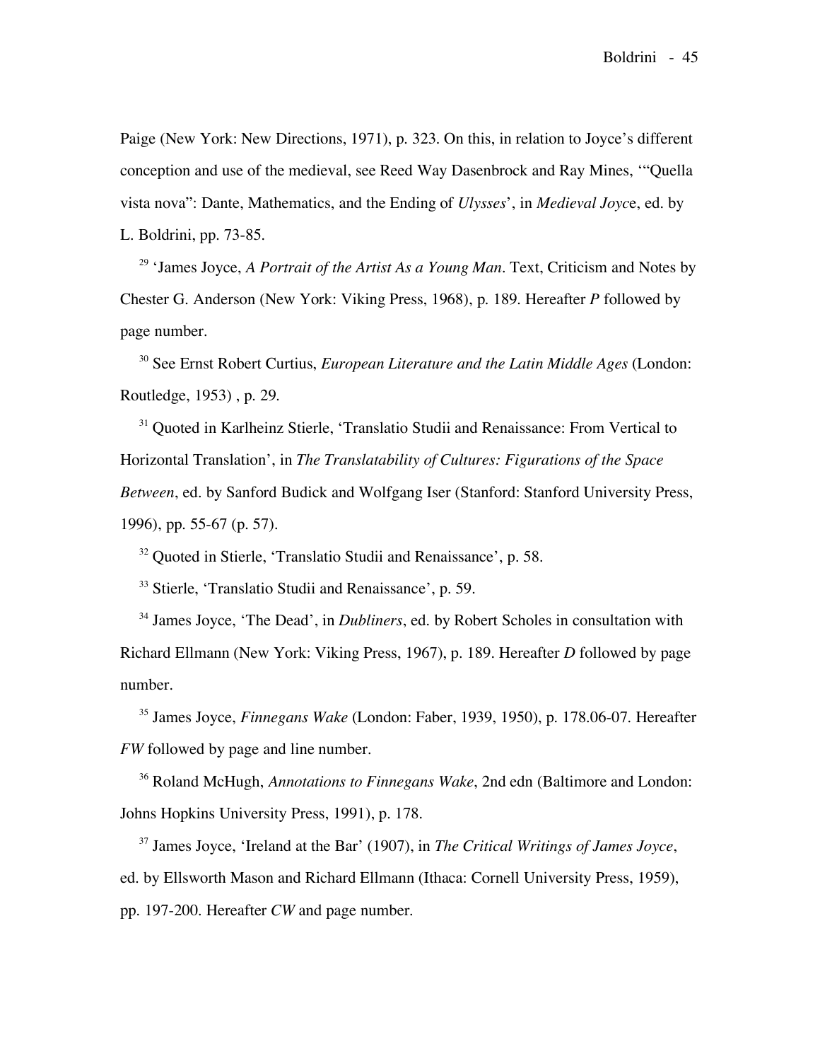Paige (New York: New Directions, 1971), p. 323. On this, in relation to Joyce's different conception and use of the medieval, see Reed Way Dasenbrock and Ray Mines, '"Quella vista nova": Dante, Mathematics, and the Ending of *Ulysses*', in *Medieval Joyce*, ed. by L. Boldrini, pp. 73-85.

[29] 'James Joyce, *A Portrait of the Artist As a Young Man*. Text, Criticism and Notes by Chester G. Anderson (New York: Viking Press, 1968), p. 189. Hereafter *P* followed by page number.

[30] See Ernst Robert Curtius, *European Literature and the Latin Middle Ages* (London: Routledge, 1953) , p. 29.

[31] Quoted in Karlheinz Stierle, 'Translatio Studii and Renaissance: From Vertical to Horizontal Translation', in *The Translatability of Cultures: Figurations of the Space Between*, ed. by Sanford Budick and Wolfgang Iser (Stanford: Stanford University Press, 1996), pp. 55-67 (p. 57).

[32] Quoted in Stierle, 'Translatio Studii and Renaissance', p. 58.

[33] Stierle, 'Translatio Studii and Renaissance', p. 59.

[34] James Joyce, 'The Dead', in *Dubliners*, ed. by Robert Scholes in consultation with Richard Ellmann (New York: Viking Press, 1967), p. 189. Hereafter *D* followed by page number.

[35] James Joyce, *Finnegans Wake* (London: Faber, 1939, 1950), p. 178.06-07. Hereafter *FW* followed by page and line number.

[36] Roland McHugh, *Annotations to Finnegans Wake*, 2nd edn (Baltimore and London: Johns Hopkins University Press, 1991), p. 178.

[37] James Joyce, 'Ireland at the Bar' (1907), in *The Critical Writings of James Joyce*, ed. by Ellsworth Mason and Richard Ellmann (Ithaca: Cornell University Press, 1959), pp. 197-200. Hereafter *CW* and page number.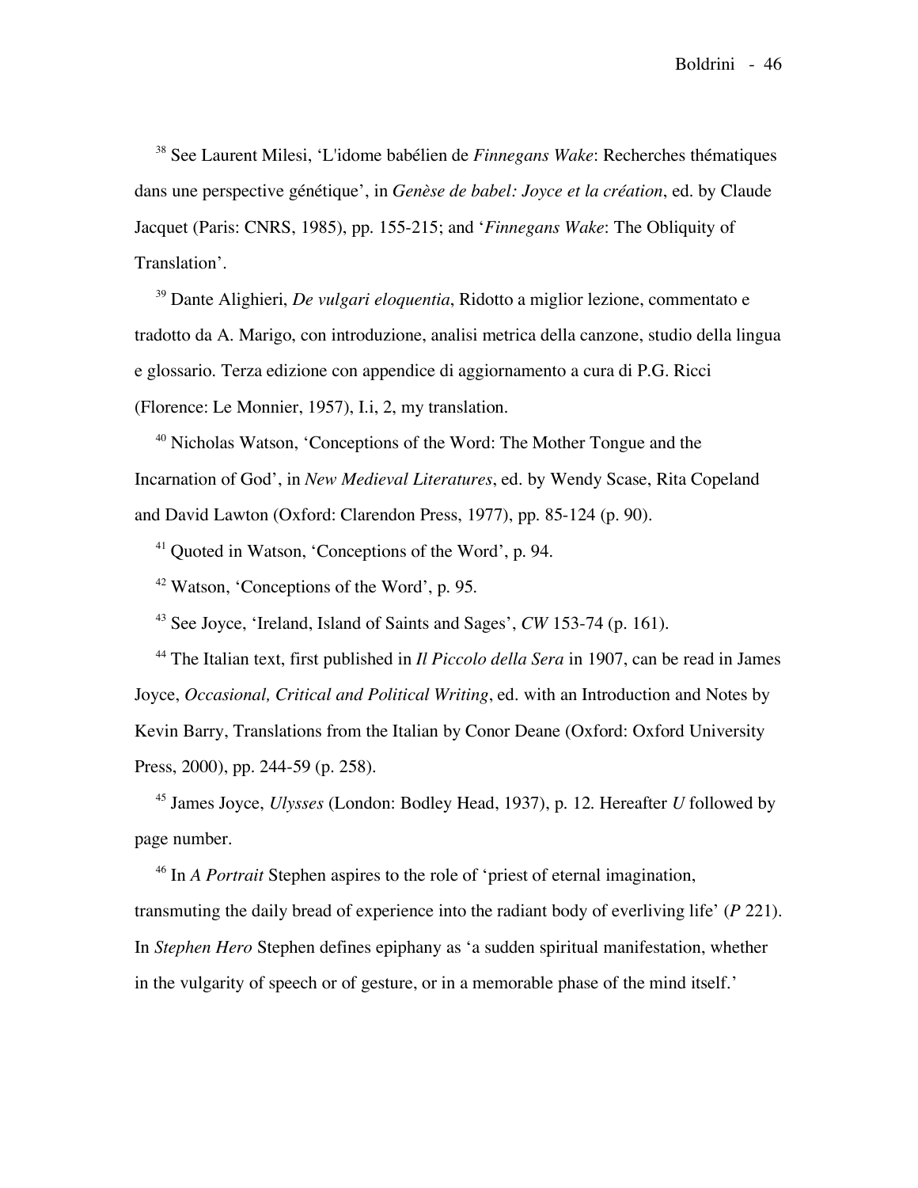[38] See Laurent Milesi, 'L'idome babélien de *Finnegans Wake*: Recherches thématiques dans une perspective génétique', in *Genèse de babel: Joyce et la création*, ed. by Claude Jacquet (Paris: CNRS, 1985), pp. 155-215; and '*Finnegans Wake*: The Obliquity of Translation'.

[39] Dante Alighieri, *De vulgari eloquentia*, Ridotto a miglior lezione, commentato e tradotto da A. Marigo, con introduzione, analisi metrica della canzone, studio della lingua e glossario. Terza edizione con appendice di aggiornamento a cura di P.G. Ricci (Florence: Le Monnier, 1957), I.i, 2, my translation.

[40] Nicholas Watson, 'Conceptions of the Word: The Mother Tongue and the Incarnation of God', in *New Medieval Literatures*, ed. by Wendy Scase, Rita Copeland and David Lawton (Oxford: Clarendon Press, 1977), pp. 85-124 (p. 90).

[41] Quoted in Watson, 'Conceptions of the Word', p. 94.

[42] Watson, 'Conceptions of the Word', p. 95.

[43] See Joyce, 'Ireland, Island of Saints and Sages', *CW* 153-74 (p. 161).

[44] The Italian text, first published in *Il Piccolo della Sera* in 1907, can be read in James Joyce, *Occasional, Critical and Political Writing*, ed. with an Introduction and Notes by Kevin Barry, Translations from the Italian by Conor Deane (Oxford: Oxford University Press, 2000), pp. 244-59 (p. 258).

[45] James Joyce, *Ulysses* (London: Bodley Head, 1937), p. 12. Hereafter *U* followed by page number.

[46] In *A Portrait* Stephen aspires to the role of 'priest of eternal imagination, transmuting the daily bread of experience into the radiant body of everliving life' (*P* 221). In *Stephen Hero* Stephen defines epiphany as 'a sudden spiritual manifestation, whether in the vulgarity of speech or of gesture, or in a memorable phase of the mind itself.'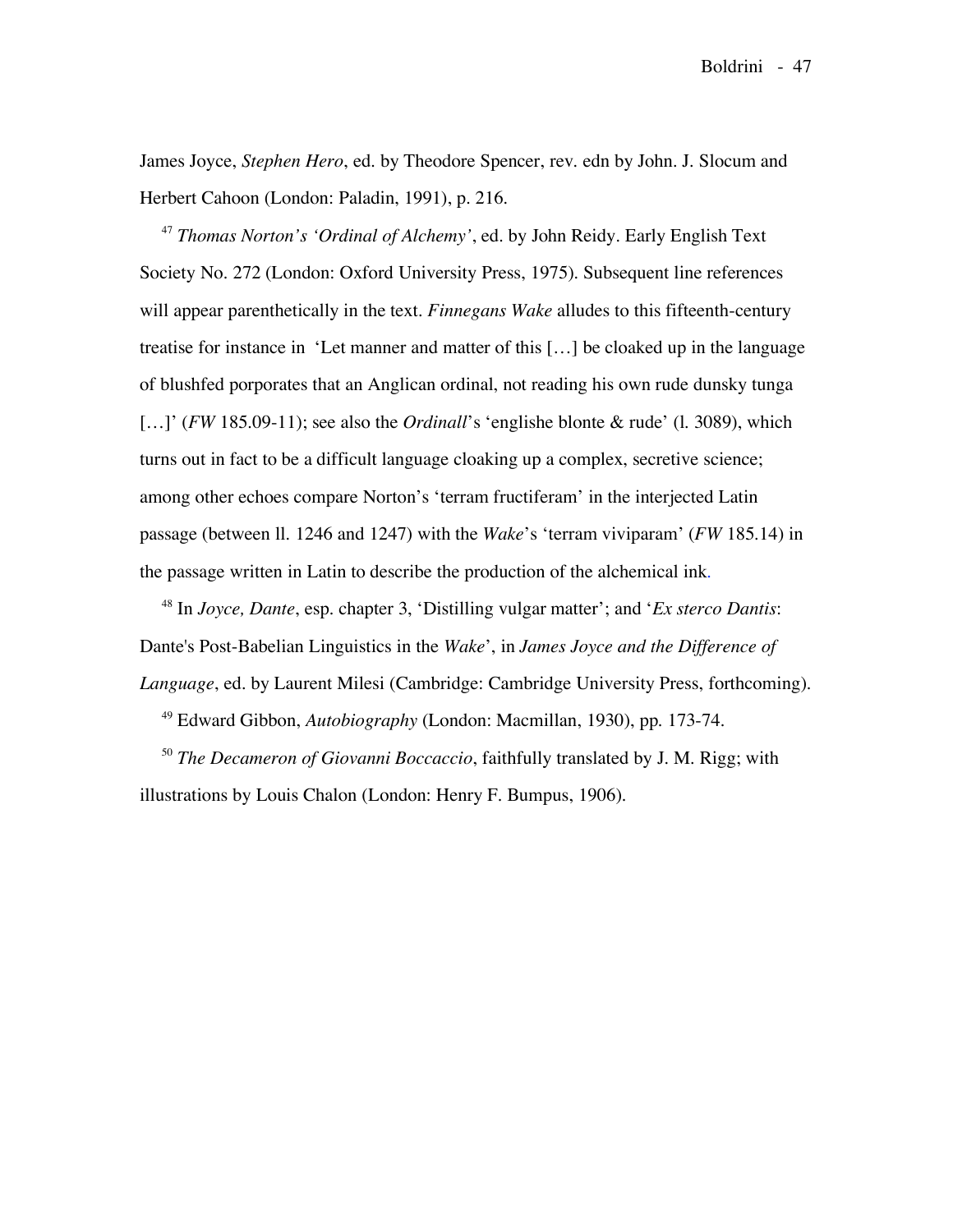James Joyce, *Stephen Hero*, ed. by Theodore Spencer, rev. edn by John. J. Slocum and Herbert Cahoon (London: Paladin, 1991), p. 216.

[47] *Thomas Norton's 'Ordinal of Alchemy'*, ed. by John Reidy. Early English Text Society No. 272 (London: Oxford University Press, 1975). Subsequent line references will appear parenthetically in the text. *Finnegans Wake* alludes to this fifteenth-century treatise for instance in 'Let manner and matter of this […] be cloaked up in the language of blushfed porporates that an Anglican ordinal, not reading his own rude dunsky tunga […]' (*FW* 185.09-11); see also the *Ordinall*'s 'englishe blonte & rude' (l. 3089), which turns out in fact to be a difficult language cloaking up a complex, secretive science; among other echoes compare Norton's 'terram fructiferam' in the interjected Latin passage (between ll. 1246 and 1247) with the *Wake*'s 'terram viviparam' (*FW* 185.14) in the passage written in Latin to describe the production of the alchemical ink.

[48] In *Joyce, Dante*, esp. chapter 3, 'Distilling vulgar matter'; and '*Ex sterco Dantis*: Dante's Post-Babelian Linguistics in the *Wake*', in *James Joyce and the Difference of Language*, ed. by Laurent Milesi (Cambridge: Cambridge University Press, forthcoming).

[49] Edward Gibbon, *Autobiography* (London: Macmillan, 1930), pp. 173-74.

[50] *The Decameron of Giovanni Boccaccio*, faithfully translated by J. M. Rigg; with illustrations by Louis Chalon (London: Henry F. Bumpus, 1906).